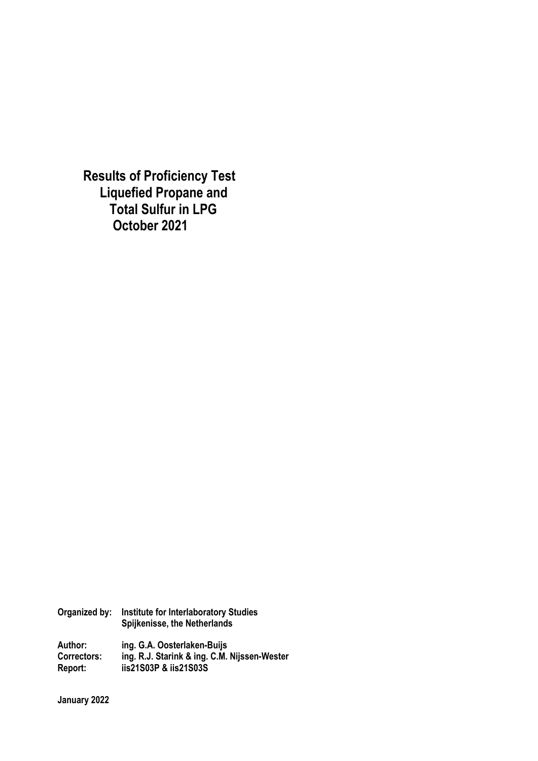# Results of Proficiency Test
# Liquefied Propane and
# Total Sulfur in LPG
# October 2021

**Organized by:** Institute for Interlaboratory Studies
Spijkenisse, the Netherlands

**Author:** ing. G.A. Oosterlaken-Buijs
**Correctors:** ing. R.J. Starink & ing. C.M. Nijssen-Wester
**Report:** iis21S03P & iis21S03S

**January 2022**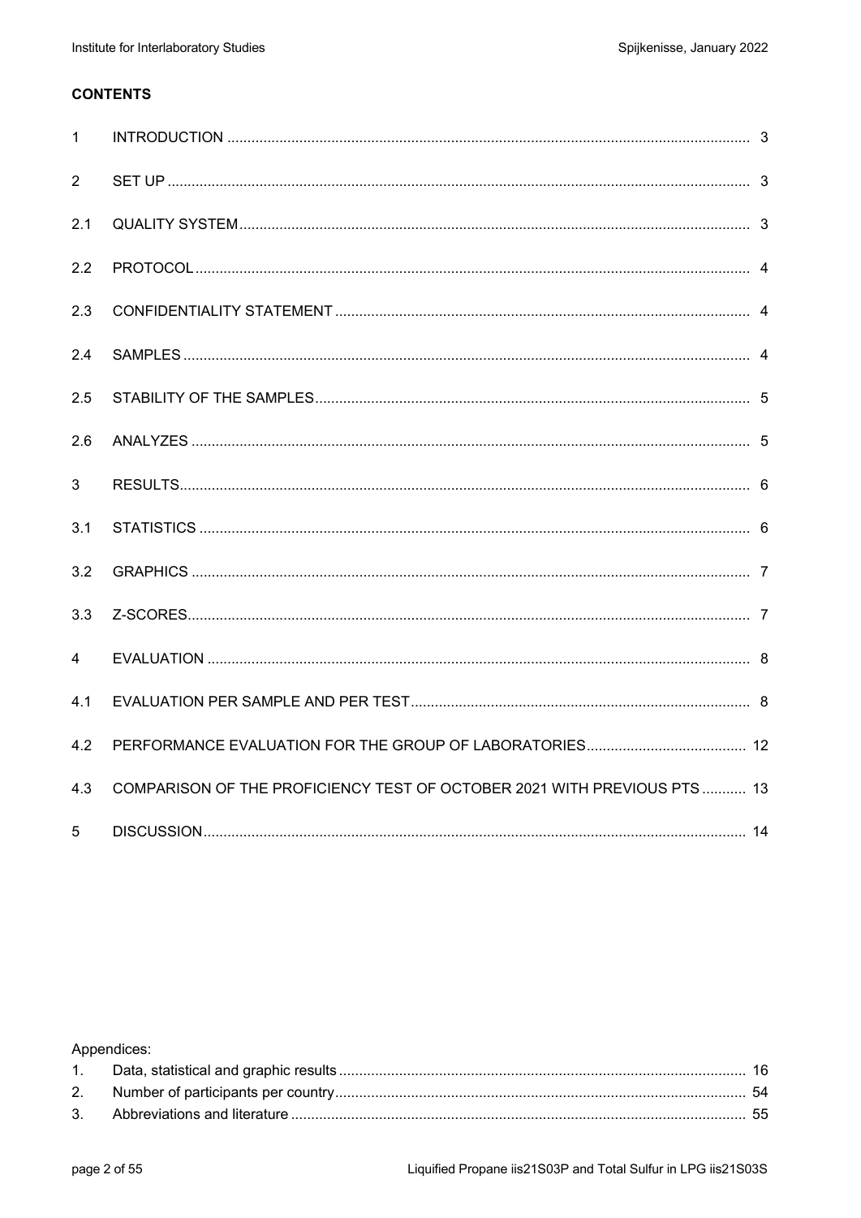**CONTENTS**

| | | |
|---|---|---|
| 1 | INTRODUCTION | 3 |
| 2 | SET UP | 3 |
| 2.1 | QUALITY SYSTEM | 3 |
| 2.2 | PROTOCOL | 4 |
| 2.3 | CONFIDENTIALITY STATEMENT | 4 |
| 2.4 | SAMPLES | 4 |
| 2.5 | STABILITY OF THE SAMPLES | 5 |
| 2.6 | ANALYZES | 5 |
| 3 | RESULTS | 6 |
| 3.1 | STATISTICS | 6 |
| 3.2 | GRAPHICS | 7 |
| 3.3 | Z-SCORES | 7 |
| 4 | EVALUATION | 8 |
| 4.1 | EVALUATION PER SAMPLE AND PER TEST | 8 |
| 4.2 | PERFORMANCE EVALUATION FOR THE GROUP OF LABORATORIES | 12 |
| 4.3 | COMPARISON OF THE PROFICIENCY TEST OF OCTOBER 2021 WITH PREVIOUS PTS | 13 |
| 5 | DISCUSSION | 14 |

Appendices:

| | | |
|---|---|---|
| 1. | Data, statistical and graphic results | 16 |
| 2. | Number of participants per country | 54 |
| 3. | Abbreviations and literature | 55 |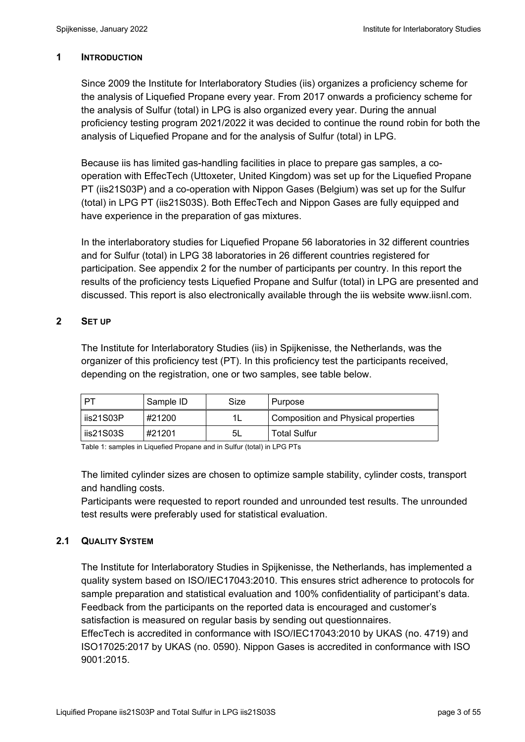## 1 INTRODUCTION

Since 2009 the Institute for Interlaboratory Studies (iis) organizes a proficiency scheme for the analysis of Liquefied Propane every year. From 2017 onwards a proficiency scheme for the analysis of Sulfur (total) in LPG is also organized every year. During the annual proficiency testing program 2021/2022 it was decided to continue the round robin for both the analysis of Liquefied Propane and for the analysis of Sulfur (total) in LPG.

Because iis has limited gas-handling facilities in place to prepare gas samples, a co-operation with EffecTech (Uttoxeter, United Kingdom) was set up for the Liquefied Propane PT (iis21S03P) and a co-operation with Nippon Gases (Belgium) was set up for the Sulfur (total) in LPG PT (iis21S03S). Both EffecTech and Nippon Gases are fully equipped and have experience in the preparation of gas mixtures.

In the interlaboratory studies for Liquefied Propane 56 laboratories in 32 different countries and for Sulfur (total) in LPG 38 laboratories in 26 different countries registered for participation. See appendix 2 for the number of participants per country. In this report the results of the proficiency tests Liquefied Propane and Sulfur (total) in LPG are presented and discussed. This report is also electronically available through the iis website www.iisnl.com.

## 2 SET UP

The Institute for Interlaboratory Studies (iis) in Spijkenisse, the Netherlands, was the organizer of this proficiency test (PT). In this proficiency test the participants received, depending on the registration, one or two samples, see table below.

| PT | Sample ID | Size | Purpose |
|---|---|---|---|
| iis21S03P | #21200 | 1L | Composition and Physical properties |
| iis21S03S | #21201 | 5L | Total Sulfur |

Table 1: samples in Liquefied Propane and in Sulfur (total) in LPG PTs

The limited cylinder sizes are chosen to optimize sample stability, cylinder costs, transport and handling costs.

Participants were requested to report rounded and unrounded test results. The unrounded test results were preferably used for statistical evaluation.

### 2.1 QUALITY SYSTEM

The Institute for Interlaboratory Studies in Spijkenisse, the Netherlands, has implemented a quality system based on ISO/IEC17043:2010. This ensures strict adherence to protocols for sample preparation and statistical evaluation and 100% confidentiality of participant's data. Feedback from the participants on the reported data is encouraged and customer's satisfaction is measured on regular basis by sending out questionnaires.

EffecTech is accredited in conformance with ISO/IEC17043:2010 by UKAS (no. 4719) and ISO17025:2017 by UKAS (no. 0590). Nippon Gases is accredited in conformance with ISO 9001:2015.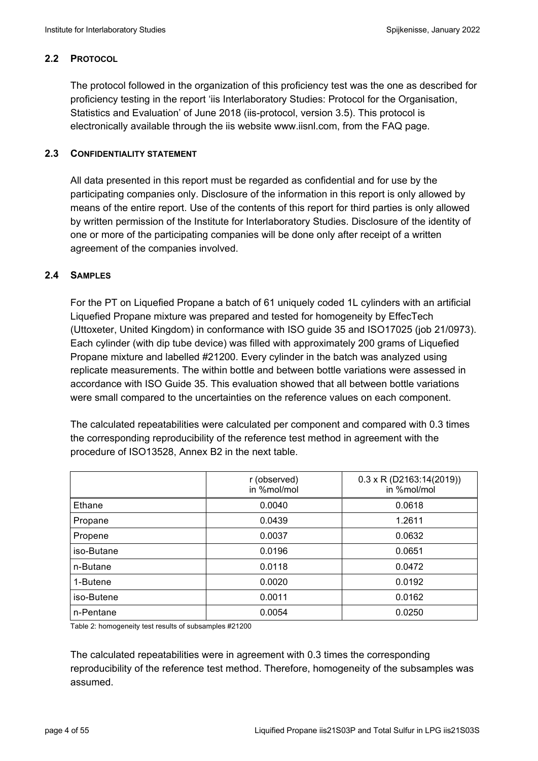### 2.2 PROTOCOL

The protocol followed in the organization of this proficiency test was the one as described for proficiency testing in the report 'iis Interlaboratory Studies: Protocol for the Organisation, Statistics and Evaluation' of June 2018 (iis-protocol, version 3.5). This protocol is electronically available through the iis website www.iisnl.com, from the FAQ page.

### 2.3 CONFIDENTIALITY STATEMENT

All data presented in this report must be regarded as confidential and for use by the participating companies only. Disclosure of the information in this report is only allowed by means of the entire report. Use of the contents of this report for third parties is only allowed by written permission of the Institute for Interlaboratory Studies. Disclosure of the identity of one or more of the participating companies will be done only after receipt of a written agreement of the companies involved.

### 2.4 SAMPLES

For the PT on Liquefied Propane a batch of 61 uniquely coded 1L cylinders with an artificial Liquefied Propane mixture was prepared and tested for homogeneity by EffecTech (Uttoxeter, United Kingdom) in conformance with ISO guide 35 and ISO17025 (job 21/0973). Each cylinder (with dip tube device) was filled with approximately 200 grams of Liquefied Propane mixture and labelled #21200. Every cylinder in the batch was analyzed using replicate measurements. The within bottle and between bottle variations were assessed in accordance with ISO Guide 35. This evaluation showed that all between bottle variations were small compared to the uncertainties on the reference values on each component.

The calculated repeatabilities were calculated per component and compared with 0.3 times the corresponding reproducibility of the reference test method in agreement with the procedure of ISO13528, Annex B2 in the next table.

| | r (observed) in %mol/mol | 0.3 x R (D2163:14(2019)) in %mol/mol |
|---|---|---|
| Ethane | 0.0040 | 0.0618 |
| Propane | 0.0439 | 1.2611 |
| Propene | 0.0037 | 0.0632 |
| iso-Butane | 0.0196 | 0.0651 |
| n-Butane | 0.0118 | 0.0472 |
| 1-Butene | 0.0020 | 0.0192 |
| iso-Butene | 0.0011 | 0.0162 |
| n-Pentane | 0.0054 | 0.0250 |

Table 2: homogeneity test results of subsamples #21200

The calculated repeatabilities were in agreement with 0.3 times the corresponding reproducibility of the reference test method. Therefore, homogeneity of the subsamples was assumed.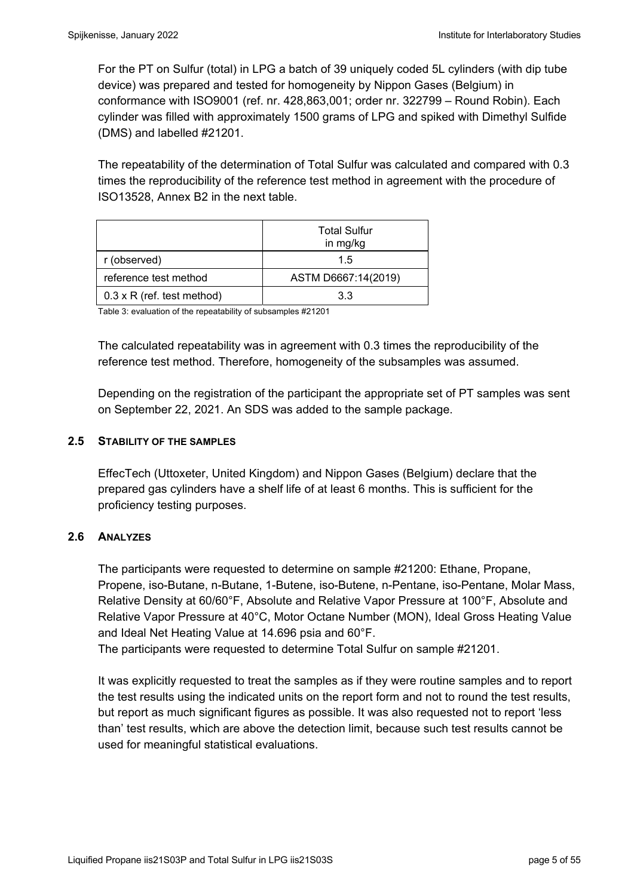For the PT on Sulfur (total) in LPG a batch of 39 uniquely coded 5L cylinders (with dip tube device) was prepared and tested for homogeneity by Nippon Gases (Belgium) in conformance with ISO9001 (ref. nr. 428,863,001; order nr. 322799 – Round Robin). Each cylinder was filled with approximately 1500 grams of LPG and spiked with Dimethyl Sulfide (DMS) and labelled #21201.

The repeatability of the determination of Total Sulfur was calculated and compared with 0.3 times the reproducibility of the reference test method in agreement with the procedure of ISO13528, Annex B2 in the next table.

| | Total Sulfur in mg/kg |
|---|---|
| r (observed) | 1.5 |
| reference test method | ASTM D6667:14(2019) |
| 0.3 x R (ref. test method) | 3.3 |

Table 3: evaluation of the repeatability of subsamples #21201

The calculated repeatability was in agreement with 0.3 times the reproducibility of the reference test method. Therefore, homogeneity of the subsamples was assumed.

Depending on the registration of the participant the appropriate set of PT samples was sent on September 22, 2021. An SDS was added to the sample package.

## 2.5 STABILITY OF THE SAMPLES

EffecTech (Uttoxeter, United Kingdom) and Nippon Gases (Belgium) declare that the prepared gas cylinders have a shelf life of at least 6 months. This is sufficient for the proficiency testing purposes.

## 2.6 ANALYZES

The participants were requested to determine on sample #21200: Ethane, Propane, Propene, iso-Butane, n-Butane, 1-Butene, iso-Butene, n-Pentane, iso-Pentane, Molar Mass, Relative Density at 60/60°F, Absolute and Relative Vapor Pressure at 100°F, Absolute and Relative Vapor Pressure at 40°C, Motor Octane Number (MON), Ideal Gross Heating Value and Ideal Net Heating Value at 14.696 psia and 60°F.
The participants were requested to determine Total Sulfur on sample #21201.

It was explicitly requested to treat the samples as if they were routine samples and to report the test results using the indicated units on the report form and not to round the test results, but report as much significant figures as possible. It was also requested not to report 'less than' test results, which are above the detection limit, because such test results cannot be used for meaningful statistical evaluations.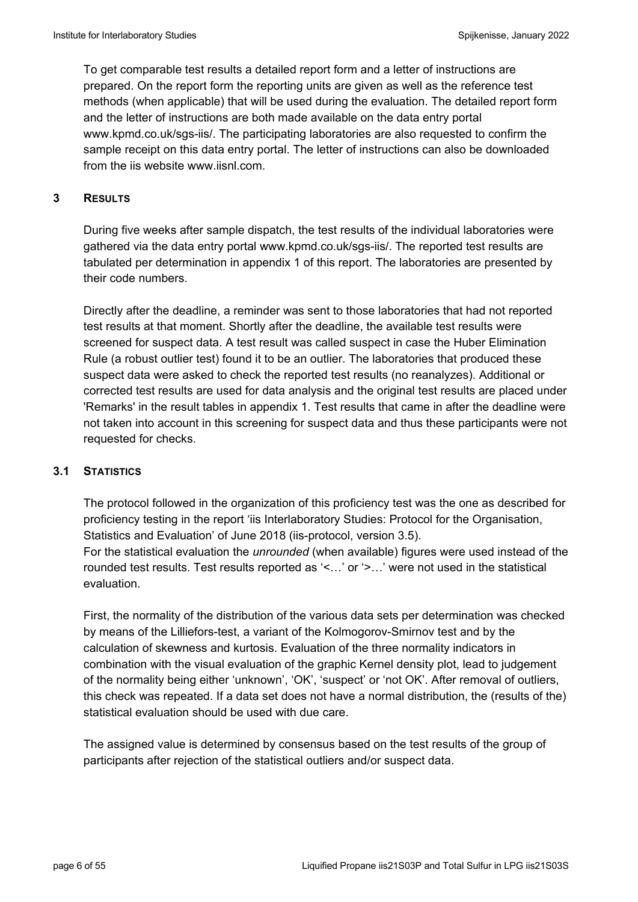To get comparable test results a detailed report form and a letter of instructions are prepared. On the report form the reporting units are given as well as the reference test methods (when applicable) that will be used during the evaluation. The detailed report form and the letter of instructions are both made available on the data entry portal www.kpmd.co.uk/sgs-iis/. The participating laboratories are also requested to confirm the sample receipt on this data entry portal. The letter of instructions can also be downloaded from the iis website www.iisnl.com.

## 3 RESULTS

During five weeks after sample dispatch, the test results of the individual laboratories were gathered via the data entry portal www.kpmd.co.uk/sgs-iis/. The reported test results are tabulated per determination in appendix 1 of this report. The laboratories are presented by their code numbers.

Directly after the deadline, a reminder was sent to those laboratories that had not reported test results at that moment. Shortly after the deadline, the available test results were screened for suspect data. A test result was called suspect in case the Huber Elimination Rule (a robust outlier test) found it to be an outlier. The laboratories that produced these suspect data were asked to check the reported test results (no reanalyzes). Additional or corrected test results are used for data analysis and the original test results are placed under 'Remarks' in the result tables in appendix 1. Test results that came in after the deadline were not taken into account in this screening for suspect data and thus these participants were not requested for checks.

### 3.1 STATISTICS

The protocol followed in the organization of this proficiency test was the one as described for proficiency testing in the report 'iis Interlaboratory Studies: Protocol for the Organisation, Statistics and Evaluation' of June 2018 (iis-protocol, version 3.5).
For the statistical evaluation the *unrounded* (when available) figures were used instead of the rounded test results. Test results reported as '<…' or '>…' were not used in the statistical evaluation.

First, the normality of the distribution of the various data sets per determination was checked by means of the Lilliefors-test, a variant of the Kolmogorov-Smirnov test and by the calculation of skewness and kurtosis. Evaluation of the three normality indicators in combination with the visual evaluation of the graphic Kernel density plot, lead to judgement of the normality being either 'unknown', 'OK', 'suspect' or 'not OK'. After removal of outliers, this check was repeated. If a data set does not have a normal distribution, the (results of the) statistical evaluation should be used with due care.

The assigned value is determined by consensus based on the test results of the group of participants after rejection of the statistical outliers and/or suspect data.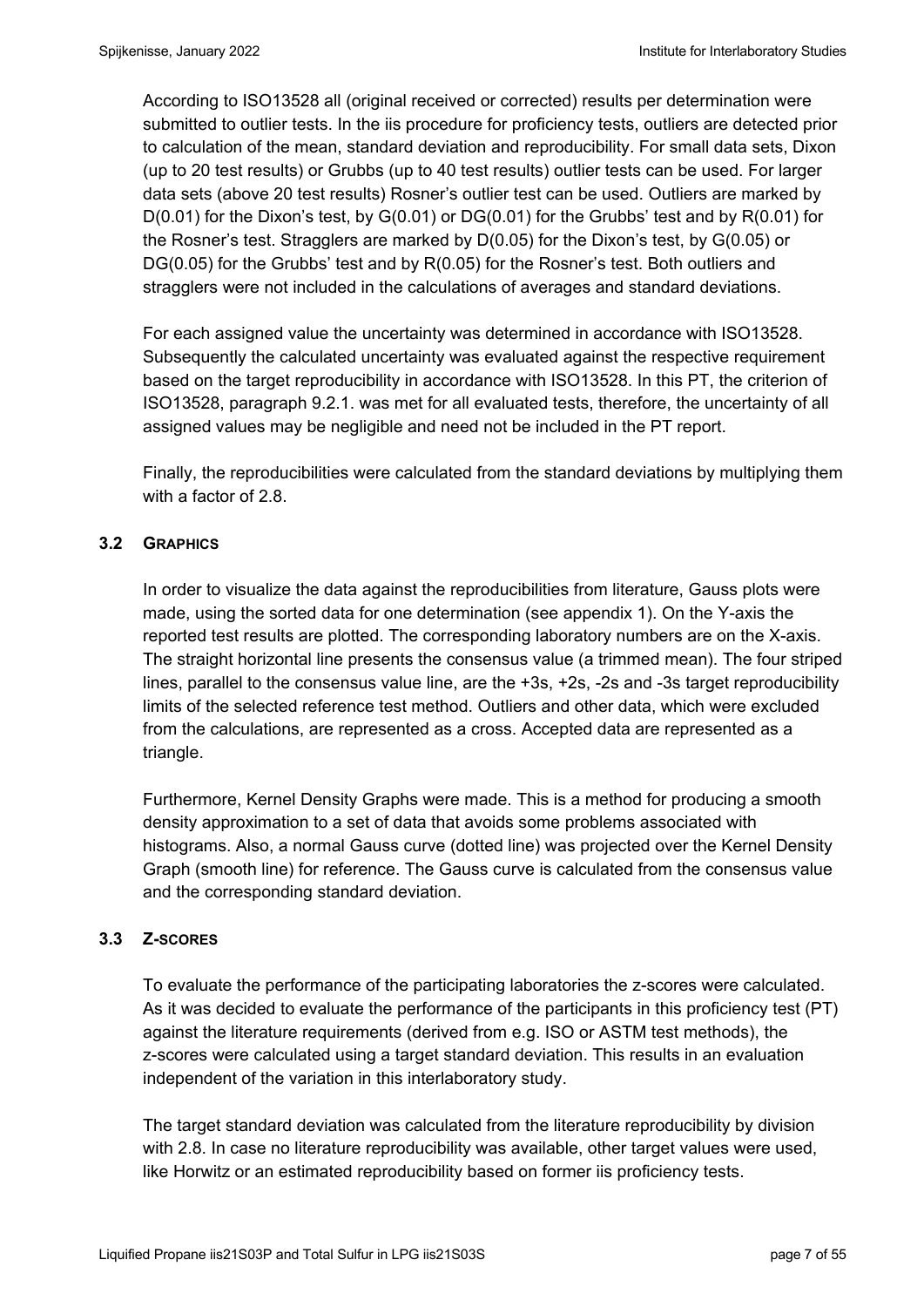According to ISO13528 all (original received or corrected) results per determination were submitted to outlier tests. In the iis procedure for proficiency tests, outliers are detected prior to calculation of the mean, standard deviation and reproducibility. For small data sets, Dixon (up to 20 test results) or Grubbs (up to 40 test results) outlier tests can be used. For larger data sets (above 20 test results) Rosner's outlier test can be used. Outliers are marked by D(0.01) for the Dixon's test, by G(0.01) or DG(0.01) for the Grubbs' test and by R(0.01) for the Rosner's test. Stragglers are marked by D(0.05) for the Dixon's test, by G(0.05) or DG(0.05) for the Grubbs' test and by R(0.05) for the Rosner's test. Both outliers and stragglers were not included in the calculations of averages and standard deviations.

For each assigned value the uncertainty was determined in accordance with ISO13528. Subsequently the calculated uncertainty was evaluated against the respective requirement based on the target reproducibility in accordance with ISO13528. In this PT, the criterion of ISO13528, paragraph 9.2.1. was met for all evaluated tests, therefore, the uncertainty of all assigned values may be negligible and need not be included in the PT report.

Finally, the reproducibilities were calculated from the standard deviations by multiplying them with a factor of 2.8.

### 3.2 GRAPHICS

In order to visualize the data against the reproducibilities from literature, Gauss plots were made, using the sorted data for one determination (see appendix 1). On the Y-axis the reported test results are plotted. The corresponding laboratory numbers are on the X-axis. The straight horizontal line presents the consensus value (a trimmed mean). The four striped lines, parallel to the consensus value line, are the +3s, +2s, -2s and -3s target reproducibility limits of the selected reference test method. Outliers and other data, which were excluded from the calculations, are represented as a cross. Accepted data are represented as a triangle.

Furthermore, Kernel Density Graphs were made. This is a method for producing a smooth density approximation to a set of data that avoids some problems associated with histograms. Also, a normal Gauss curve (dotted line) was projected over the Kernel Density Graph (smooth line) for reference. The Gauss curve is calculated from the consensus value and the corresponding standard deviation.

### 3.3 Z-SCORES

To evaluate the performance of the participating laboratories the z-scores were calculated. As it was decided to evaluate the performance of the participants in this proficiency test (PT) against the literature requirements (derived from e.g. ISO or ASTM test methods), the z-scores were calculated using a target standard deviation. This results in an evaluation independent of the variation in this interlaboratory study.

The target standard deviation was calculated from the literature reproducibility by division with 2.8. In case no literature reproducibility was available, other target values were used, like Horwitz or an estimated reproducibility based on former iis proficiency tests.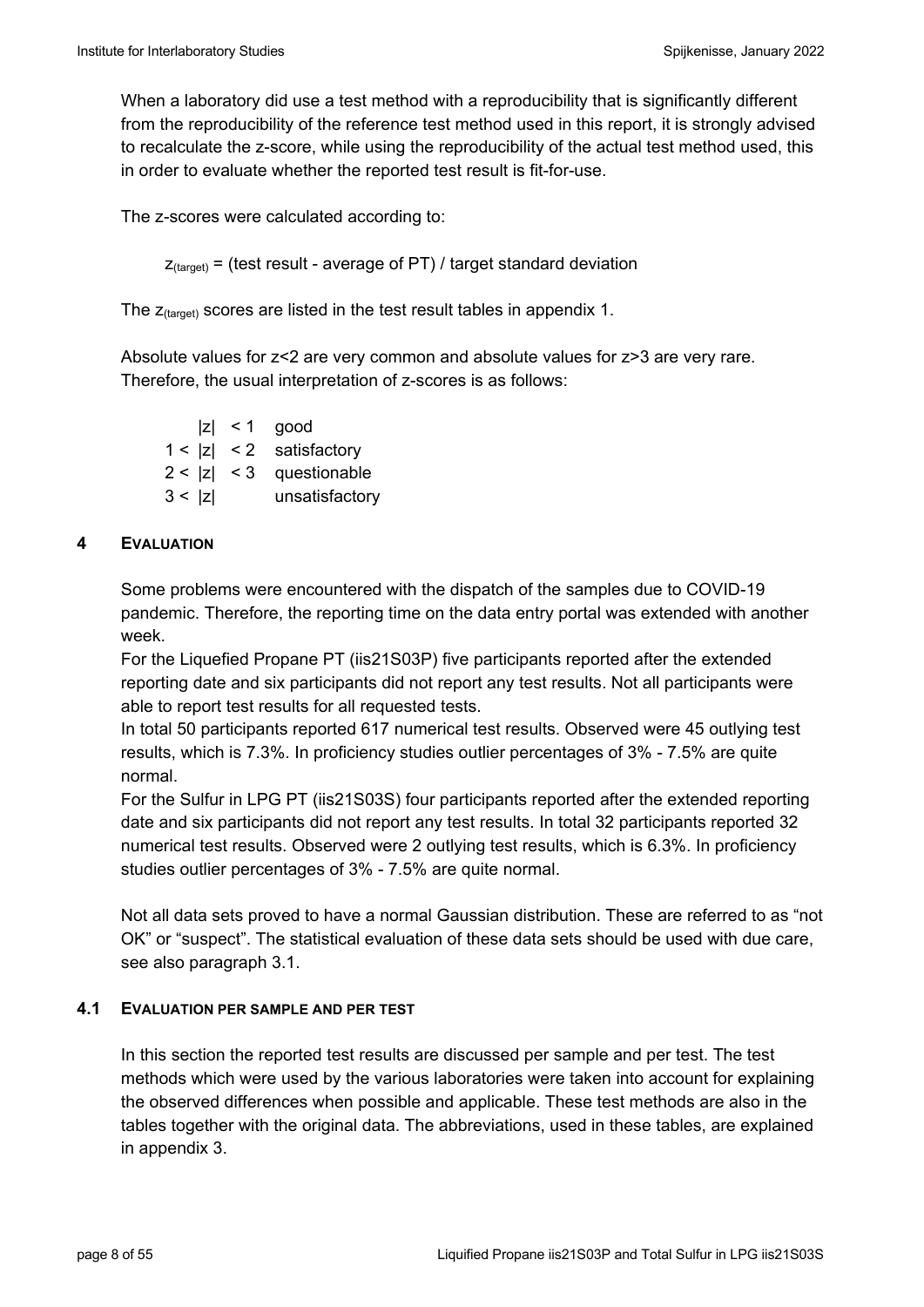When a laboratory did use a test method with a reproducibility that is significantly different from the reproducibility of the reference test method used in this report, it is strongly advised to recalculate the z-score, while using the reproducibility of the actual test method used, this in order to evaluate whether the reported test result is fit-for-use.

The z-scores were calculated according to:

$z_{(target)}$ = (test result - average of PT) / target standard deviation

The $z_{(target)}$ scores are listed in the test result tables in appendix 1.

Absolute values for z<2 are very common and absolute values for z>3 are very rare. Therefore, the usual interpretation of z-scores is as follows:

|z| < 1 good
1 < |z| < 2 satisfactory
2 < |z| < 3 questionable
3 < |z| unsatisfactory

## 4 EVALUATION

Some problems were encountered with the dispatch of the samples due to COVID-19 pandemic. Therefore, the reporting time on the data entry portal was extended with another week.
For the Liquefied Propane PT (iis21S03P) five participants reported after the extended reporting date and six participants did not report any test results. Not all participants were able to report test results for all requested tests.
In total 50 participants reported 617 numerical test results. Observed were 45 outlying test results, which is 7.3%. In proficiency studies outlier percentages of 3% - 7.5% are quite normal.
For the Sulfur in LPG PT (iis21S03S) four participants reported after the extended reporting date and six participants did not report any test results. In total 32 participants reported 32 numerical test results. Observed were 2 outlying test results, which is 6.3%. In proficiency studies outlier percentages of 3% - 7.5% are quite normal.

Not all data sets proved to have a normal Gaussian distribution. These are referred to as “not OK” or “suspect”. The statistical evaluation of these data sets should be used with due care, see also paragraph 3.1.

### 4.1 EVALUATION PER SAMPLE AND PER TEST

In this section the reported test results are discussed per sample and per test. The test methods which were used by the various laboratories were taken into account for explaining the observed differences when possible and applicable. These test methods are also in the tables together with the original data. The abbreviations, used in these tables, are explained in appendix 3.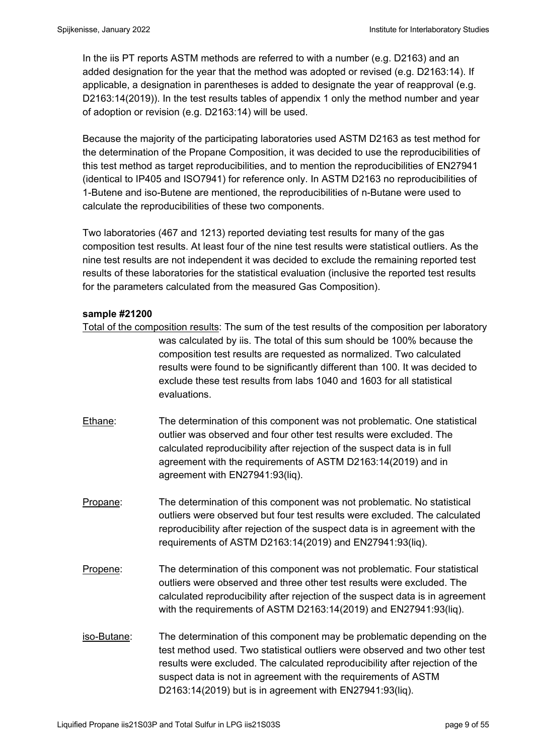In the iis PT reports ASTM methods are referred to with a number (e.g. D2163) and an added designation for the year that the method was adopted or revised (e.g. D2163:14). If applicable, a designation in parentheses is added to designate the year of reapproval (e.g. D2163:14(2019)). In the test results tables of appendix 1 only the method number and year of adoption or revision (e.g. D2163:14) will be used.

Because the majority of the participating laboratories used ASTM D2163 as test method for the determination of the Propane Composition, it was decided to use the reproducibilities of this test method as target reproducibilities, and to mention the reproducibilities of EN27941 (identical to IP405 and ISO7941) for reference only. In ASTM D2163 no reproducibilities of 1-Butene and iso-Butene are mentioned, the reproducibilities of n-Butane were used to calculate the reproducibilities of these two components.

Two laboratories (467 and 1213) reported deviating test results for many of the gas composition test results. At least four of the nine test results were statistical outliers. As the nine test results are not independent it was decided to exclude the remaining reported test results of these laboratories for the statistical evaluation (inclusive the reported test results for the parameters calculated from the measured Gas Composition).

**sample #21200**

Total of the composition results: The sum of the test results of the composition per laboratory was calculated by iis. The total of this sum should be 100% because the composition test results are requested as normalized. Two calculated results were found to be significantly different than 100. It was decided to exclude these test results from labs 1040 and 1603 for all statistical evaluations.

Ethane: The determination of this component was not problematic. One statistical outlier was observed and four other test results were excluded. The calculated reproducibility after rejection of the suspect data is in full agreement with the requirements of ASTM D2163:14(2019) and in agreement with EN27941:93(liq).

Propane: The determination of this component was not problematic. No statistical outliers were observed but four test results were excluded. The calculated reproducibility after rejection of the suspect data is in agreement with the requirements of ASTM D2163:14(2019) and EN27941:93(liq).

Propene: The determination of this component was not problematic. Four statistical outliers were observed and three other test results were excluded. The calculated reproducibility after rejection of the suspect data is in agreement with the requirements of ASTM D2163:14(2019) and EN27941:93(liq).

iso-Butane: The determination of this component may be problematic depending on the test method used. Two statistical outliers were observed and two other test results were excluded. The calculated reproducibility after rejection of the suspect data is not in agreement with the requirements of ASTM D2163:14(2019) but is in agreement with EN27941:93(liq).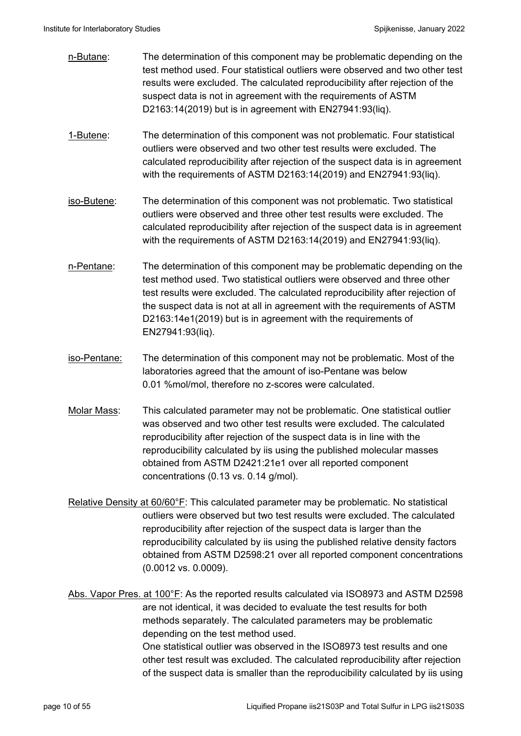n-Butane: The determination of this component may be problematic depending on the test method used. Four statistical outliers were observed and two other test results were excluded. The calculated reproducibility after rejection of the suspect data is not in agreement with the requirements of ASTM D2163:14(2019) but is in agreement with EN27941:93(liq).

1-Butene: The determination of this component was not problematic. Four statistical outliers were observed and two other test results were excluded. The calculated reproducibility after rejection of the suspect data is in agreement with the requirements of ASTM D2163:14(2019) and EN27941:93(liq).

iso-Butene: The determination of this component was not problematic. Two statistical outliers were observed and three other test results were excluded. The calculated reproducibility after rejection of the suspect data is in agreement with the requirements of ASTM D2163:14(2019) and EN27941:93(liq).

n-Pentane: The determination of this component may be problematic depending on the test method used. Two statistical outliers were observed and three other test results were excluded. The calculated reproducibility after rejection of the suspect data is not at all in agreement with the requirements of ASTM D2163:14e1(2019) but is in agreement with the requirements of EN27941:93(liq).

iso-Pentane: The determination of this component may not be problematic. Most of the laboratories agreed that the amount of iso-Pentane was below 0.01 %mol/mol, therefore no z-scores were calculated.

Molar Mass: This calculated parameter may not be problematic. One statistical outlier was observed and two other test results were excluded. The calculated reproducibility after rejection of the suspect data is in line with the reproducibility calculated by iis using the published molecular masses obtained from ASTM D2421:21e1 over all reported component concentrations (0.13 vs. 0.14 g/mol).

Relative Density at 60/60°F: This calculated parameter may be problematic. No statistical outliers were observed but two test results were excluded. The calculated reproducibility after rejection of the suspect data is larger than the reproducibility calculated by iis using the published relative density factors obtained from ASTM D2598:21 over all reported component concentrations (0.0012 vs. 0.0009).

Abs. Vapor Pres. at 100°F: As the reported results calculated via ISO8973 and ASTM D2598 are not identical, it was decided to evaluate the test results for both methods separately. The calculated parameters may be problematic depending on the test method used.
One statistical outlier was observed in the ISO8973 test results and one other test result was excluded. The calculated reproducibility after rejection of the suspect data is smaller than the reproducibility calculated by iis using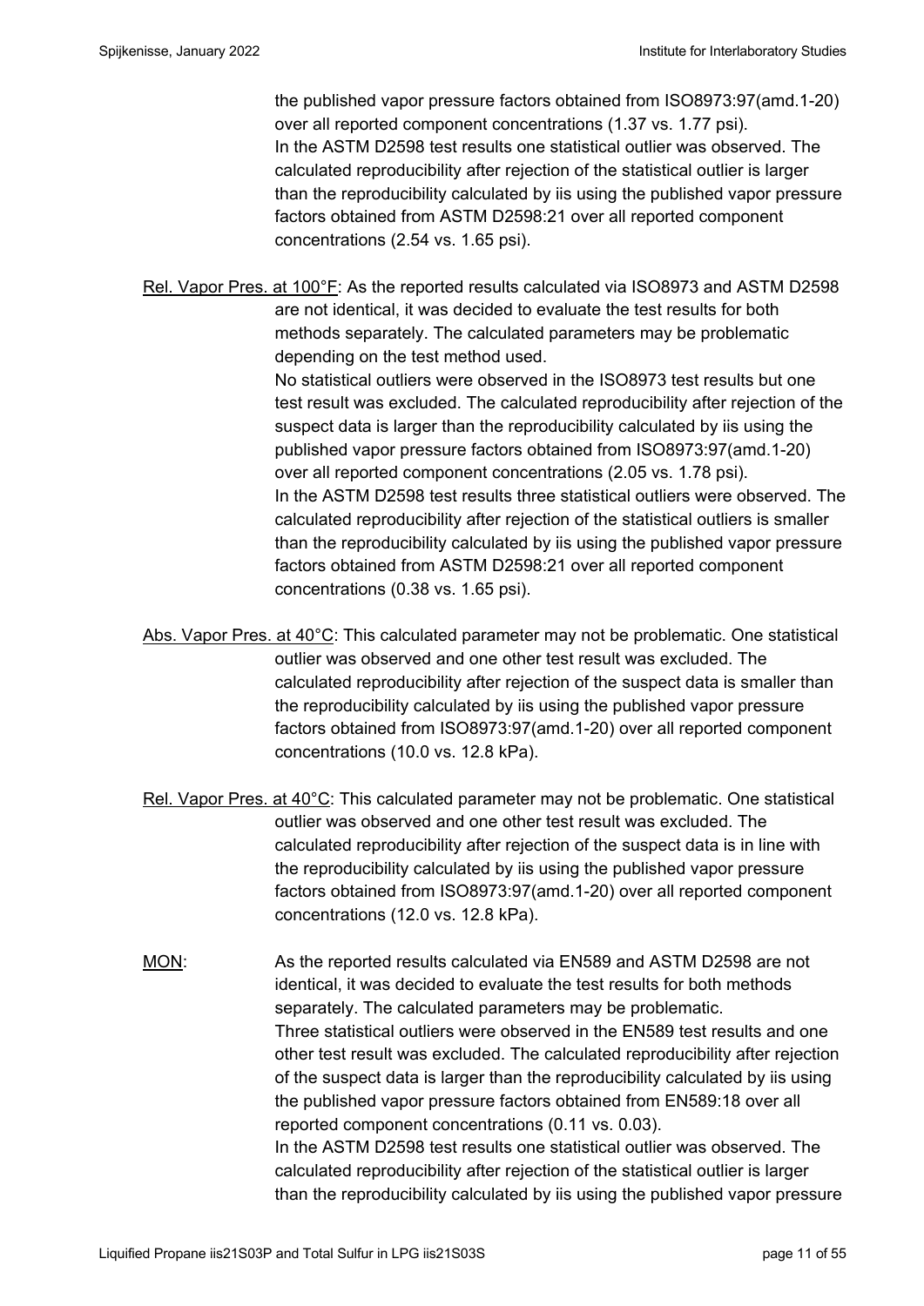the published vapor pressure factors obtained from ISO8973:97(amd.1-20) over all reported component concentrations (1.37 vs. 1.77 psi).
In the ASTM D2598 test results one statistical outlier was observed. The calculated reproducibility after rejection of the statistical outlier is larger than the reproducibility calculated by iis using the published vapor pressure factors obtained from ASTM D2598:21 over all reported component concentrations (2.54 vs. 1.65 psi).

Rel. Vapor Pres. at 100°F: As the reported results calculated via ISO8973 and ASTM D2598 are not identical, it was decided to evaluate the test results for both methods separately. The calculated parameters may be problematic depending on the test method used.
No statistical outliers were observed in the ISO8973 test results but one test result was excluded. The calculated reproducibility after rejection of the suspect data is larger than the reproducibility calculated by iis using the published vapor pressure factors obtained from ISO8973:97(amd.1-20) over all reported component concentrations (2.05 vs. 1.78 psi).
In the ASTM D2598 test results three statistical outliers were observed. The calculated reproducibility after rejection of the statistical outliers is smaller than the reproducibility calculated by iis using the published vapor pressure factors obtained from ASTM D2598:21 over all reported component concentrations (0.38 vs. 1.65 psi).

Abs. Vapor Pres. at 40°C: This calculated parameter may not be problematic. One statistical outlier was observed and one other test result was excluded. The calculated reproducibility after rejection of the suspect data is smaller than the reproducibility calculated by iis using the published vapor pressure factors obtained from ISO8973:97(amd.1-20) over all reported component concentrations (10.0 vs. 12.8 kPa).

Rel. Vapor Pres. at 40°C: This calculated parameter may not be problematic. One statistical outlier was observed and one other test result was excluded. The calculated reproducibility after rejection of the suspect data is in line with the reproducibility calculated by iis using the published vapor pressure factors obtained from ISO8973:97(amd.1-20) over all reported component concentrations (12.0 vs. 12.8 kPa).

MON: As the reported results calculated via EN589 and ASTM D2598 are not identical, it was decided to evaluate the test results for both methods separately. The calculated parameters may be problematic.
Three statistical outliers were observed in the EN589 test results and one other test result was excluded. The calculated reproducibility after rejection of the suspect data is larger than the reproducibility calculated by iis using the published vapor pressure factors obtained from EN589:18 over all reported component concentrations (0.11 vs. 0.03).
In the ASTM D2598 test results one statistical outlier was observed. The calculated reproducibility after rejection of the statistical outlier is larger than the reproducibility calculated by iis using the published vapor pressure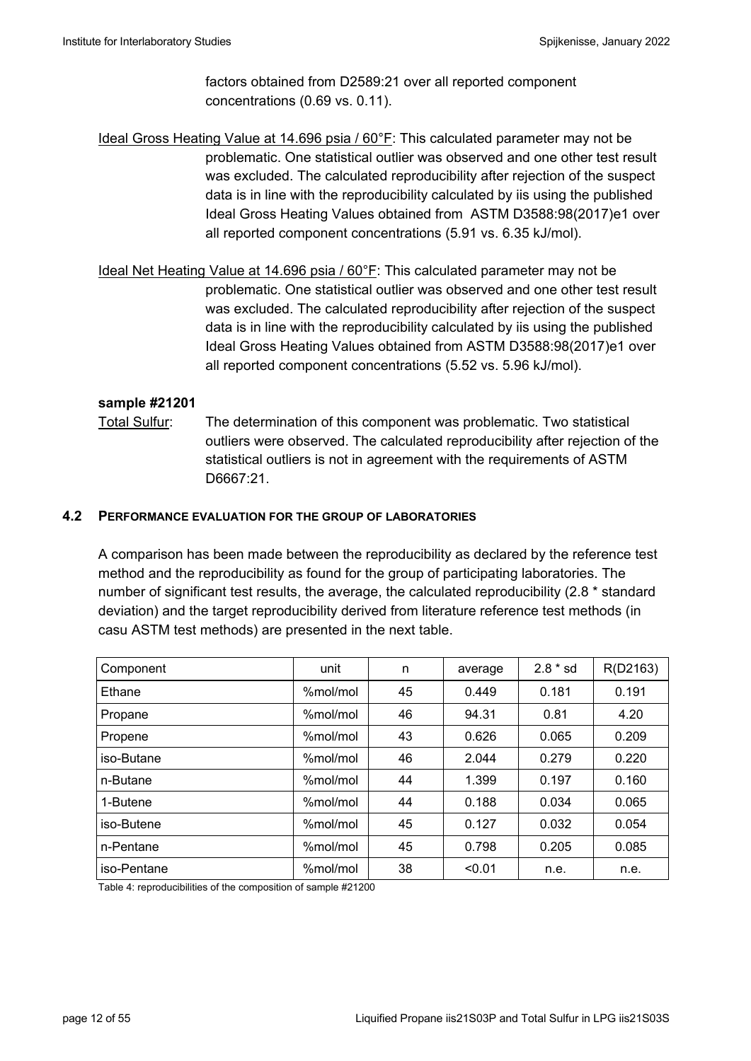factors obtained from D2589:21 over all reported component concentrations (0.69 vs. 0.11).

Ideal Gross Heating Value at 14.696 psia / 60°F: This calculated parameter may not be problematic. One statistical outlier was observed and one other test result was excluded. The calculated reproducibility after rejection of the suspect data is in line with the reproducibility calculated by iis using the published Ideal Gross Heating Values obtained from ASTM D3588:98(2017)e1 over all reported component concentrations (5.91 vs. 6.35 kJ/mol).

Ideal Net Heating Value at 14.696 psia / 60°F: This calculated parameter may not be problematic. One statistical outlier was observed and one other test result was excluded. The calculated reproducibility after rejection of the suspect data is in line with the reproducibility calculated by iis using the published Ideal Gross Heating Values obtained from ASTM D3588:98(2017)e1 over all reported component concentrations (5.52 vs. 5.96 kJ/mol).

**sample #21201**

Total Sulfur: The determination of this component was problematic. Two statistical outliers were observed. The calculated reproducibility after rejection of the statistical outliers is not in agreement with the requirements of ASTM D6667:21.

## 4.2 PERFORMANCE EVALUATION FOR THE GROUP OF LABORATORIES

A comparison has been made between the reproducibility as declared by the reference test method and the reproducibility as found for the group of participating laboratories. The number of significant test results, the average, the calculated reproducibility (2.8 * standard deviation) and the target reproducibility derived from literature reference test methods (in casu ASTM test methods) are presented in the next table.

| Component | unit | n | average | 2.8 * sd | R(D2163) |
|---|---|---|---|---|---|
| Ethane | %mol/mol | 45 | 0.449 | 0.181 | 0.191 |
| Propane | %mol/mol | 46 | 94.31 | 0.81 | 4.20 |
| Propene | %mol/mol | 43 | 0.626 | 0.065 | 0.209 |
| iso-Butane | %mol/mol | 46 | 2.044 | 0.279 | 0.220 |
| n-Butane | %mol/mol | 44 | 1.399 | 0.197 | 0.160 |
| 1-Butene | %mol/mol | 44 | 0.188 | 0.034 | 0.065 |
| iso-Butene | %mol/mol | 45 | 0.127 | 0.032 | 0.054 |
| n-Pentane | %mol/mol | 45 | 0.798 | 0.205 | 0.085 |
| iso-Pentane | %mol/mol | 38 | <0.01 | n.e. | n.e. |

Table 4: reproducibilities of the composition of sample #21200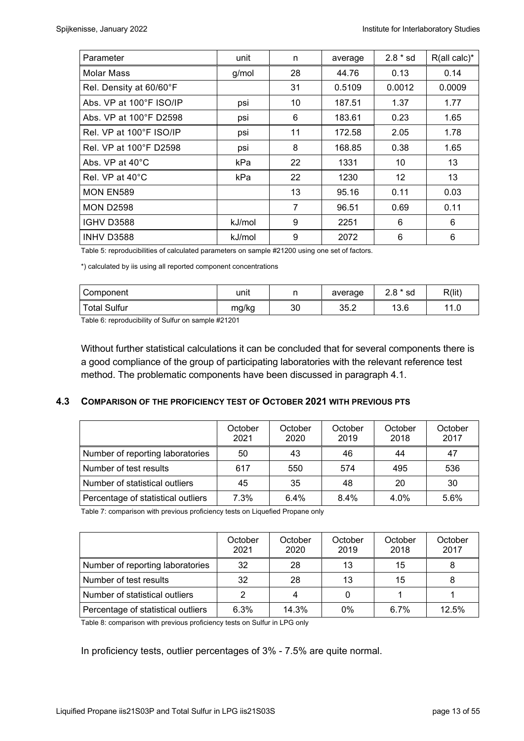| Parameter | unit | n | average | 2.8 * sd | R(all calc)* |
|---|---|---|---|---|---|
| Molar Mass | g/mol | 28 | 44.76 | 0.13 | 0.14 |
| Rel. Density at 60/60°F | | 31 | 0.5109 | 0.0012 | 0.0009 |
| Abs. VP at 100°F ISO/IP | psi | 10 | 187.51 | 1.37 | 1.77 |
| Abs. VP at 100°F D2598 | psi | 6 | 183.61 | 0.23 | 1.65 |
| Rel. VP at 100°F ISO/IP | psi | 11 | 172.58 | 2.05 | 1.78 |
| Rel. VP at 100°F D2598 | psi | 8 | 168.85 | 0.38 | 1.65 |
| Abs. VP at 40°C | kPa | 22 | 1331 | 10 | 13 |
| Rel. VP at 40°C | kPa | 22 | 1230 | 12 | 13 |
| MON EN589 | | 13 | 95.16 | 0.11 | 0.03 |
| MON D2598 | | 7 | 96.51 | 0.69 | 0.11 |
| IGHV D3588 | kJ/mol | 9 | 2251 | 6 | 6 |
| INHV D3588 | kJ/mol | 9 | 2072 | 6 | 6 |

Table 5: reproducibilities of calculated parameters on sample #21200 using one set of factors.

*) calculated by iis using all reported component concentrations

| Component | unit | n | average | 2.8 * sd | R(lit) |
|---|---|---|---|---|---|
| Total Sulfur | mg/kg | 30 | 35.2 | 13.6 | 11.0 |

Table 6: reproducibility of Sulfur on sample #21201

Without further statistical calculations it can be concluded that for several components there is a good compliance of the group of participating laboratories with the relevant reference test method. The problematic components have been discussed in paragraph 4.1.

### 4.3 COMPARISON OF THE PROFICIENCY TEST OF OCTOBER 2021 WITH PREVIOUS PTS

| | October 2021 | October 2020 | October 2019 | October 2018 | October 2017 |
|---|---|---|---|---|---|
| Number of reporting laboratories | 50 | 43 | 46 | 44 | 47 |
| Number of test results | 617 | 550 | 574 | 495 | 536 |
| Number of statistical outliers | 45 | 35 | 48 | 20 | 30 |
| Percentage of statistical outliers | 7.3% | 6.4% | 8.4% | 4.0% | 5.6% |

Table 7: comparison with previous proficiency tests on Liquefied Propane only

| | October 2021 | October 2020 | October 2019 | October 2018 | October 2017 |
|---|---|---|---|---|---|
| Number of reporting laboratories | 32 | 28 | 13 | 15 | 8 |
| Number of test results | 32 | 28 | 13 | 15 | 8 |
| Number of statistical outliers | 2 | 4 | 0 | 1 | 1 |
| Percentage of statistical outliers | 6.3% | 14.3% | 0% | 6.7% | 12.5% |

Table 8: comparison with previous proficiency tests on Sulfur in LPG only

In proficiency tests, outlier percentages of 3% - 7.5% are quite normal.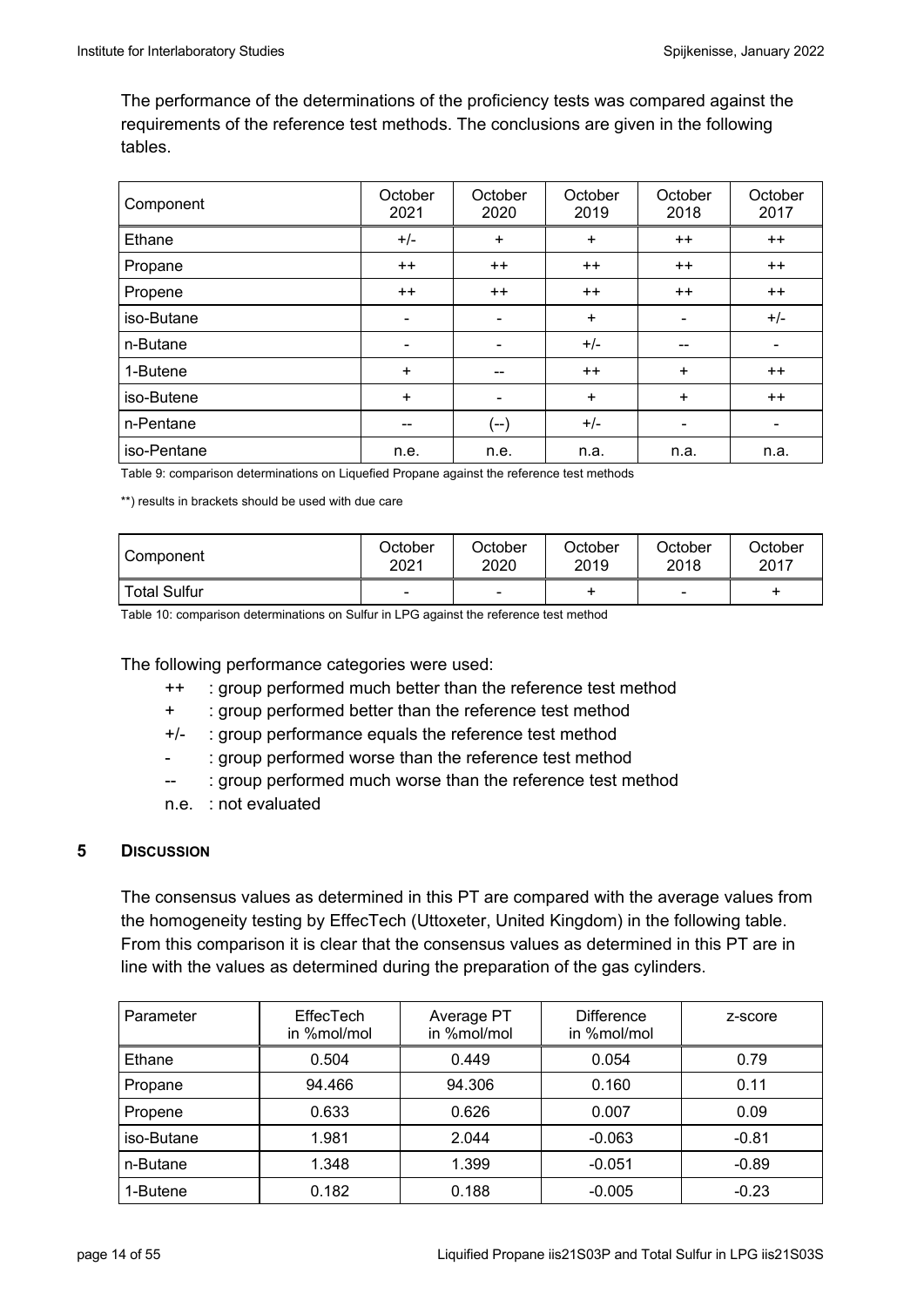The performance of the determinations of the proficiency tests was compared against the requirements of the reference test methods. The conclusions are given in the following tables.

| Component | October 2021 | October 2020 | October 2019 | October 2018 | October 2017 |
|---|---|---|---|---|---|
| Ethane | +/- | + | + | ++ | ++ |
| Propane | ++ | ++ | ++ | ++ | ++ |
| Propene | ++ | ++ | ++ | ++ | ++ |
| iso-Butane | - | - | + | - | +/- |
| n-Butane | - | - | +/- | -- | - |
| 1-Butene | + | -- | ++ | + | ++ |
| iso-Butene | + | - | + | + | ++ |
| n-Pentane | -- | (--) | +/- | - | - |
| iso-Pentane | n.e. | n.e. | n.a. | n.a. | n.a. |

Table 9: comparison determinations on Liquefied Propane against the reference test methods

**) results in brackets should be used with due care

| Component | October 2021 | October 2020 | October 2019 | October 2018 | October 2017 |
|---|---|---|---|---|---|
| Total Sulfur | - | - | + | - | + |

Table 10: comparison determinations on Sulfur in LPG against the reference test method

The following performance categories were used:

- ++ : group performed much better than the reference test method
- \+ : group performed better than the reference test method
- +/- : group performance equals the reference test method
- \- : group performed worse than the reference test method
- -- : group performed much worse than the reference test method
- n.e. : not evaluated

## 5 DISCUSSION

The consensus values as determined in this PT are compared with the average values from the homogeneity testing by EffecTech (Uttoxeter, United Kingdom) in the following table. From this comparison it is clear that the consensus values as determined in this PT are in line with the values as determined during the preparation of the gas cylinders.

| Parameter | EffecTech in %mol/mol | Average PT in %mol/mol | Difference in %mol/mol | z-score |
|---|---|---|---|---|
| Ethane | 0.504 | 0.449 | 0.054 | 0.79 |
| Propane | 94.466 | 94.306 | 0.160 | 0.11 |
| Propene | 0.633 | 0.626 | 0.007 | 0.09 |
| iso-Butane | 1.981 | 2.044 | -0.063 | -0.81 |
| n-Butane | 1.348 | 1.399 | -0.051 | -0.89 |
| 1-Butene | 0.182 | 0.188 | -0.005 | -0.23 |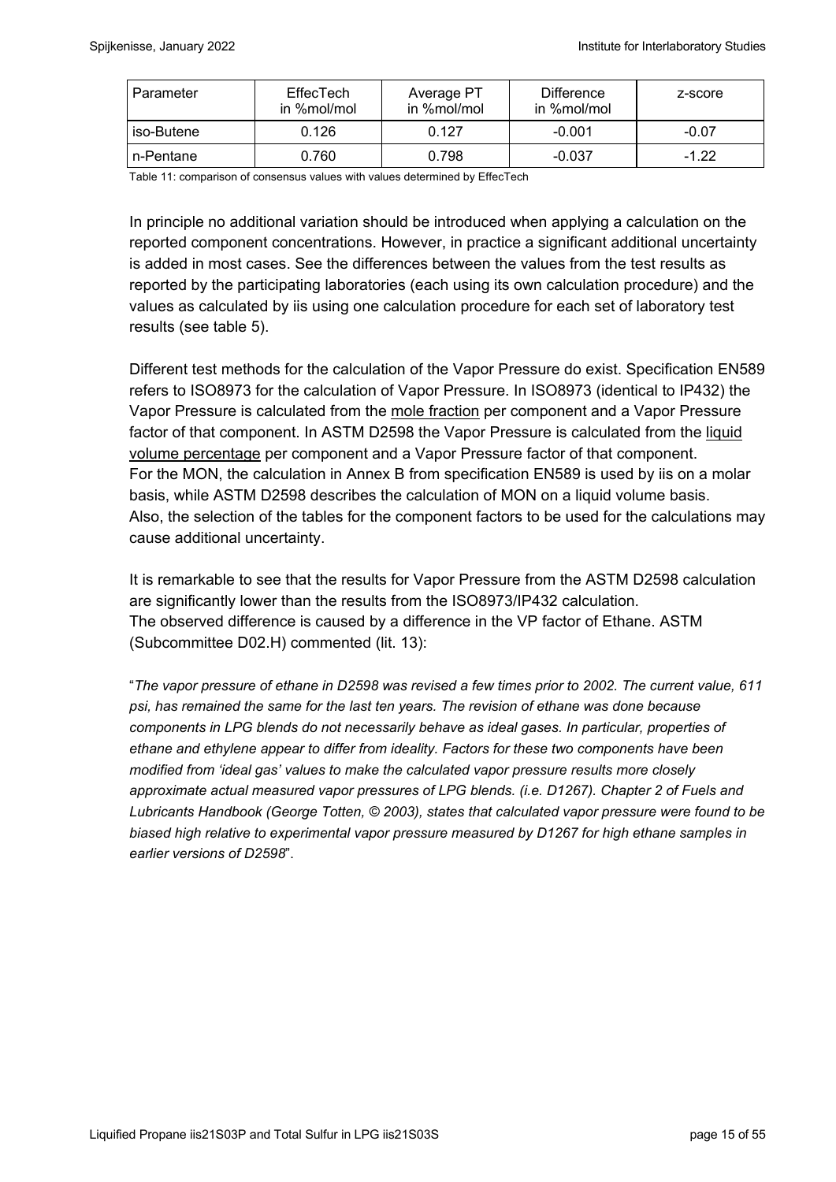| Parameter | EffecTech in %mol/mol | Average PT in %mol/mol | Difference in %mol/mol | z-score |
|---|---|---|---|---|
| iso-Butene | 0.126 | 0.127 | -0.001 | -0.07 |
| n-Pentane | 0.760 | 0.798 | -0.037 | -1.22 |

Table 11: comparison of consensus values with values determined by EffecTech

In principle no additional variation should be introduced when applying a calculation on the reported component concentrations. However, in practice a significant additional uncertainty is added in most cases. See the differences between the values from the test results as reported by the participating laboratories (each using its own calculation procedure) and the values as calculated by iis using one calculation procedure for each set of laboratory test results (see table 5).

Different test methods for the calculation of the Vapor Pressure do exist. Specification EN589 refers to ISO8973 for the calculation of Vapor Pressure. In ISO8973 (identical to IP432) the Vapor Pressure is calculated from the mole fraction per component and a Vapor Pressure factor of that component. In ASTM D2598 the Vapor Pressure is calculated from the liquid volume percentage per component and a Vapor Pressure factor of that component.
For the MON, the calculation in Annex B from specification EN589 is used by iis on a molar basis, while ASTM D2598 describes the calculation of MON on a liquid volume basis.
Also, the selection of the tables for the component factors to be used for the calculations may cause additional uncertainty.

It is remarkable to see that the results for Vapor Pressure from the ASTM D2598 calculation are significantly lower than the results from the ISO8973/IP432 calculation.
The observed difference is caused by a difference in the VP factor of Ethane. ASTM (Subcommittee D02.H) commented (lit. 13):

"*The vapor pressure of ethane in D2598 was revised a few times prior to 2002. The current value, 611 psi, has remained the same for the last ten years. The revision of ethane was done because components in LPG blends do not necessarily behave as ideal gases. In particular, properties of ethane and ethylene appear to differ from ideality. Factors for these two components have been modified from 'ideal gas' values to make the calculated vapor pressure results more closely approximate actual measured vapor pressures of LPG blends. (i.e. D1267). Chapter 2 of Fuels and Lubricants Handbook (George Totten, © 2003), states that calculated vapor pressure were found to be biased high relative to experimental vapor pressure measured by D1267 for high ethane samples in earlier versions of D2598*".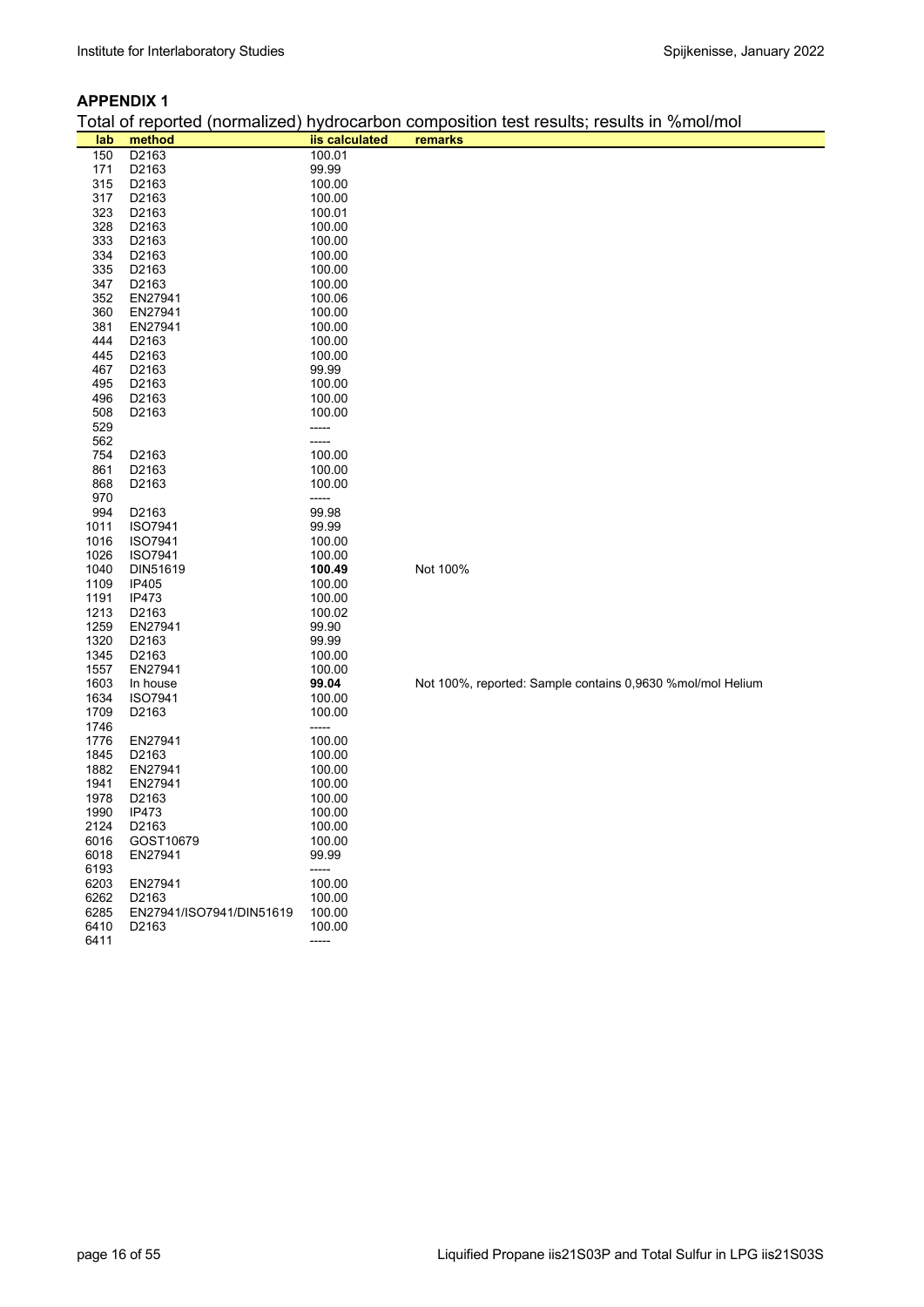## APPENDIX 1

Total of reported (normalized) hydrocarbon composition test results; results in %mol/mol

| lab | method | iis calculated | remarks |
|---|---|---|---|
| 150 | D2163 | 100.01 | |
| 171 | D2163 | 99.99 | |
| 315 | D2163 | 100.00 | |
| 317 | D2163 | 100.00 | |
| 323 | D2163 | 100.01 | |
| 328 | D2163 | 100.00 | |
| 333 | D2163 | 100.00 | |
| 334 | D2163 | 100.00 | |
| 335 | D2163 | 100.00 | |
| 347 | D2163 | 100.00 | |
| 352 | EN27941 | 100.06 | |
| 360 | EN27941 | 100.00 | |
| 381 | EN27941 | 100.00 | |
| 444 | D2163 | 100.00 | |
| 445 | D2163 | 100.00 | |
| 467 | D2163 | 99.99 | |
| 495 | D2163 | 100.00 | |
| 496 | D2163 | 100.00 | |
| 508 | D2163 | 100.00 | |
| 529 | | ----- | |
| 562 | | ----- | |
| 754 | D2163 | 100.00 | |
| 861 | D2163 | 100.00 | |
| 868 | D2163 | 100.00 | |
| 970 | | ----- | |
| 994 | D2163 | 99.98 | |
| 1011 | ISO7941 | 99.99 | |
| 1016 | ISO7941 | 100.00 | |
| 1026 | ISO7941 | 100.00 | |
| 1040 | DIN51619 | **100.49** | Not 100% |
| 1109 | IP405 | 100.00 | |
| 1191 | IP473 | 100.00 | |
| 1213 | D2163 | 100.02 | |
| 1259 | EN27941 | 99.90 | |
| 1320 | D2163 | 99.99 | |
| 1345 | D2163 | 100.00 | |
| 1557 | EN27941 | 100.00 | |
| 1603 | In house | **99.04** | Not 100%, reported: Sample contains 0,9630 %mol/mol Helium |
| 1634 | ISO7941 | 100.00 | |
| 1709 | D2163 | 100.00 | |
| 1746 | | ----- | |
| 1776 | EN27941 | 100.00 | |
| 1845 | D2163 | 100.00 | |
| 1882 | EN27941 | 100.00 | |
| 1941 | EN27941 | 100.00 | |
| 1978 | D2163 | 100.00 | |
| 1990 | IP473 | 100.00 | |
| 2124 | D2163 | 100.00 | |
| 6016 | GOST10679 | 100.00 | |
| 6018 | EN27941 | 99.99 | |
| 6193 | | ----- | |
| 6203 | EN27941 | 100.00 | |
| 6262 | D2163 | 100.00 | |
| 6285 | EN27941/ISO7941/DIN51619 | 100.00 | |
| 6410 | D2163 | 100.00 | |
| 6411 | | ----- | |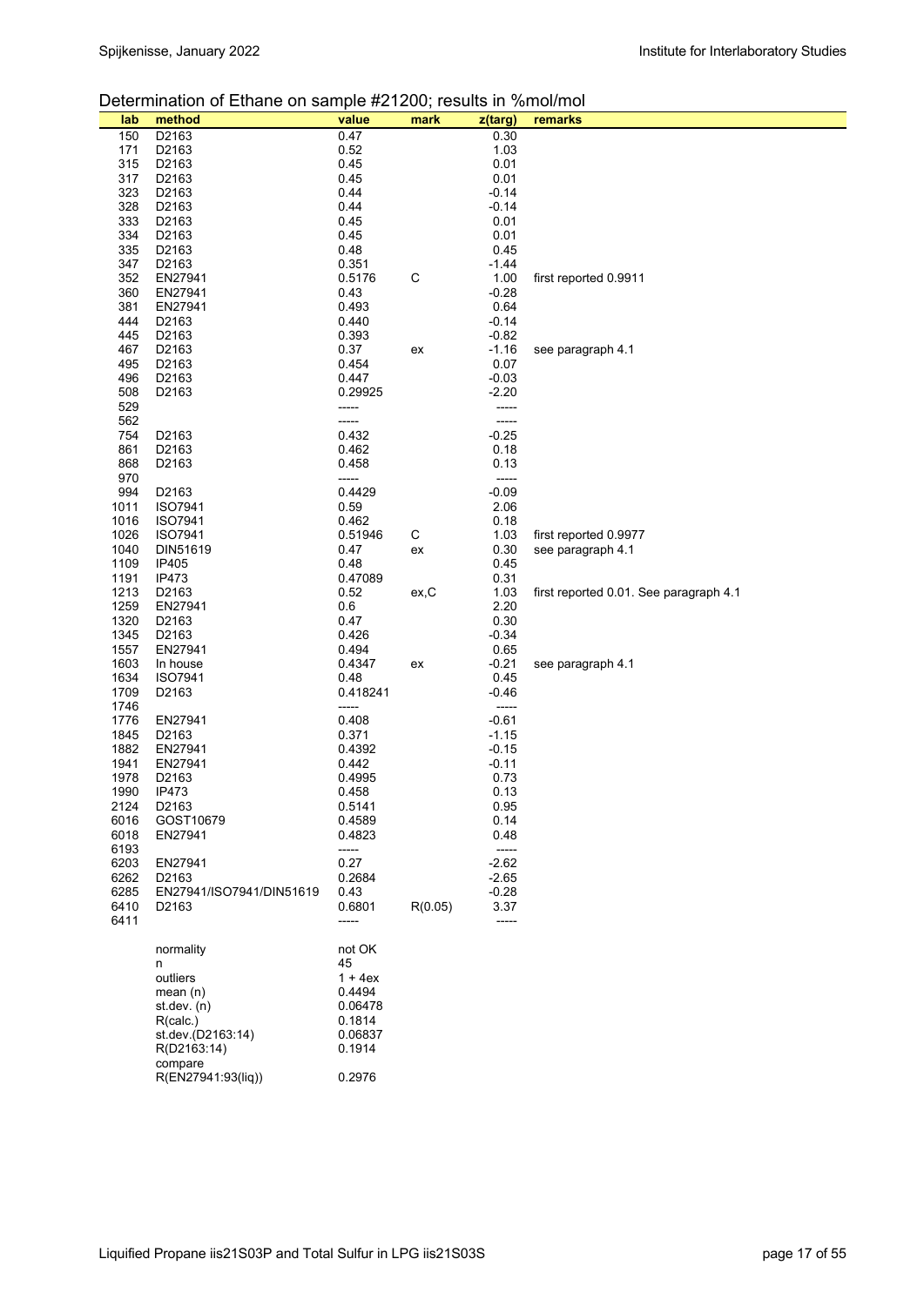Determination of Ethane on sample #21200; results in %mol/mol

| lab | method | value | mark | z(targ) | remarks |
|---|---|---|---|---|---|
| 150 | D2163 | 0.47 | | 0.30 | |
| 171 | D2163 | 0.52 | | 1.03 | |
| 315 | D2163 | 0.45 | | 0.01 | |
| 317 | D2163 | 0.45 | | 0.01 | |
| 323 | D2163 | 0.44 | | -0.14 | |
| 328 | D2163 | 0.44 | | -0.14 | |
| 333 | D2163 | 0.45 | | 0.01 | |
| 334 | D2163 | 0.45 | | 0.01 | |
| 335 | D2163 | 0.48 | | 0.45 | |
| 347 | D2163 | 0.351 | | -1.44 | |
| 352 | EN27941 | 0.5176 | C | 1.00 | first reported 0.9911 |
| 360 | EN27941 | 0.43 | | -0.28 | |
| 381 | EN27941 | 0.493 | | 0.64 | |
| 444 | D2163 | 0.440 | | -0.14 | |
| 445 | D2163 | 0.393 | | -0.82 | |
| 467 | D2163 | 0.37 | ex | -1.16 | see paragraph 4.1 |
| 495 | D2163 | 0.454 | | 0.07 | |
| 496 | D2163 | 0.447 | | -0.03 | |
| 508 | D2163 | 0.29925 | | -2.20 | |
| 529 | | ----- | | ----- | |
| 562 | | ----- | | ----- | |
| 754 | D2163 | 0.432 | | -0.25 | |
| 861 | D2163 | 0.462 | | 0.18 | |
| 868 | D2163 | 0.458 | | 0.13 | |
| 970 | | ----- | | ----- | |
| 994 | D2163 | 0.4429 | | -0.09 | |
| 1011 | ISO7941 | 0.59 | | 2.06 | |
| 1016 | ISO7941 | 0.462 | | 0.18 | |
| 1026 | ISO7941 | 0.51946 | C | 1.03 | first reported 0.9977 |
| 1040 | DIN51619 | 0.47 | ex | 0.30 | see paragraph 4.1 |
| 1109 | IP405 | 0.48 | | 0.45 | |
| 1191 | IP473 | 0.47089 | | 0.31 | |
| 1213 | D2163 | 0.52 | ex,C | 1.03 | first reported 0.01. See paragraph 4.1 |
| 1259 | EN27941 | 0.6 | | 2.20 | |
| 1320 | D2163 | 0.47 | | 0.30 | |
| 1345 | D2163 | 0.426 | | -0.34 | |
| 1557 | EN27941 | 0.494 | | 0.65 | |
| 1603 | In house | 0.4347 | ex | -0.21 | see paragraph 4.1 |
| 1634 | ISO7941 | 0.48 | | 0.45 | |
| 1709 | D2163 | 0.418241 | | -0.46 | |
| 1746 | | ----- | | ----- | |
| 1776 | EN27941 | 0.408 | | -0.61 | |
| 1845 | D2163 | 0.371 | | -1.15 | |
| 1882 | EN27941 | 0.4392 | | -0.15 | |
| 1941 | EN27941 | 0.442 | | -0.11 | |
| 1978 | D2163 | 0.4995 | | 0.73 | |
| 1990 | IP473 | 0.458 | | 0.13 | |
| 2124 | D2163 | 0.5141 | | 0.95 | |
| 6016 | GOST10679 | 0.4589 | | 0.14 | |
| 6018 | EN27941 | 0.4823 | | 0.48 | |
| 6193 | | ----- | | ----- | |
| 6203 | EN27941 | 0.27 | | -2.62 | |
| 6262 | D2163 | 0.2684 | | -2.65 | |
| 6285 | EN27941/ISO7941/DIN51619 | 0.43 | | -0.28 | |
| 6410 | D2163 | 0.6801 | R(0.05) | 3.37 | |
| 6411 | | ----- | | ----- | |

| | |
|---|---|
| normality | not OK |
| n | 45 |
| outliers | 1 + 4ex |
| mean (n) | 0.4494 |
| st.dev. (n) | 0.06478 |
| R(calc.) | 0.1814 |
| st.dev.(D2163:14) | 0.06837 |
| R(D2163:14) | 0.1914 |
| compare | |
| R(EN27941:93(liq)) | 0.2976 |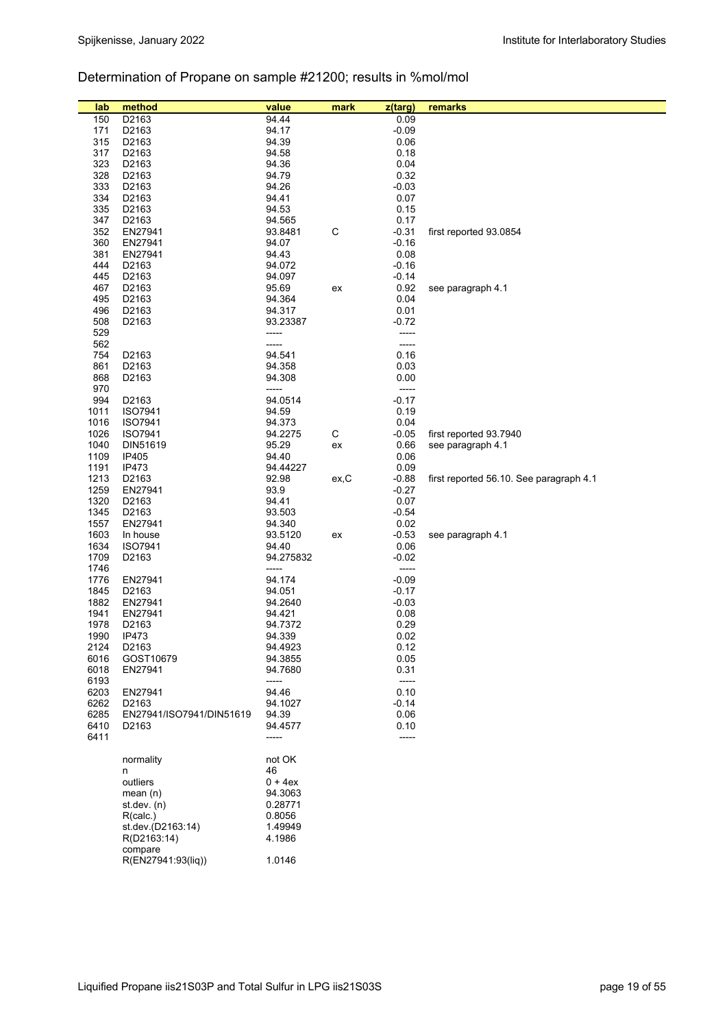## Determination of Propane on sample #21200; results in %mol/mol

| lab | method | value | mark | z(targ) | remarks |
|---|---|---|---|---|---|
| 150 | D2163 | 94.44 | | 0.09 | |
| 171 | D2163 | 94.17 | | -0.09 | |
| 315 | D2163 | 94.39 | | 0.06 | |
| 317 | D2163 | 94.58 | | 0.18 | |
| 323 | D2163 | 94.36 | | 0.04 | |
| 328 | D2163 | 94.79 | | 0.32 | |
| 333 | D2163 | 94.26 | | -0.03 | |
| 334 | D2163 | 94.41 | | 0.07 | |
| 335 | D2163 | 94.53 | | 0.15 | |
| 347 | D2163 | 94.565 | | 0.17 | |
| 352 | EN27941 | 93.8481 | C | -0.31 | first reported 93.0854 |
| 360 | EN27941 | 94.07 | | -0.16 | |
| 381 | EN27941 | 94.43 | | 0.08 | |
| 444 | D2163 | 94.072 | | -0.16 | |
| 445 | D2163 | 94.097 | | -0.14 | |
| 467 | D2163 | 95.69 | ex | 0.92 | see paragraph 4.1 |
| 495 | D2163 | 94.364 | | 0.04 | |
| 496 | D2163 | 94.317 | | 0.01 | |
| 508 | D2163 | 93.23387 | | -0.72 | |
| 529 | | ----- | | ----- | |
| 562 | | ----- | | ----- | |
| 754 | D2163 | 94.541 | | 0.16 | |
| 861 | D2163 | 94.358 | | 0.03 | |
| 868 | D2163 | 94.308 | | 0.00 | |
| 970 | | ----- | | ----- | |
| 994 | D2163 | 94.0514 | | -0.17 | |
| 1011 | ISO7941 | 94.59 | | 0.19 | |
| 1016 | ISO7941 | 94.373 | | 0.04 | |
| 1026 | ISO7941 | 94.2275 | C | -0.05 | first reported 93.7940 |
| 1040 | DIN51619 | 95.29 | ex | 0.66 | see paragraph 4.1 |
| 1109 | IP405 | 94.40 | | 0.06 | |
| 1191 | IP473 | 94.44227 | | 0.09 | |
| 1213 | D2163 | 92.98 | ex,C | -0.88 | first reported 56.10. See paragraph 4.1 |
| 1259 | EN27941 | 93.9 | | -0.27 | |
| 1320 | D2163 | 94.41 | | 0.07 | |
| 1345 | D2163 | 93.503 | | -0.54 | |
| 1557 | EN27941 | 94.340 | | 0.02 | |
| 1603 | In house | 93.5120 | ex | -0.53 | see paragraph 4.1 |
| 1634 | ISO7941 | 94.40 | | 0.06 | |
| 1709 | D2163 | 94.275832 | | -0.02 | |
| 1746 | | ----- | | ----- | |
| 1776 | EN27941 | 94.174 | | -0.09 | |
| 1845 | D2163 | 94.051 | | -0.17 | |
| 1882 | EN27941 | 94.2640 | | -0.03 | |
| 1941 | EN27941 | 94.421 | | 0.08 | |
| 1978 | D2163 | 94.7372 | | 0.29 | |
| 1990 | IP473 | 94.339 | | 0.02 | |
| 2124 | D2163 | 94.4923 | | 0.12 | |
| 6016 | GOST10679 | 94.3855 | | 0.05 | |
| 6018 | EN27941 | 94.7680 | | 0.31 | |
| 6193 | | ----- | | ----- | |
| 6203 | EN27941 | 94.46 | | 0.10 | |
| 6262 | D2163 | 94.1027 | | -0.14 | |
| 6285 | EN27941/ISO7941/DIN51619 | 94.39 | | 0.06 | |
| 6410 | D2163 | 94.4577 | | 0.10 | |
| 6411 | | ----- | | ----- | |

| | |
|---|---|
| normality | not OK |
| n | 46 |
| outliers | 0 + 4ex |
| mean (n) | 94.3063 |
| st.dev. (n) | 0.28771 |
| R(calc.) | 0.8056 |
| st.dev.(D2163:14) | 1.49949 |
| R(D2163:14) | 4.1986 |
| compare R(EN27941:93(liq)) | 1.0146 |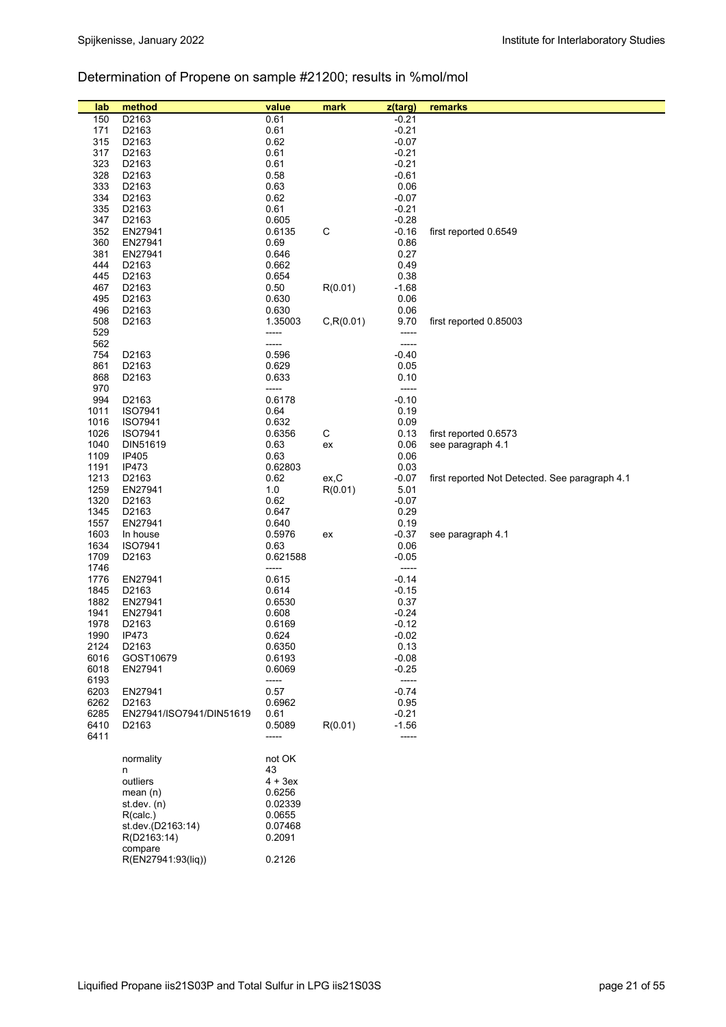## Determination of Propene on sample #21200; results in %mol/mol

| lab | method | value | mark | z(targ) | remarks |
|---|---|---|---|---|---|
| 150 | D2163 | 0.61 | | -0.21 | |
| 171 | D2163 | 0.61 | | -0.21 | |
| 315 | D2163 | 0.62 | | -0.07 | |
| 317 | D2163 | 0.61 | | -0.21 | |
| 323 | D2163 | 0.61 | | -0.21 | |
| 328 | D2163 | 0.58 | | -0.61 | |
| 333 | D2163 | 0.63 | | 0.06 | |
| 334 | D2163 | 0.62 | | -0.07 | |
| 335 | D2163 | 0.61 | | -0.21 | |
| 347 | D2163 | 0.605 | | -0.28 | |
| 352 | EN27941 | 0.6135 | C | -0.16 | first reported 0.6549 |
| 360 | EN27941 | 0.69 | | 0.86 | |
| 381 | EN27941 | 0.646 | | 0.27 | |
| 444 | D2163 | 0.662 | | 0.49 | |
| 445 | D2163 | 0.654 | | 0.38 | |
| 467 | D2163 | 0.50 | R(0.01) | -1.68 | |
| 495 | D2163 | 0.630 | | 0.06 | |
| 496 | D2163 | 0.630 | | 0.06 | |
| 508 | D2163 | 1.35003 | C,R(0.01) | 9.70 | first reported 0.85003 |
| 529 | | ----- | | ----- | |
| 562 | | ----- | | ----- | |
| 754 | D2163 | 0.596 | | -0.40 | |
| 861 | D2163 | 0.629 | | 0.05 | |
| 868 | D2163 | 0.633 | | 0.10 | |
| 970 | | ----- | | ----- | |
| 994 | D2163 | 0.6178 | | -0.10 | |
| 1011 | ISO7941 | 0.64 | | 0.19 | |
| 1016 | ISO7941 | 0.632 | | 0.09 | |
| 1026 | ISO7941 | 0.6356 | C | 0.13 | first reported 0.6573 |
| 1040 | DIN51619 | 0.63 | ex | 0.06 | see paragraph 4.1 |
| 1109 | IP405 | 0.63 | | 0.06 | |
| 1191 | IP473 | 0.62803 | | 0.03 | |
| 1213 | D2163 | 0.62 | ex,C | -0.07 | first reported Not Detected. See paragraph 4.1 |
| 1259 | EN27941 | 1.0 | R(0.01) | 5.01 | |
| 1320 | D2163 | 0.62 | | -0.07 | |
| 1345 | D2163 | 0.647 | | 0.29 | |
| 1557 | EN27941 | 0.640 | | 0.19 | |
| 1603 | In house | 0.5976 | ex | -0.37 | see paragraph 4.1 |
| 1634 | ISO7941 | 0.63 | | 0.06 | |
| 1709 | D2163 | 0.621588 | | -0.05 | |
| 1746 | | ----- | | ----- | |
| 1776 | EN27941 | 0.615 | | -0.14 | |
| 1845 | D2163 | 0.614 | | -0.15 | |
| 1882 | EN27941 | 0.6530 | | 0.37 | |
| 1941 | EN27941 | 0.608 | | -0.24 | |
| 1978 | D2163 | 0.6169 | | -0.12 | |
| 1990 | IP473 | 0.624 | | -0.02 | |
| 2124 | D2163 | 0.6350 | | 0.13 | |
| 6016 | GOST10679 | 0.6193 | | -0.08 | |
| 6018 | EN27941 | 0.6069 | | -0.25 | |
| 6193 | | ----- | | ----- | |
| 6203 | EN27941 | 0.57 | | -0.74 | |
| 6262 | D2163 | 0.6962 | | 0.95 | |
| 6285 | EN27941/ISO7941/DIN51619 | 0.61 | | -0.21 | |
| 6410 | D2163 | 0.5089 | R(0.01) | -1.56 | |
| 6411 | | ----- | | ----- | |

| | |
|---|---|
| normality | not OK |
| n | 43 |
| outliers | 4 + 3ex |
| mean (n) | 0.6256 |
| st.dev. (n) | 0.02339 |
| R(calc.) | 0.0655 |
| st.dev.(D2163:14) | 0.07468 |
| R(D2163:14) | 0.2091 |
| compare | |
| R(EN27941:93(liq)) | 0.2126 |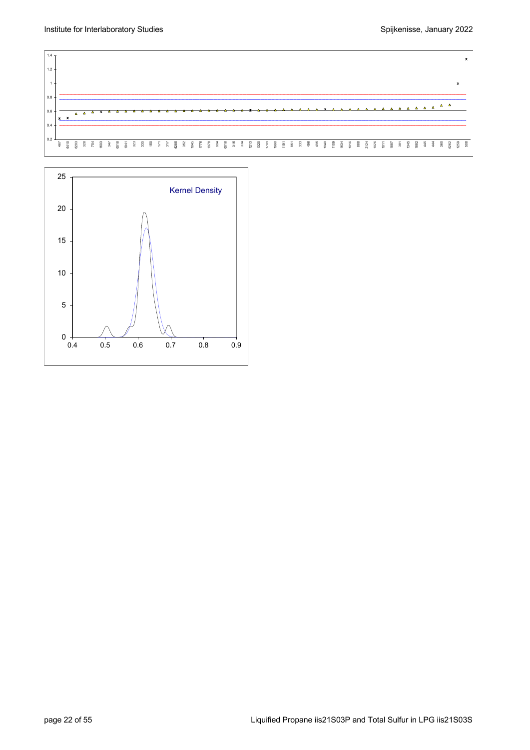Kernel Density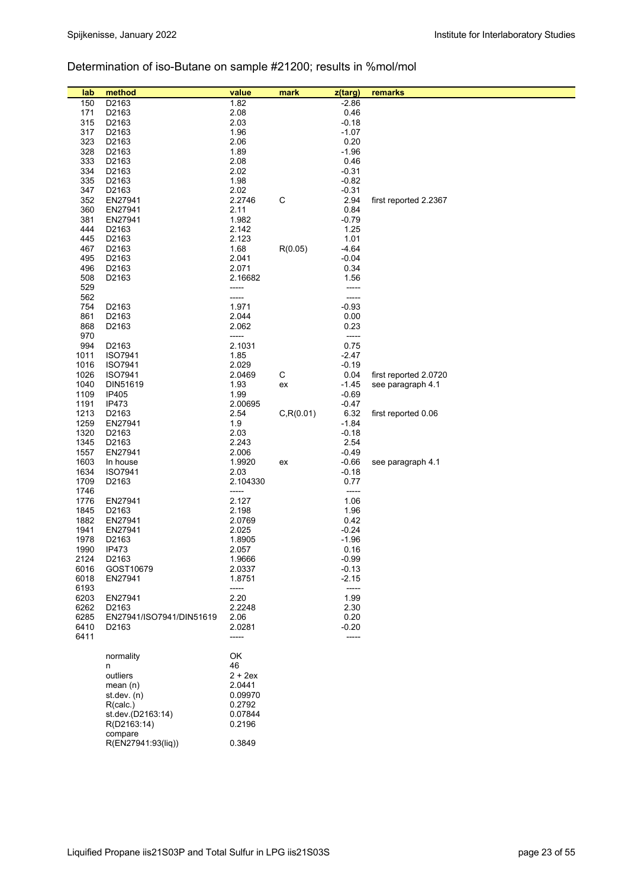## Determination of iso-Butane on sample #21200; results in %mol/mol

| lab | method | value | mark | z(targ) | remarks |
|---|---|---|---|---|---|
| 150 | D2163 | 1.82 | | -2.86 | |
| 171 | D2163 | 2.08 | | 0.46 | |
| 315 | D2163 | 2.03 | | -0.18 | |
| 317 | D2163 | 1.96 | | -1.07 | |
| 323 | D2163 | 2.06 | | 0.20 | |
| 328 | D2163 | 1.89 | | -1.96 | |
| 333 | D2163 | 2.08 | | 0.46 | |
| 334 | D2163 | 2.02 | | -0.31 | |
| 335 | D2163 | 1.98 | | -0.82 | |
| 347 | D2163 | 2.02 | | -0.31 | |
| 352 | EN27941 | 2.2746 | C | 2.94 | first reported 2.2367 |
| 360 | EN27941 | 2.11 | | 0.84 | |
| 381 | EN27941 | 1.982 | | -0.79 | |
| 444 | D2163 | 2.142 | | 1.25 | |
| 445 | D2163 | 2.123 | | 1.01 | |
| 467 | D2163 | 1.68 | R(0.05) | -4.64 | |
| 495 | D2163 | 2.041 | | -0.04 | |
| 496 | D2163 | 2.071 | | 0.34 | |
| 508 | D2163 | 2.16682 | | 1.56 | |
| 529 | | ----- | | ----- | |
| 562 | | ----- | | ----- | |
| 754 | D2163 | 1.971 | | -0.93 | |
| 861 | D2163 | 2.044 | | 0.00 | |
| 868 | D2163 | 2.062 | | 0.23 | |
| 970 | | ----- | | ----- | |
| 994 | D2163 | 2.1031 | | 0.75 | |
| 1011 | ISO7941 | 1.85 | | -2.47 | |
| 1016 | ISO7941 | 2.029 | | -0.19 | |
| 1026 | ISO7941 | 2.0469 | C | 0.04 | first reported 2.0720 |
| 1040 | DIN51619 | 1.93 | ex | -1.45 | see paragraph 4.1 |
| 1109 | IP405 | 1.99 | | -0.69 | |
| 1191 | IP473 | 2.00695 | | -0.47 | |
| 1213 | D2163 | 2.54 | C,R(0.01) | 6.32 | first reported 0.06 |
| 1259 | EN27941 | 1.9 | | -1.84 | |
| 1320 | D2163 | 2.03 | | -0.18 | |
| 1345 | D2163 | 2.243 | | 2.54 | |
| 1557 | EN27941 | 2.006 | | -0.49 | |
| 1603 | In house | 1.9920 | ex | -0.66 | see paragraph 4.1 |
| 1634 | ISO7941 | 2.03 | | -0.18 | |
| 1709 | D2163 | 2.104330 | | 0.77 | |
| 1746 | | ----- | | ----- | |
| 1776 | EN27941 | 2.127 | | 1.06 | |
| 1845 | D2163 | 2.198 | | 1.96 | |
| 1882 | EN27941 | 2.0769 | | 0.42 | |
| 1941 | EN27941 | 2.025 | | -0.24 | |
| 1978 | D2163 | 1.8905 | | -1.96 | |
| 1990 | IP473 | 2.057 | | 0.16 | |
| 2124 | D2163 | 1.9666 | | -0.99 | |
| 6016 | GOST10679 | 2.0337 | | -0.13 | |
| 6018 | EN27941 | 1.8751 | | -2.15 | |
| 6193 | | ----- | | ----- | |
| 6203 | EN27941 | 2.20 | | 1.99 | |
| 6262 | D2163 | 2.2248 | | 2.30 | |
| 6285 | EN27941/ISO7941/DIN51619 | 2.06 | | 0.20 | |
| 6410 | D2163 | 2.0281 | | -0.20 | |
| 6411 | | ----- | | ----- | |

| | |
|---|---|
| normality | OK |
| n | 46 |
| outliers | 2 + 2ex |
| mean (n) | 2.0441 |
| st.dev. (n) | 0.09970 |
| R(calc.) | 0.2792 |
| st.dev.(D2163:14) | 0.07844 |
| R(D2163:14) | 0.2196 |
| compare R(EN27941:93(liq)) | 0.3849 |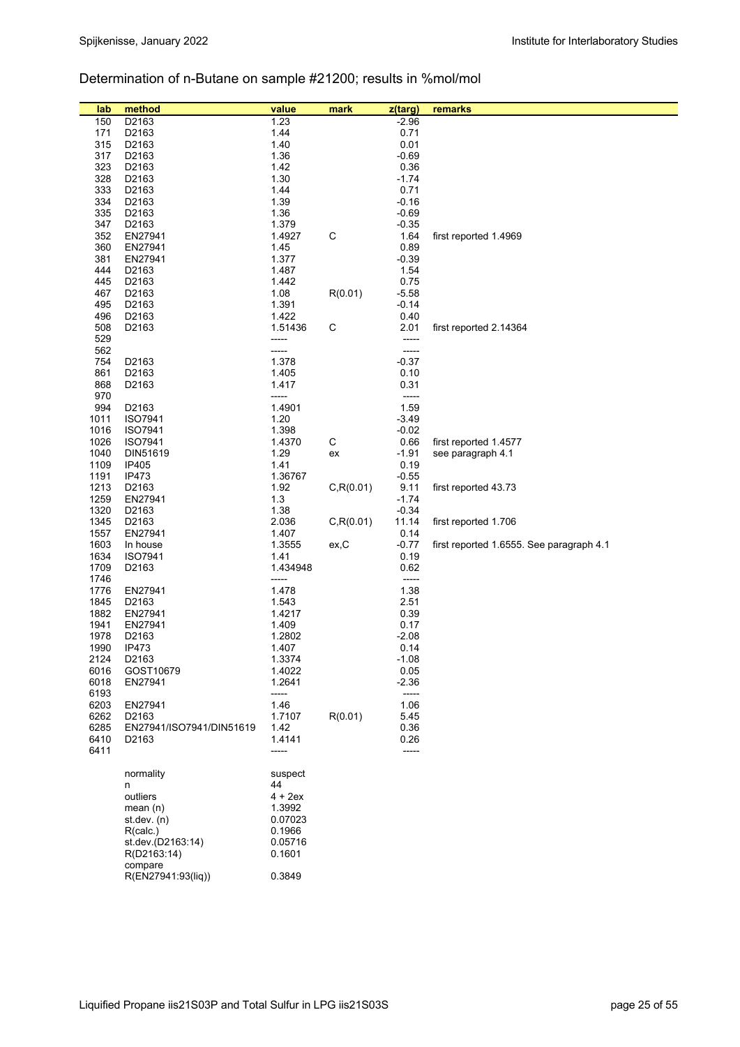## Determination of n-Butane on sample #21200; results in %mol/mol

| lab | method | value | mark | z(targ) | remarks |
|---|---|---|---|---|---|
| 150 | D2163 | 1.23 | | -2.96 | |
| 171 | D2163 | 1.44 | | 0.71 | |
| 315 | D2163 | 1.40 | | 0.01 | |
| 317 | D2163 | 1.36 | | -0.69 | |
| 323 | D2163 | 1.42 | | 0.36 | |
| 328 | D2163 | 1.30 | | -1.74 | |
| 333 | D2163 | 1.44 | | 0.71 | |
| 334 | D2163 | 1.39 | | -0.16 | |
| 335 | D2163 | 1.36 | | -0.69 | |
| 347 | D2163 | 1.379 | | -0.35 | |
| 352 | EN27941 | 1.4927 | C | 1.64 | first reported 1.4969 |
| 360 | EN27941 | 1.45 | | 0.89 | |
| 381 | EN27941 | 1.377 | | -0.39 | |
| 444 | D2163 | 1.487 | | 1.54 | |
| 445 | D2163 | 1.442 | | 0.75 | |
| 467 | D2163 | 1.08 | R(0.01) | -5.58 | |
| 495 | D2163 | 1.391 | | -0.14 | |
| 496 | D2163 | 1.422 | | 0.40 | |
| 508 | D2163 | 1.51436 | C | 2.01 | first reported 2.14364 |
| 529 | | ----- | | ----- | |
| 562 | | ----- | | ----- | |
| 754 | D2163 | 1.378 | | -0.37 | |
| 861 | D2163 | 1.405 | | 0.10 | |
| 868 | D2163 | 1.417 | | 0.31 | |
| 970 | | ----- | | ----- | |
| 994 | D2163 | 1.4901 | | 1.59 | |
| 1011 | ISO7941 | 1.20 | | -3.49 | |
| 1016 | ISO7941 | 1.398 | | -0.02 | |
| 1026 | ISO7941 | 1.4370 | C | 0.66 | first reported 1.4577 |
| 1040 | DIN51619 | 1.29 | ex | -1.91 | see paragraph 4.1 |
| 1109 | IP405 | 1.41 | | 0.19 | |
| 1191 | IP473 | 1.36767 | | -0.55 | |
| 1213 | D2163 | 1.92 | C,R(0.01) | 9.11 | first reported 43.73 |
| 1259 | EN27941 | 1.3 | | -1.74 | |
| 1320 | D2163 | 1.38 | | -0.34 | |
| 1345 | D2163 | 2.036 | C,R(0.01) | 11.14 | first reported 1.706 |
| 1557 | EN27941 | 1.407 | | 0.14 | |
| 1603 | In house | 1.3555 | ex,C | -0.77 | first reported 1.6555. See paragraph 4.1 |
| 1634 | ISO7941 | 1.41 | | 0.19 | |
| 1709 | D2163 | 1.434948 | | 0.62 | |
| 1746 | | ----- | | ----- | |
| 1776 | EN27941 | 1.478 | | 1.38 | |
| 1845 | D2163 | 1.543 | | 2.51 | |
| 1882 | EN27941 | 1.4217 | | 0.39 | |
| 1941 | EN27941 | 1.409 | | 0.17 | |
| 1978 | D2163 | 1.2802 | | -2.08 | |
| 1990 | IP473 | 1.407 | | 0.14 | |
| 2124 | D2163 | 1.3374 | | -1.08 | |
| 6016 | GOST10679 | 1.4022 | | 0.05 | |
| 6018 | EN27941 | 1.2641 | | -2.36 | |
| 6193 | | ----- | | ----- | |
| 6203 | EN27941 | 1.46 | | 1.06 | |
| 6262 | D2163 | 1.7107 | R(0.01) | 5.45 | |
| 6285 | EN27941/ISO7941/DIN51619 | 1.42 | | 0.36 | |
| 6410 | D2163 | 1.4141 | | 0.26 | |
| 6411 | | ----- | | ----- | |
| | normality | suspect | | | |
| | n | 44 | | | |
| | outliers | 4 + 2ex | | | |
| | mean (n) | 1.3992 | | | |
| | st.dev. (n) | 0.07023 | | | |
| | R(calc.) | 0.1966 | | | |
| | st.dev.(D2163:14) | 0.05716 | | | |
| | R(D2163:14) | 0.1601 | | | |
| | compare | | | | |
| | R(EN27941:93(liq)) | 0.3849 | | | |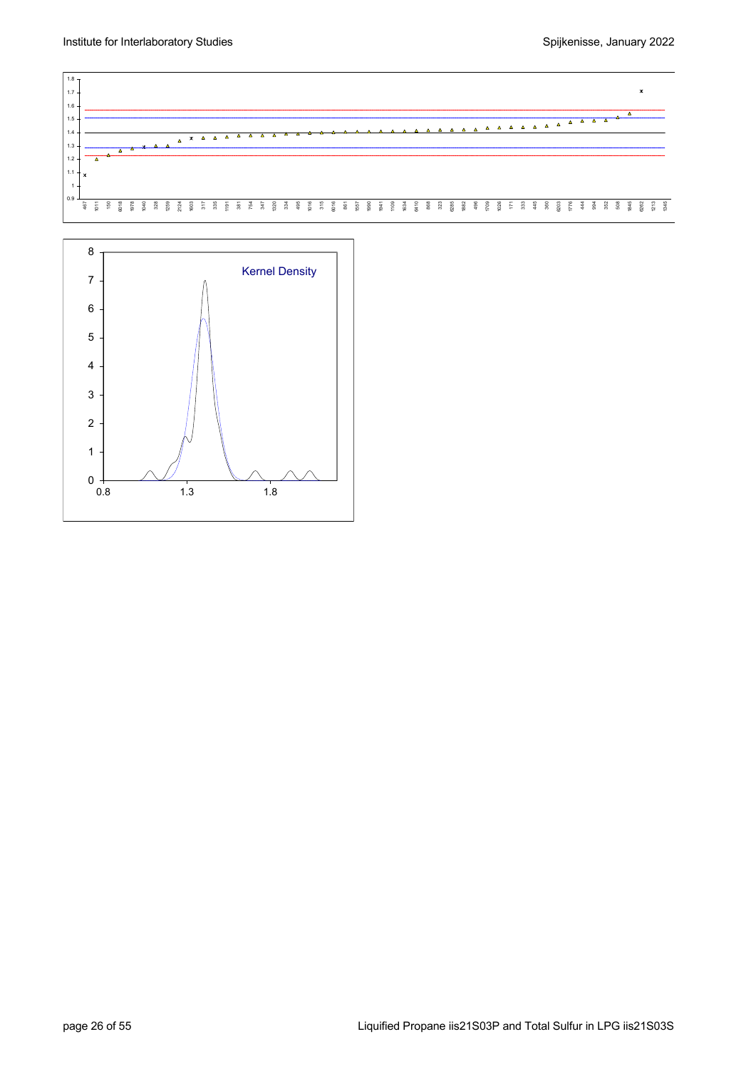Kernel Density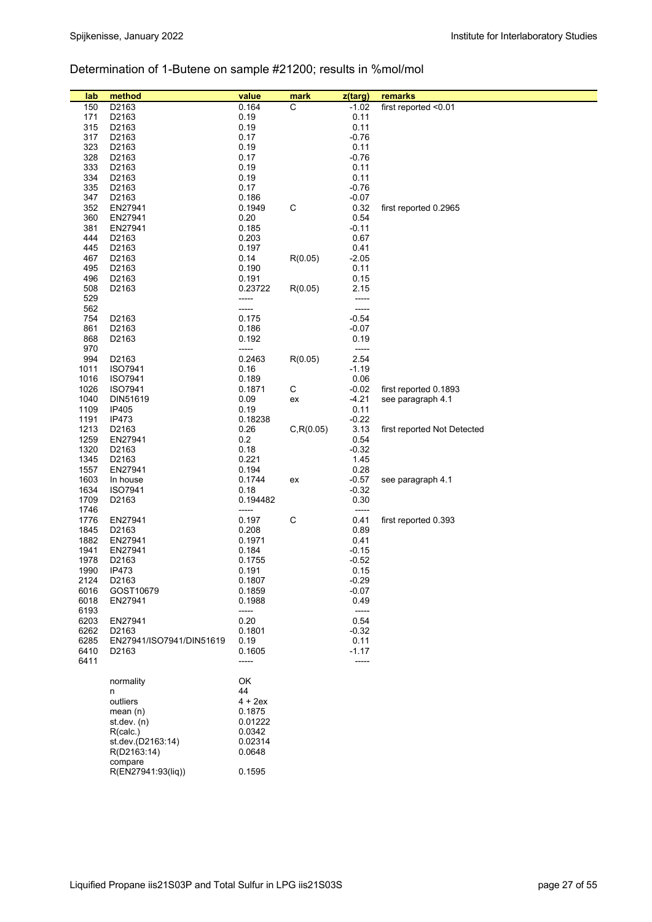## Determination of 1-Butene on sample #21200; results in %mol/mol

| lab | method | value | mark | z(targ) | remarks |
|---|---|---|---|---|---|
| 150 | D2163 | 0.164 | C | -1.02 | first reported <0.01 |
| 171 | D2163 | 0.19 | | 0.11 | |
| 315 | D2163 | 0.19 | | 0.11 | |
| 317 | D2163 | 0.17 | | -0.76 | |
| 323 | D2163 | 0.19 | | 0.11 | |
| 328 | D2163 | 0.17 | | -0.76 | |
| 333 | D2163 | 0.19 | | 0.11 | |
| 334 | D2163 | 0.19 | | 0.11 | |
| 335 | D2163 | 0.17 | | -0.76 | |
| 347 | D2163 | 0.186 | | -0.07 | |
| 352 | EN27941 | 0.1949 | C | 0.32 | first reported 0.2965 |
| 360 | EN27941 | 0.20 | | 0.54 | |
| 381 | EN27941 | 0.185 | | -0.11 | |
| 444 | D2163 | 0.203 | | 0.67 | |
| 445 | D2163 | 0.197 | | 0.41 | |
| 467 | D2163 | 0.14 | R(0.05) | -2.05 | |
| 495 | D2163 | 0.190 | | 0.11 | |
| 496 | D2163 | 0.191 | | 0.15 | |
| 508 | D2163 | 0.23722 | R(0.05) | 2.15 | |
| 529 | | ----- | | ----- | |
| 562 | | ----- | | ----- | |
| 754 | D2163 | 0.175 | | -0.54 | |
| 861 | D2163 | 0.186 | | -0.07 | |
| 868 | D2163 | 0.192 | | 0.19 | |
| 970 | | ----- | | ----- | |
| 994 | D2163 | 0.2463 | R(0.05) | 2.54 | |
| 1011 | ISO7941 | 0.16 | | -1.19 | |
| 1016 | ISO7941 | 0.189 | | 0.06 | |
| 1026 | ISO7941 | 0.1871 | C | -0.02 | first reported 0.1893 |
| 1040 | DIN51619 | 0.09 | ex | -4.21 | see paragraph 4.1 |
| 1109 | IP405 | 0.19 | | 0.11 | |
| 1191 | IP473 | 0.18238 | | -0.22 | |
| 1213 | D2163 | 0.26 | C,R(0.05) | 3.13 | first reported Not Detected |
| 1259 | EN27941 | 0.2 | | 0.54 | |
| 1320 | D2163 | 0.18 | | -0.32 | |
| 1345 | D2163 | 0.221 | | 1.45 | |
| 1557 | EN27941 | 0.194 | | 0.28 | |
| 1603 | In house | 0.1744 | ex | -0.57 | see paragraph 4.1 |
| 1634 | ISO7941 | 0.18 | | -0.32 | |
| 1709 | D2163 | 0.194482 | | 0.30 | |
| 1746 | | ----- | | ----- | |
| 1776 | EN27941 | 0.197 | C | 0.41 | first reported 0.393 |
| 1845 | D2163 | 0.208 | | 0.89 | |
| 1882 | EN27941 | 0.1971 | | 0.41 | |
| 1941 | EN27941 | 0.184 | | -0.15 | |
| 1978 | D2163 | 0.1755 | | -0.52 | |
| 1990 | IP473 | 0.191 | | 0.15 | |
| 2124 | D2163 | 0.1807 | | -0.29 | |
| 6016 | GOST10679 | 0.1859 | | -0.07 | |
| 6018 | EN27941 | 0.1988 | | 0.49 | |
| 6193 | | ----- | | ----- | |
| 6203 | EN27941 | 0.20 | | 0.54 | |
| 6262 | D2163 | 0.1801 | | -0.32 | |
| 6285 | EN27941/ISO7941/DIN51619 | 0.19 | | 0.11 | |
| 6410 | D2163 | 0.1605 | | -1.17 | |
| 6411 | | ----- | | ----- | |
| | normality | OK | | | |
| | n | 44 | | | |
| | outliers | 4 + 2ex | | | |
| | mean (n) | 0.1875 | | | |
| | st.dev. (n) | 0.01222 | | | |
| | R(calc.) | 0.0342 | | | |
| | st.dev.(D2163:14) | 0.02314 | | | |
| | R(D2163:14) | 0.0648 | | | |
| | compare | | | | |
| | R(EN27941:93(liq)) | 0.1595 | | | |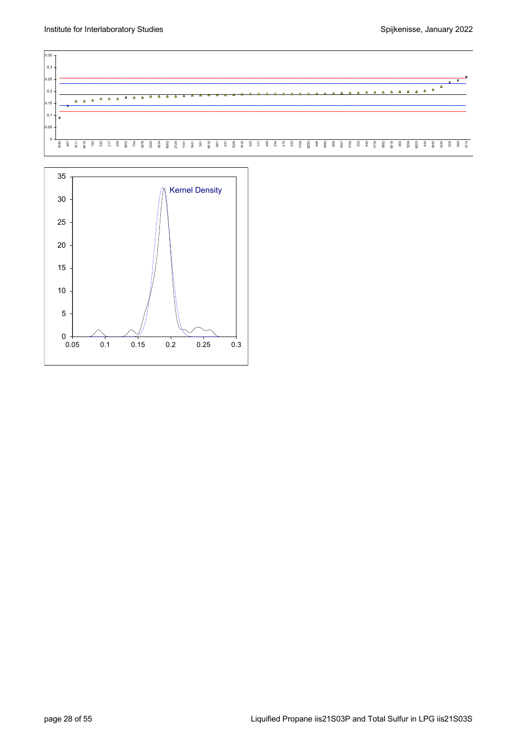0.35

0.3

0.25

0.2

0.15

0.1

0.05

0

1040 467 1011 6410 150 335 317 328 1603 754 1978 1320 1634 6262 2124 1191 1841 381 6016 861 347 1026 1016 323 171 495 334 315 333 1109 6285 496 1990 868 1557 1709 352 445 1776 1882 6018 360 1259 6203 444 1845 1345 508 994 1213

35

30

25

20

15

10

5

0

0.05 0.1 0.15 0.2 0.25 0.3

Kernel Density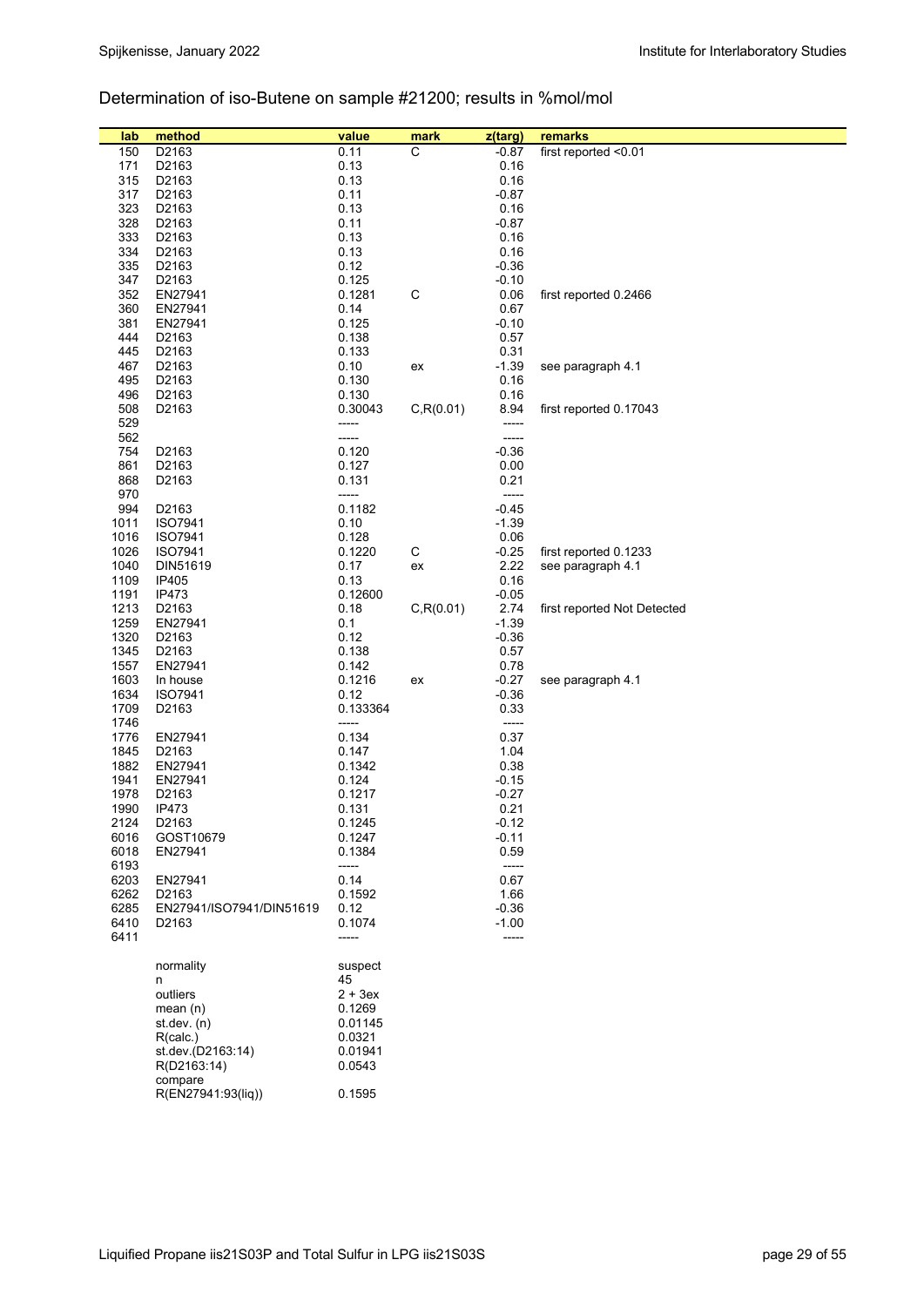## Determination of iso-Butene on sample #21200; results in %mol/mol

| lab | method | value | mark | z(targ) | remarks |
|---|---|---|---|---|---|
| 150 | D2163 | 0.11 | C | -0.87 | first reported <0.01 |
| 171 | D2163 | 0.13 | | 0.16 | |
| 315 | D2163 | 0.13 | | 0.16 | |
| 317 | D2163 | 0.11 | | -0.87 | |
| 323 | D2163 | 0.13 | | 0.16 | |
| 328 | D2163 | 0.11 | | -0.87 | |
| 333 | D2163 | 0.13 | | 0.16 | |
| 334 | D2163 | 0.13 | | 0.16 | |
| 335 | D2163 | 0.12 | | -0.36 | |
| 347 | D2163 | 0.125 | | -0.10 | |
| 352 | EN27941 | 0.1281 | C | 0.06 | first reported 0.2466 |
| 360 | EN27941 | 0.14 | | 0.67 | |
| 381 | EN27941 | 0.125 | | -0.10 | |
| 444 | D2163 | 0.138 | | 0.57 | |
| 445 | D2163 | 0.133 | | 0.31 | |
| 467 | D2163 | 0.10 | ex | -1.39 | see paragraph 4.1 |
| 495 | D2163 | 0.130 | | 0.16 | |
| 496 | D2163 | 0.130 | | 0.16 | |
| 508 | D2163 | 0.30043 | C,R(0.01) | 8.94 | first reported 0.17043 |
| 529 | | ----- | | ----- | |
| 562 | | ----- | | ----- | |
| 754 | D2163 | 0.120 | | -0.36 | |
| 861 | D2163 | 0.127 | | 0.00 | |
| 868 | D2163 | 0.131 | | 0.21 | |
| 970 | | ----- | | ----- | |
| 994 | D2163 | 0.1182 | | -0.45 | |
| 1011 | ISO7941 | 0.10 | | -1.39 | |
| 1016 | ISO7941 | 0.128 | | 0.06 | |
| 1026 | ISO7941 | 0.1220 | C | -0.25 | first reported 0.1233 |
| 1040 | DIN51619 | 0.17 | ex | 2.22 | see paragraph 4.1 |
| 1109 | IP405 | 0.13 | | 0.16 | |
| 1191 | IP473 | 0.12600 | | -0.05 | |
| 1213 | D2163 | 0.18 | C,R(0.01) | 2.74 | first reported Not Detected |
| 1259 | EN27941 | 0.1 | | -1.39 | |
| 1320 | D2163 | 0.12 | | -0.36 | |
| 1345 | D2163 | 0.138 | | 0.57 | |
| 1557 | EN27941 | 0.142 | | 0.78 | |
| 1603 | In house | 0.1216 | ex | -0.27 | see paragraph 4.1 |
| 1634 | ISO7941 | 0.12 | | -0.36 | |
| 1709 | D2163 | 0.133364 | | 0.33 | |
| 1746 | | ----- | | ----- | |
| 1776 | EN27941 | 0.134 | | 0.37 | |
| 1845 | D2163 | 0.147 | | 1.04 | |
| 1882 | EN27941 | 0.1342 | | 0.38 | |
| 1941 | EN27941 | 0.124 | | -0.15 | |
| 1978 | D2163 | 0.1217 | | -0.27 | |
| 1990 | IP473 | 0.131 | | 0.21 | |
| 2124 | D2163 | 0.1245 | | -0.12 | |
| 6016 | GOST10679 | 0.1247 | | -0.11 | |
| 6018 | EN27941 | 0.1384 | | 0.59 | |
| 6193 | | ----- | | ----- | |
| 6203 | EN27941 | 0.14 | | 0.67 | |
| 6262 | D2163 | 0.1592 | | 1.66 | |
| 6285 | EN27941/ISO7941/DIN51619 | 0.12 | | -0.36 | |
| 6410 | D2163 | 0.1074 | | -1.00 | |
| 6411 | | ----- | | ----- | |
| | normality | suspect | | | |
| | n | 45 | | | |
| | outliers | 2 + 3ex | | | |
| | mean (n) | 0.1269 | | | |
| | st.dev. (n) | 0.01145 | | | |
| | R(calc.) | 0.0321 | | | |
| | st.dev.(D2163:14) | 0.01941 | | | |
| | R(D2163:14) | 0.0543 | | | |
| | compare | | | | |
| | R(EN27941:93(liq)) | 0.1595 | | | |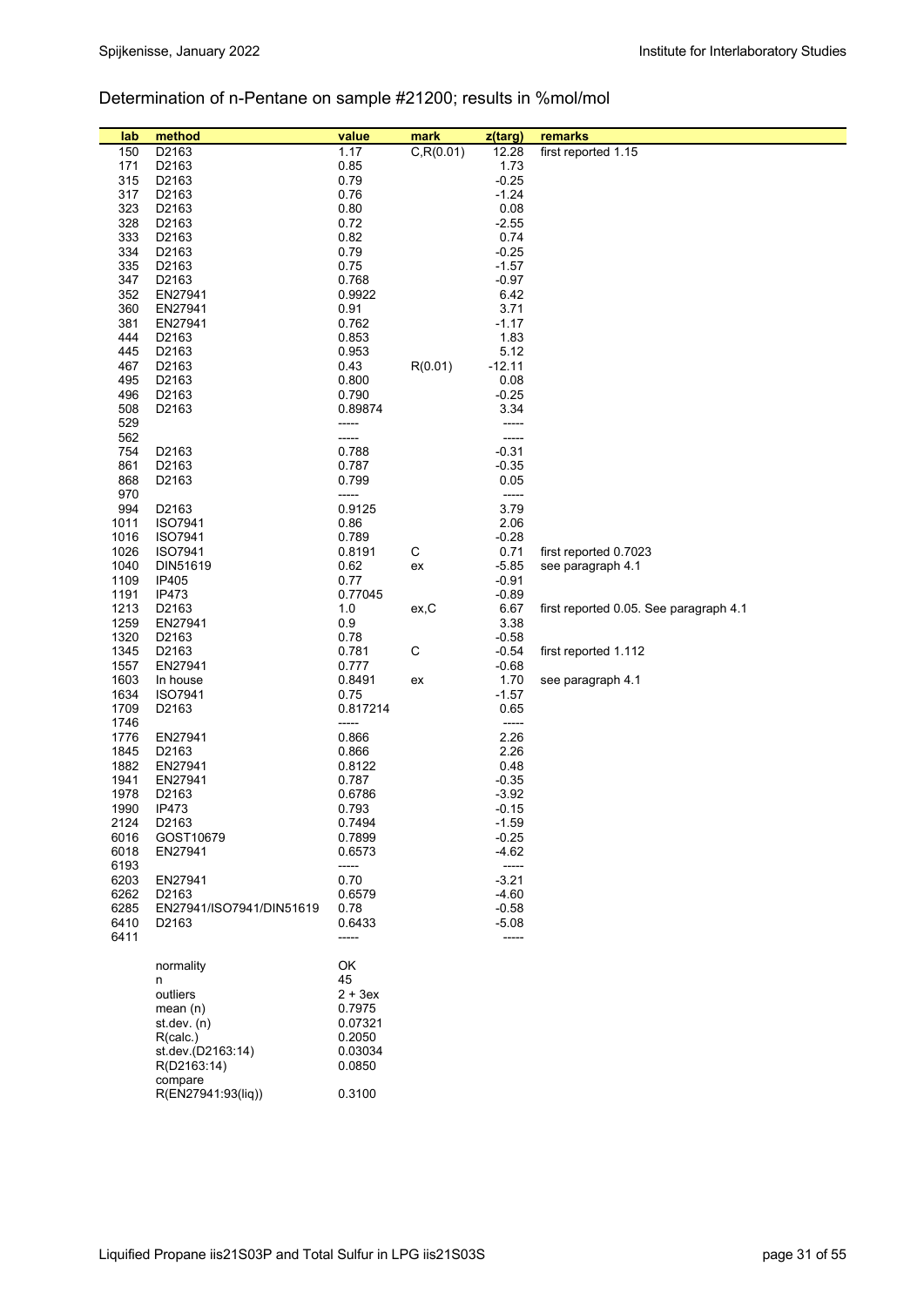## Determination of n-Pentane on sample #21200; results in %mol/mol

| lab | method | value | mark | z(targ) | remarks |
|---|---|---|---|---|---|
| 150 | D2163 | 1.17 | C,R(0.01) | 12.28 | first reported 1.15 |
| 171 | D2163 | 0.85 | | 1.73 | |
| 315 | D2163 | 0.79 | | -0.25 | |
| 317 | D2163 | 0.76 | | -1.24 | |
| 323 | D2163 | 0.80 | | 0.08 | |
| 328 | D2163 | 0.72 | | -2.55 | |
| 333 | D2163 | 0.82 | | 0.74 | |
| 334 | D2163 | 0.79 | | -0.25 | |
| 335 | D2163 | 0.75 | | -1.57 | |
| 347 | D2163 | 0.768 | | -0.97 | |
| 352 | EN27941 | 0.9922 | | 6.42 | |
| 360 | EN27941 | 0.91 | | 3.71 | |
| 381 | EN27941 | 0.762 | | -1.17 | |
| 444 | D2163 | 0.853 | | 1.83 | |
| 445 | D2163 | 0.953 | | 5.12 | |
| 467 | D2163 | 0.43 | R(0.01) | -12.11 | |
| 495 | D2163 | 0.800 | | 0.08 | |
| 496 | D2163 | 0.790 | | -0.25 | |
| 508 | D2163 | 0.89874 | | 3.34 | |
| 529 | | ----- | | ----- | |
| 562 | | ----- | | ----- | |
| 754 | D2163 | 0.788 | | -0.31 | |
| 861 | D2163 | 0.787 | | -0.35 | |
| 868 | D2163 | 0.799 | | 0.05 | |
| 970 | | ----- | | ----- | |
| 994 | D2163 | 0.9125 | | 3.79 | |
| 1011 | ISO7941 | 0.86 | | 2.06 | |
| 1016 | ISO7941 | 0.789 | | -0.28 | |
| 1026 | ISO7941 | 0.8191 | C | 0.71 | first reported 0.7023 |
| 1040 | DIN51619 | 0.62 | ex | -5.85 | see paragraph 4.1 |
| 1109 | IP405 | 0.77 | | -0.91 | |
| 1191 | IP473 | 0.77045 | | -0.89 | |
| 1213 | D2163 | 1.0 | ex,C | 6.67 | first reported 0.05. See paragraph 4.1 |
| 1259 | EN27941 | 0.9 | | 3.38 | |
| 1320 | D2163 | 0.78 | | -0.58 | |
| 1345 | D2163 | 0.781 | C | -0.54 | first reported 1.112 |
| 1557 | EN27941 | 0.777 | | -0.68 | |
| 1603 | In house | 0.8491 | ex | 1.70 | see paragraph 4.1 |
| 1634 | ISO7941 | 0.75 | | -1.57 | |
| 1709 | D2163 | 0.817214 | | 0.65 | |
| 1746 | | ----- | | ----- | |
| 1776 | EN27941 | 0.866 | | 2.26 | |
| 1845 | D2163 | 0.866 | | 2.26 | |
| 1882 | EN27941 | 0.8122 | | 0.48 | |
| 1941 | EN27941 | 0.787 | | -0.35 | |
| 1978 | D2163 | 0.6786 | | -3.92 | |
| 1990 | IP473 | 0.793 | | -0.15 | |
| 2124 | D2163 | 0.7494 | | -1.59 | |
| 6016 | GOST10679 | 0.7899 | | -0.25 | |
| 6018 | EN27941 | 0.6573 | | -4.62 | |
| 6193 | | ----- | | ----- | |
| 6203 | EN27941 | 0.70 | | -3.21 | |
| 6262 | D2163 | 0.6579 | | -4.60 | |
| 6285 | EN27941/ISO7941/DIN51619 | 0.78 | | -0.58 | |
| 6410 | D2163 | 0.6433 | | -5.08 | |
| 6411 | | ----- | | ----- | |
| | normality | OK | | | |
| | n | 45 | | | |
| | outliers | 2 + 3ex | | | |
| | mean (n) | 0.7975 | | | |
| | st.dev. (n) | 0.07321 | | | |
| | R(calc.) | 0.2050 | | | |
| | st.dev.(D2163:14) | 0.03034 | | | |
| | R(D2163:14) | 0.0850 | | | |
| | compare | | | | |
| | R(EN27941:93(liq)) | 0.3100 | | | |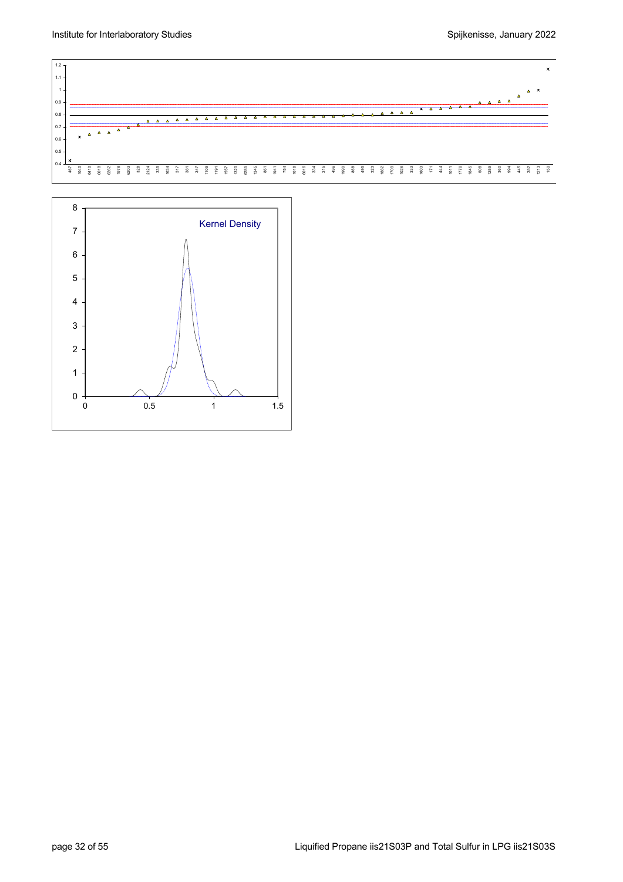Kernel Density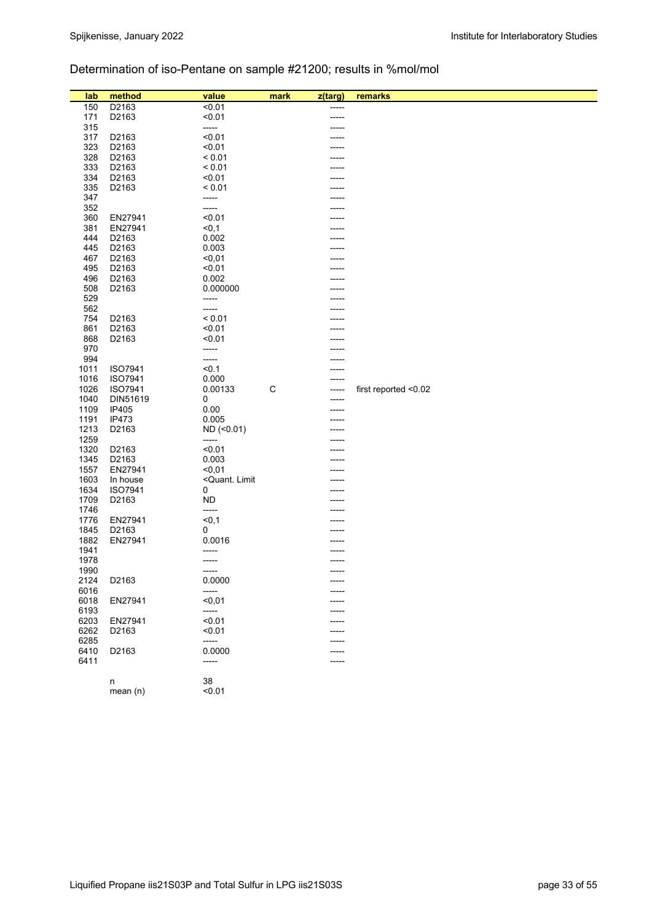## Determination of iso-Pentane on sample #21200; results in %mol/mol

| lab | method | value | mark | z(targ) | remarks |
|---|---|---|---|---|---|
| 150 | D2163 | <0.01 | | ----- | |
| 171 | D2163 | <0.01 | | ----- | |
| 315 | | ----- | | ----- | |
| 317 | D2163 | <0.01 | | ----- | |
| 323 | D2163 | <0.01 | | ----- | |
| 328 | D2163 | < 0.01 | | ----- | |
| 333 | D2163 | < 0.01 | | ----- | |
| 334 | D2163 | <0.01 | | ----- | |
| 335 | D2163 | < 0.01 | | ----- | |
| 347 | | ----- | | ----- | |
| 352 | | ----- | | ----- | |
| 360 | EN27941 | <0.01 | | ----- | |
| 381 | EN27941 | <0,1 | | ----- | |
| 444 | D2163 | 0.002 | | ----- | |
| 445 | D2163 | 0.003 | | ----- | |
| 467 | D2163 | <0,01 | | ----- | |
| 495 | D2163 | <0.01 | | ----- | |
| 496 | D2163 | 0.002 | | ----- | |
| 508 | D2163 | 0.000000 | | ----- | |
| 529 | | ----- | | ----- | |
| 562 | | ----- | | ----- | |
| 754 | D2163 | < 0.01 | | ----- | |
| 861 | D2163 | <0.01 | | ----- | |
| 868 | D2163 | <0.01 | | ----- | |
| 970 | | ----- | | ----- | |
| 994 | | ----- | | ----- | |
| 1011 | ISO7941 | <0.1 | | ----- | |
| 1016 | ISO7941 | 0.000 | | ----- | |
| 1026 | ISO7941 | 0.00133 | C | ----- | first reported <0.02 |
| 1040 | DIN51619 | 0 | | ----- | |
| 1109 | IP405 | 0.00 | | ----- | |
| 1191 | IP473 | 0.005 | | ----- | |
| 1213 | D2163 | ND (<0.01) | | ----- | |
| 1259 | | ----- | | ----- | |
| 1320 | D2163 | <0.01 | | ----- | |
| 1345 | D2163 | 0.003 | | ----- | |
| 1557 | EN27941 | <0,01 | | ----- | |
| 1603 | In house | <Quant. Limit | | ----- | |
| 1634 | ISO7941 | 0 | | ----- | |
| 1709 | D2163 | ND | | ----- | |
| 1746 | | ----- | | ----- | |
| 1776 | EN27941 | <0,1 | | ----- | |
| 1845 | D2163 | 0 | | ----- | |
| 1882 | EN27941 | 0.0016 | | ----- | |
| 1941 | | ----- | | ----- | |
| 1978 | | ----- | | ----- | |
| 1990 | | ----- | | ----- | |
| 2124 | D2163 | 0.0000 | | ----- | |
| 6016 | | ----- | | ----- | |
| 6018 | EN27941 | <0,01 | | ----- | |
| 6193 | | ----- | | ----- | |
| 6203 | EN27941 | <0.01 | | ----- | |
| 6262 | D2163 | <0.01 | | ----- | |
| 6285 | | ----- | | ----- | |
| 6410 | D2163 | 0.0000 | | ----- | |
| 6411 | | ----- | | ----- | |
| | n | 38 | | | |
| | mean (n) | <0.01 | | | |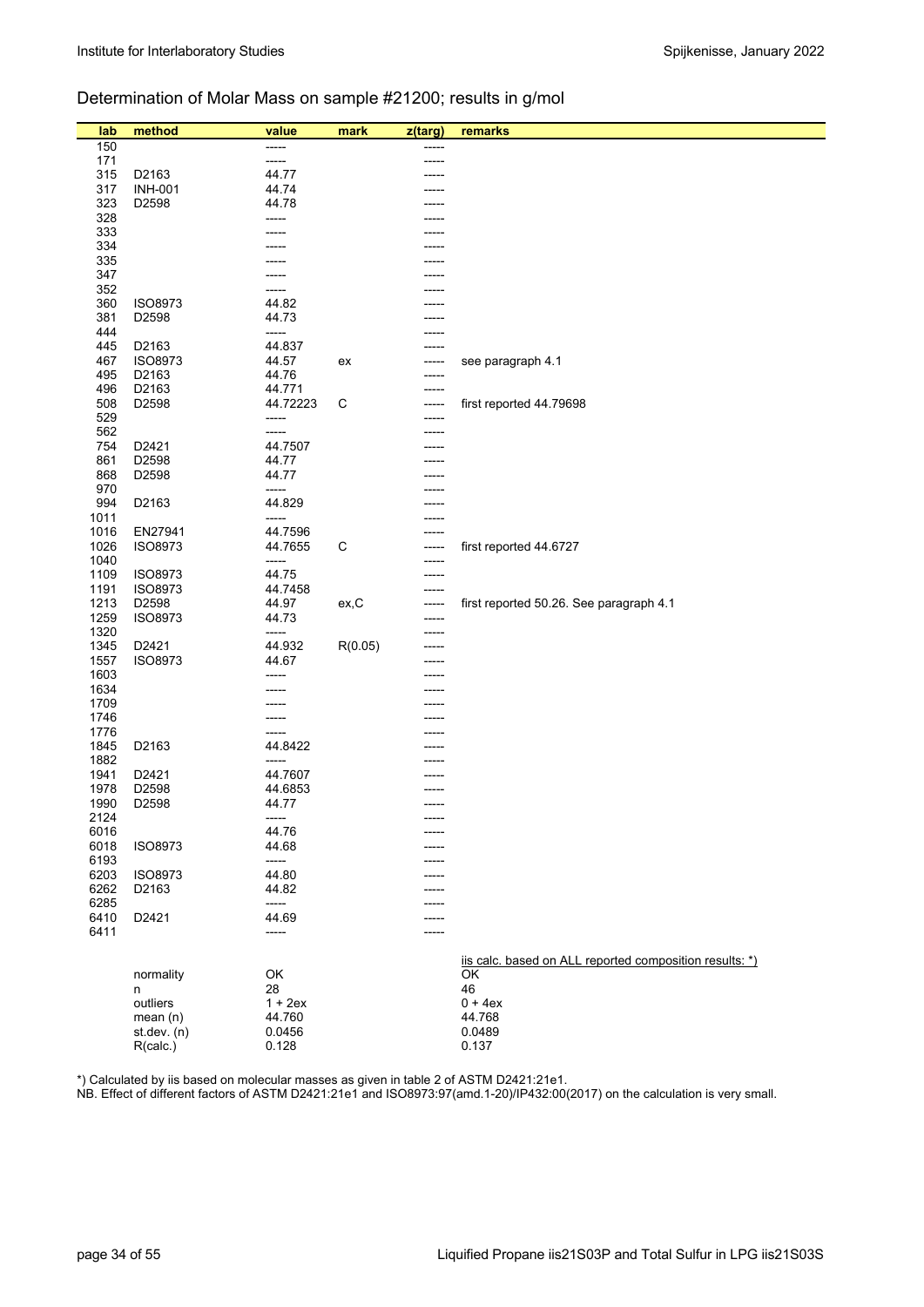## Determination of Molar Mass on sample #21200; results in g/mol

| lab | method | value | mark | z(targ) | remarks |
|---|---|---|---|---|---|
| 150 | | ----- | | ----- | |
| 171 | | ----- | | ----- | |
| 315 | D2163 | 44.77 | | ----- | |
| 317 | INH-001 | 44.74 | | ----- | |
| 323 | D2598 | 44.78 | | ----- | |
| 328 | | ----- | | ----- | |
| 333 | | ----- | | ----- | |
| 334 | | ----- | | ----- | |
| 335 | | ----- | | ----- | |
| 347 | | ----- | | ----- | |
| 352 | | ----- | | ----- | |
| 360 | ISO8973 | 44.82 | | ----- | |
| 381 | D2598 | 44.73 | | ----- | |
| 444 | | ----- | | ----- | |
| 445 | D2163 | 44.837 | | ----- | |
| 467 | ISO8973 | 44.57 | ex | ----- | see paragraph 4.1 |
| 495 | D2163 | 44.76 | | ----- | |
| 496 | D2163 | 44.771 | | ----- | |
| 508 | D2598 | 44.72223 | C | ----- | first reported 44.79698 |
| 529 | | ----- | | ----- | |
| 562 | | ----- | | ----- | |
| 754 | D2421 | 44.7507 | | ----- | |
| 861 | D2598 | 44.77 | | ----- | |
| 868 | D2598 | 44.77 | | ----- | |
| 970 | | ----- | | ----- | |
| 994 | D2163 | 44.829 | | ----- | |
| 1011 | | ----- | | ----- | |
| 1016 | EN27941 | 44.7596 | | ----- | |
| 1026 | ISO8973 | 44.7655 | C | ----- | first reported 44.6727 |
| 1040 | | ----- | | ----- | |
| 1109 | ISO8973 | 44.75 | | ----- | |
| 1191 | ISO8973 | 44.7458 | | ----- | |
| 1213 | D2598 | 44.97 | ex,C | ----- | first reported 50.26. See paragraph 4.1 |
| 1259 | ISO8973 | 44.73 | | ----- | |
| 1320 | | ----- | | ----- | |
| 1345 | D2421 | 44.932 | R(0.05) | ----- | |
| 1557 | ISO8973 | 44.67 | | ----- | |
| 1603 | | ----- | | ----- | |
| 1634 | | ----- | | ----- | |
| 1709 | | ----- | | ----- | |
| 1746 | | ----- | | ----- | |
| 1776 | | ----- | | ----- | |
| 1845 | D2163 | 44.8422 | | ----- | |
| 1882 | | ----- | | ----- | |
| 1941 | D2421 | 44.7607 | | ----- | |
| 1978 | D2598 | 44.6853 | | ----- | |
| 1990 | D2598 | 44.77 | | ----- | |
| 2124 | | ----- | | ----- | |
| 6016 | | 44.76 | | ----- | |
| 6018 | ISO8973 | 44.68 | | ----- | |
| 6193 | | ----- | | ----- | |
| 6203 | ISO8973 | 44.80 | | ----- | |
| 6262 | D2163 | 44.82 | | ----- | |
| 6285 | | ----- | | ----- | |
| 6410 | D2421 | 44.69 | | ----- | |
| 6411 | | ----- | | ----- | |
| | | | | | iis calc. based on ALL reported composition results: *) |
| | normality | OK | | | OK |
| | n | 28 | | | 46 |
| | outliers | 1 + 2ex | | | 0 + 4ex |
| | mean (n) | 44.760 | | | 44.768 |
| | st.dev. (n) | 0.0456 | | | 0.0489 |
| | R(calc.) | 0.128 | | | 0.137 |

*) Calculated by iis based on molecular masses as given in table 2 of ASTM D2421:21e1.

NB. Effect of different factors of ASTM D2421:21e1 and ISO8973:97(amd.1-20)/IP432:00(2017) on the calculation is very small.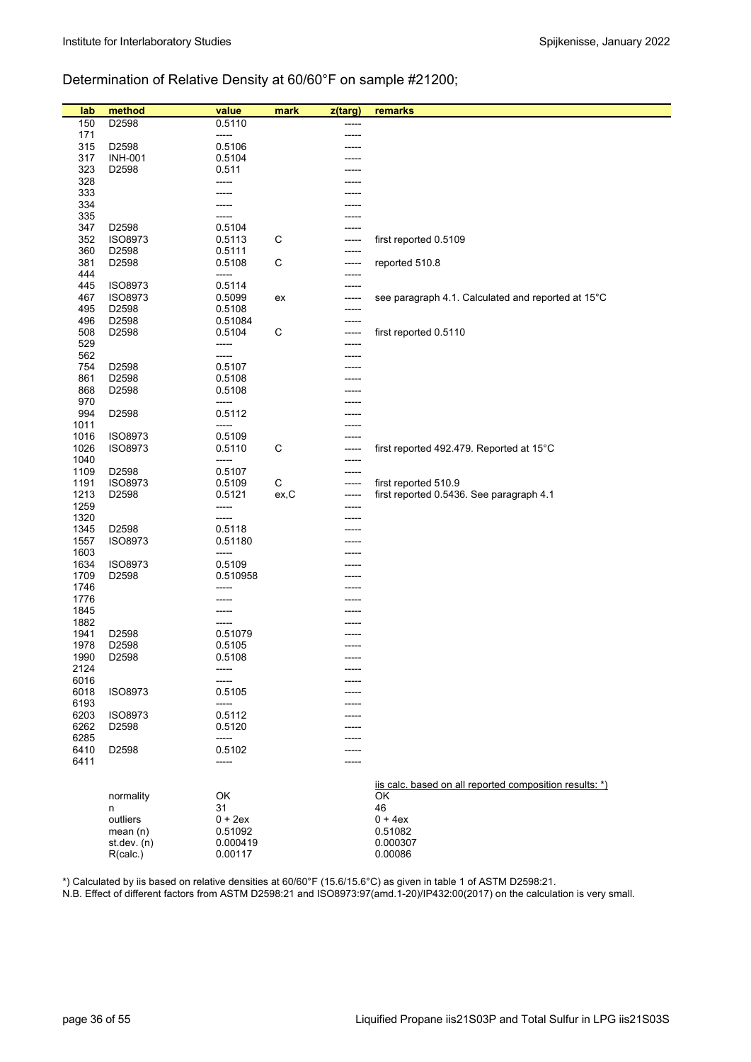## Determination of Relative Density at 60/60°F on sample #21200;

| lab | method | value | mark | z(targ) | remarks |
|---|---|---|---|---|---|
| 150 | D2598 | 0.5110 | | ----- | |
| 171 | | ----- | | ----- | |
| 315 | D2598 | 0.5106 | | ----- | |
| 317 | INH-001 | 0.5104 | | ----- | |
| 323 | D2598 | 0.511 | | ----- | |
| 328 | | ----- | | ----- | |
| 333 | | ----- | | ----- | |
| 334 | | ----- | | ----- | |
| 335 | | ----- | | ----- | |
| 347 | D2598 | 0.5104 | | ----- | |
| 352 | ISO8973 | 0.5113 | C | ----- | first reported 0.5109 |
| 360 | D2598 | 0.5111 | | ----- | |
| 381 | D2598 | 0.5108 | C | ----- | reported 510.8 |
| 444 | | ----- | | ----- | |
| 445 | ISO8973 | 0.5114 | | ----- | |
| 467 | ISO8973 | 0.5099 | ex | ----- | see paragraph 4.1. Calculated and reported at 15°C |
| 495 | D2598 | 0.5108 | | ----- | |
| 496 | D2598 | 0.51084 | | ----- | |
| 508 | D2598 | 0.5104 | C | ----- | first reported 0.5110 |
| 529 | | ----- | | ----- | |
| 562 | | ----- | | ----- | |
| 754 | D2598 | 0.5107 | | ----- | |
| 861 | D2598 | 0.5108 | | ----- | |
| 868 | D2598 | 0.5108 | | ----- | |
| 970 | | ----- | | ----- | |
| 994 | D2598 | 0.5112 | | ----- | |
| 1011 | | ----- | | ----- | |
| 1016 | ISO8973 | 0.5109 | | ----- | |
| 1026 | ISO8973 | 0.5110 | C | ----- | first reported 492.479. Reported at 15°C |
| 1040 | | ----- | | ----- | |
| 1109 | D2598 | 0.5107 | | ----- | |
| 1191 | ISO8973 | 0.5109 | C | ----- | first reported 510.9 |
| 1213 | D2598 | 0.5121 | ex,C | ----- | first reported 0.5436. See paragraph 4.1 |
| 1259 | | ----- | | ----- | |
| 1320 | | ----- | | ----- | |
| 1345 | D2598 | 0.5118 | | ----- | |
| 1557 | ISO8973 | 0.51180 | | ----- | |
| 1603 | | ----- | | ----- | |
| 1634 | ISO8973 | 0.5109 | | ----- | |
| 1709 | D2598 | 0.510958 | | ----- | |
| 1746 | | ----- | | ----- | |
| 1776 | | ----- | | ----- | |
| 1845 | | ----- | | ----- | |
| 1882 | | ----- | | ----- | |
| 1941 | D2598 | 0.51079 | | ----- | |
| 1978 | D2598 | 0.5105 | | ----- | |
| 1990 | D2598 | 0.5108 | | ----- | |
| 2124 | | ----- | | ----- | |
| 6016 | | ----- | | ----- | |
| 6018 | ISO8973 | 0.5105 | | ----- | |
| 6193 | | ----- | | ----- | |
| 6203 | ISO8973 | 0.5112 | | ----- | |
| 6262 | D2598 | 0.5120 | | ----- | |
| 6285 | | ----- | | ----- | |
| 6410 | D2598 | 0.5102 | | ----- | |
| 6411 | | ----- | | ----- | |
| | | | | | iis calc. based on all reported composition results: *) |
| | normality | OK | | | OK |
| | n | 31 | | | 46 |
| | outliers | 0 + 2ex | | | 0 + 4ex |
| | mean (n) | 0.51092 | | | 0.51082 |
| | st.dev. (n) | 0.000419 | | | 0.000307 |
| | R(calc.) | 0.00117 | | | 0.00086 |

*) Calculated by iis based on relative densities at 60/60°F (15.6/15.6°C) as given in table 1 of ASTM D2598:21.
N.B. Effect of different factors from ASTM D2598:21 and ISO8973:97(amd.1-20)/IP432:00(2017) on the calculation is very small.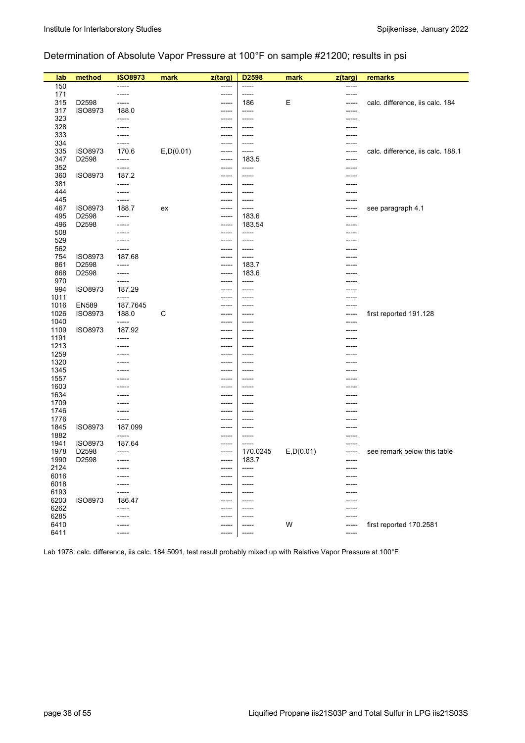Determination of Absolute Vapor Pressure at 100°F on sample #21200; results in psi

| lab | method | ISO8973 | mark | z(targ) | D2598 | mark | z(targ) | remarks |
|---|---|---|---|---|---|---|---|---|
| 150 | | ----- | | ----- | ----- | | ----- | |
| 171 | | ----- | | ----- | ----- | | ----- | |
| 315 | D2598 | ----- | | ----- | 186 | E | ----- | calc. difference, iis calc. 184 |
| 317 | ISO8973 | 188.0 | | ----- | ----- | | ----- | |
| 323 | | ----- | | ----- | ----- | | ----- | |
| 328 | | ----- | | ----- | ----- | | ----- | |
| 333 | | ----- | | ----- | ----- | | ----- | |
| 334 | | ----- | | ----- | ----- | | ----- | |
| 335 | ISO8973 | 170.6 | E,D(0.01) | ----- | ----- | | ----- | calc. difference, iis calc. 188.1 |
| 347 | D2598 | ----- | | ----- | 183.5 | | ----- | |
| 352 | | ----- | | ----- | ----- | | ----- | |
| 360 | ISO8973 | 187.2 | | ----- | ----- | | ----- | |
| 381 | | ----- | | ----- | ----- | | ----- | |
| 444 | | ----- | | ----- | ----- | | ----- | |
| 445 | | ----- | | ----- | ----- | | ----- | |
| 467 | ISO8973 | 188.7 | ex | ----- | ----- | | ----- | see paragraph 4.1 |
| 495 | D2598 | ----- | | ----- | 183.6 | | ----- | |
| 496 | D2598 | ----- | | ----- | 183.54 | | ----- | |
| 508 | | ----- | | ----- | ----- | | ----- | |
| 529 | | ----- | | ----- | ----- | | ----- | |
| 562 | | ----- | | ----- | ----- | | ----- | |
| 754 | ISO8973 | 187.68 | | ----- | ----- | | ----- | |
| 861 | D2598 | ----- | | ----- | 183.7 | | ----- | |
| 868 | D2598 | ----- | | ----- | 183.6 | | ----- | |
| 970 | | ----- | | ----- | ----- | | ----- | |
| 994 | ISO8973 | 187.29 | | ----- | ----- | | ----- | |
| 1011 | | ----- | | ----- | ----- | | ----- | |
| 1016 | EN589 | 187.7645 | | ----- | ----- | | ----- | |
| 1026 | ISO8973 | 188.0 | C | ----- | ----- | | ----- | first reported 191.128 |
| 1040 | | ----- | | ----- | ----- | | ----- | |
| 1109 | ISO8973 | 187.92 | | ----- | ----- | | ----- | |
| 1191 | | ----- | | ----- | ----- | | ----- | |
| 1213 | | ----- | | ----- | ----- | | ----- | |
| 1259 | | ----- | | ----- | ----- | | ----- | |
| 1320 | | ----- | | ----- | ----- | | ----- | |
| 1345 | | ----- | | ----- | ----- | | ----- | |
| 1557 | | ----- | | ----- | ----- | | ----- | |
| 1603 | | ----- | | ----- | ----- | | ----- | |
| 1634 | | ----- | | ----- | ----- | | ----- | |
| 1709 | | ----- | | ----- | ----- | | ----- | |
| 1746 | | ----- | | ----- | ----- | | ----- | |
| 1776 | | ----- | | ----- | ----- | | ----- | |
| 1845 | ISO8973 | 187.099 | | ----- | ----- | | ----- | |
| 1882 | | ----- | | ----- | ----- | | ----- | |
| 1941 | ISO8973 | 187.64 | | ----- | ----- | | ----- | |
| 1978 | D2598 | ----- | | ----- | 170.0245 | E,D(0.01) | ----- | see remark below this table |
| 1990 | D2598 | ----- | | ----- | 183.7 | | ----- | |
| 2124 | | ----- | | ----- | ----- | | ----- | |
| 6016 | | ----- | | ----- | ----- | | ----- | |
| 6018 | | ----- | | ----- | ----- | | ----- | |
| 6193 | | ----- | | ----- | ----- | | ----- | |
| 6203 | ISO8973 | 186.47 | | ----- | ----- | | ----- | |
| 6262 | | ----- | | ----- | ----- | | ----- | |
| 6285 | | ----- | | ----- | ----- | | ----- | |
| 6410 | | ----- | | ----- | ----- | W | ----- | first reported 170.2581 |
| 6411 | | ----- | | ----- | ----- | | ----- | |

Lab 1978: calc. difference, iis calc. 184.5091, test result probably mixed up with Relative Vapor Pressure at 100°F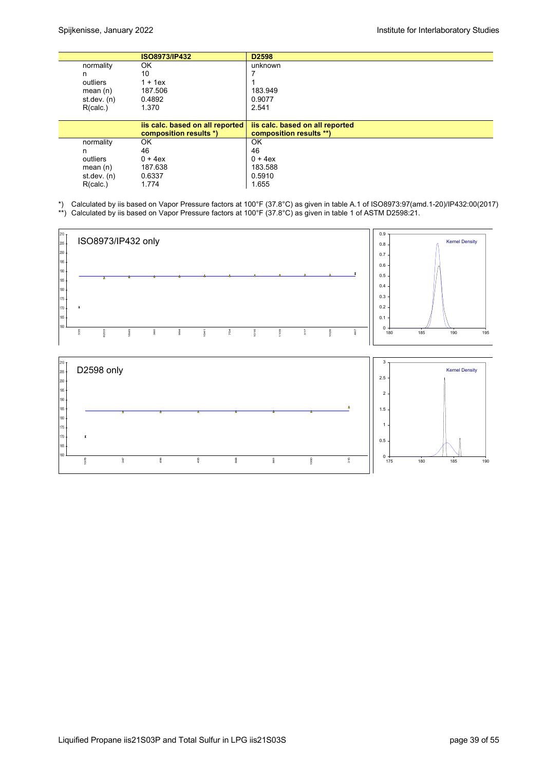| | ISO8973/IP432 | D2598 |
|---|---|---|
| normality | OK | unknown |
| n | 10 | 7 |
| outliers | 1 + 1ex | 1 |
| mean (n) | 187.506 | 183.949 |
| st.dev. (n) | 0.4892 | 0.9077 |
| R(calc.) | 1.370 | 2.541 |

| | iis calc. based on all reported composition results *) | iis calc. based on all reported composition results **) |
|---|---|---|
| normality | OK | OK |
| n | 46 | 46 |
| outliers | 0 + 4ex | 0 + 4ex |
| mean (n) | 187.638 | 183.588 |
| st.dev. (n) | 0.6337 | 0.5910 |
| R(calc.) | 1.774 | 1.655 |

*) Calculated by iis based on Vapor Pressure factors at 100°F (37.8°C) as given in table A.1 of ISO8973:97(amd.1-20)/IP432:00(2017)

**) Calculated by iis based on Vapor Pressure factors at 100°F (37.8°C) as given in table 1 of ASTM D2598:21.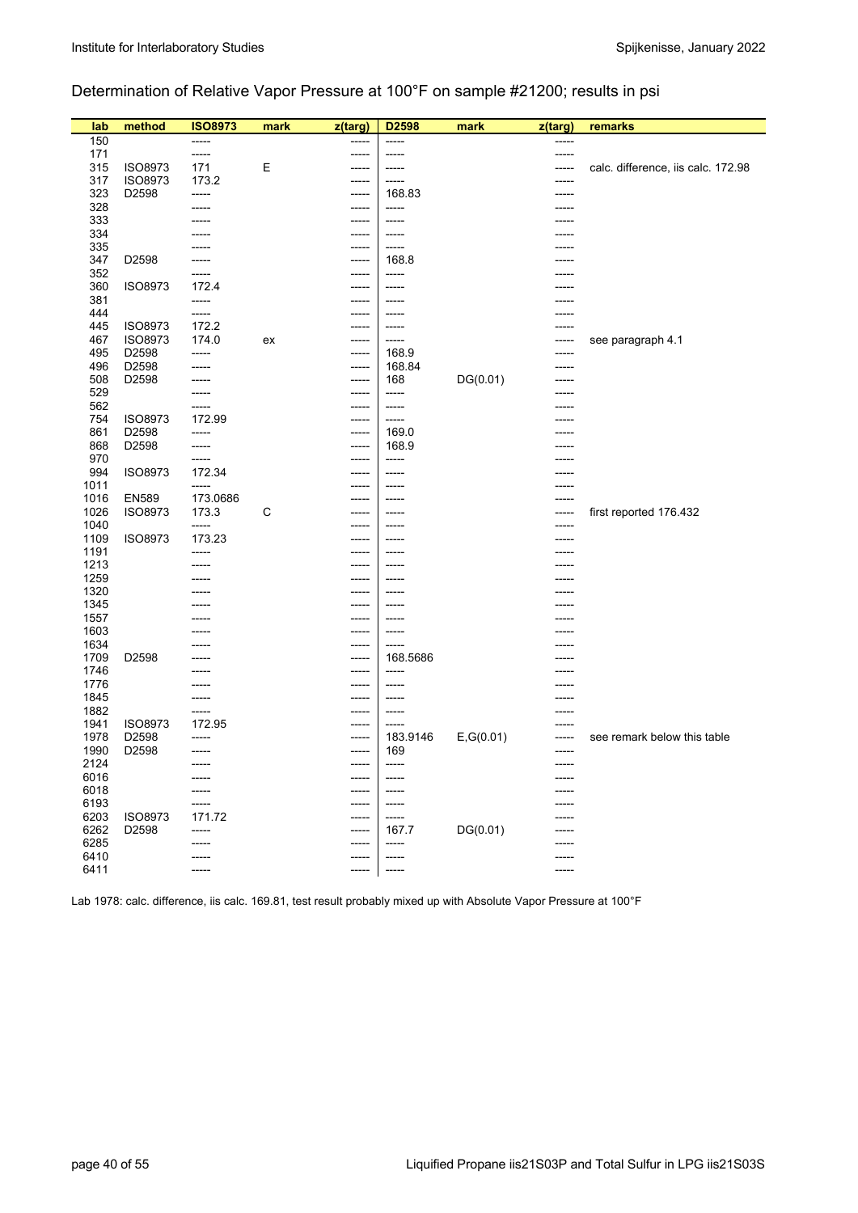## Determination of Relative Vapor Pressure at 100°F on sample #21200; results in psi

| lab | method | ISO8973 | mark | z(targ) | D2598 | mark | z(targ) | remarks |
|---|---|---|---|---|---|---|---|---|
| 150 | | ----- | | ----- | ----- | | ----- | |
| 171 | | ----- | | ----- | ----- | | ----- | |
| 315 | ISO8973 | 171 | E | ----- | ----- | | ----- | calc. difference, iis calc. 172.98 |
| 317 | ISO8973 | 173.2 | | ----- | ----- | | ----- | |
| 323 | D2598 | ----- | | ----- | 168.83 | | ----- | |
| 328 | | ----- | | ----- | ----- | | ----- | |
| 333 | | ----- | | ----- | ----- | | ----- | |
| 334 | | ----- | | ----- | ----- | | ----- | |
| 335 | | ----- | | ----- | ----- | | ----- | |
| 347 | D2598 | ----- | | ----- | 168.8 | | ----- | |
| 352 | | ----- | | ----- | ----- | | ----- | |
| 360 | ISO8973 | 172.4 | | ----- | ----- | | ----- | |
| 381 | | ----- | | ----- | ----- | | ----- | |
| 444 | | ----- | | ----- | ----- | | ----- | |
| 445 | ISO8973 | 172.2 | | ----- | ----- | | ----- | |
| 467 | ISO8973 | 174.0 | ex | ----- | ----- | | ----- | see paragraph 4.1 |
| 495 | D2598 | ----- | | ----- | 168.9 | | ----- | |
| 496 | D2598 | ----- | | ----- | 168.84 | | ----- | |
| 508 | D2598 | ----- | | ----- | 168 | DG(0.01) | ----- | |
| 529 | | ----- | | ----- | ----- | | ----- | |
| 562 | | ----- | | ----- | ----- | | ----- | |
| 754 | ISO8973 | 172.99 | | ----- | ----- | | ----- | |
| 861 | D2598 | ----- | | ----- | 169.0 | | ----- | |
| 868 | D2598 | ----- | | ----- | 168.9 | | ----- | |
| 970 | | ----- | | ----- | ----- | | ----- | |
| 994 | ISO8973 | 172.34 | | ----- | ----- | | ----- | |
| 1011 | | ----- | | ----- | ----- | | ----- | |
| 1016 | EN589 | 173.0686 | | ----- | ----- | | ----- | |
| 1026 | ISO8973 | 173.3 | C | ----- | ----- | | ----- | first reported 176.432 |
| 1040 | | ----- | | ----- | ----- | | ----- | |
| 1109 | ISO8973 | 173.23 | | ----- | ----- | | ----- | |
| 1191 | | ----- | | ----- | ----- | | ----- | |
| 1213 | | ----- | | ----- | ----- | | ----- | |
| 1259 | | ----- | | ----- | ----- | | ----- | |
| 1320 | | ----- | | ----- | ----- | | ----- | |
| 1345 | | ----- | | ----- | ----- | | ----- | |
| 1557 | | ----- | | ----- | ----- | | ----- | |
| 1603 | | ----- | | ----- | ----- | | ----- | |
| 1634 | | ----- | | ----- | ----- | | ----- | |
| 1709 | D2598 | ----- | | ----- | 168.5686 | | ----- | |
| 1746 | | ----- | | ----- | ----- | | ----- | |
| 1776 | | ----- | | ----- | ----- | | ----- | |
| 1845 | | ----- | | ----- | ----- | | ----- | |
| 1882 | | ----- | | ----- | ----- | | ----- | |
| 1941 | ISO8973 | 172.95 | | ----- | ----- | | ----- | |
| 1978 | D2598 | ----- | | ----- | 183.9146 | E,G(0.01) | ----- | see remark below this table |
| 1990 | D2598 | ----- | | ----- | 169 | | ----- | |
| 2124 | | ----- | | ----- | ----- | | ----- | |
| 6016 | | ----- | | ----- | ----- | | ----- | |
| 6018 | | ----- | | ----- | ----- | | ----- | |
| 6193 | | ----- | | ----- | ----- | | ----- | |
| 6203 | ISO8973 | 171.72 | | ----- | ----- | | ----- | |
| 6262 | D2598 | ----- | | ----- | 167.7 | DG(0.01) | ----- | |
| 6285 | | ----- | | ----- | ----- | | ----- | |
| 6410 | | ----- | | ----- | ----- | | ----- | |
| 6411 | | ----- | | ----- | ----- | | ----- | |

Lab 1978: calc. difference, iis calc. 169.81, test result probably mixed up with Absolute Vapor Pressure at 100°F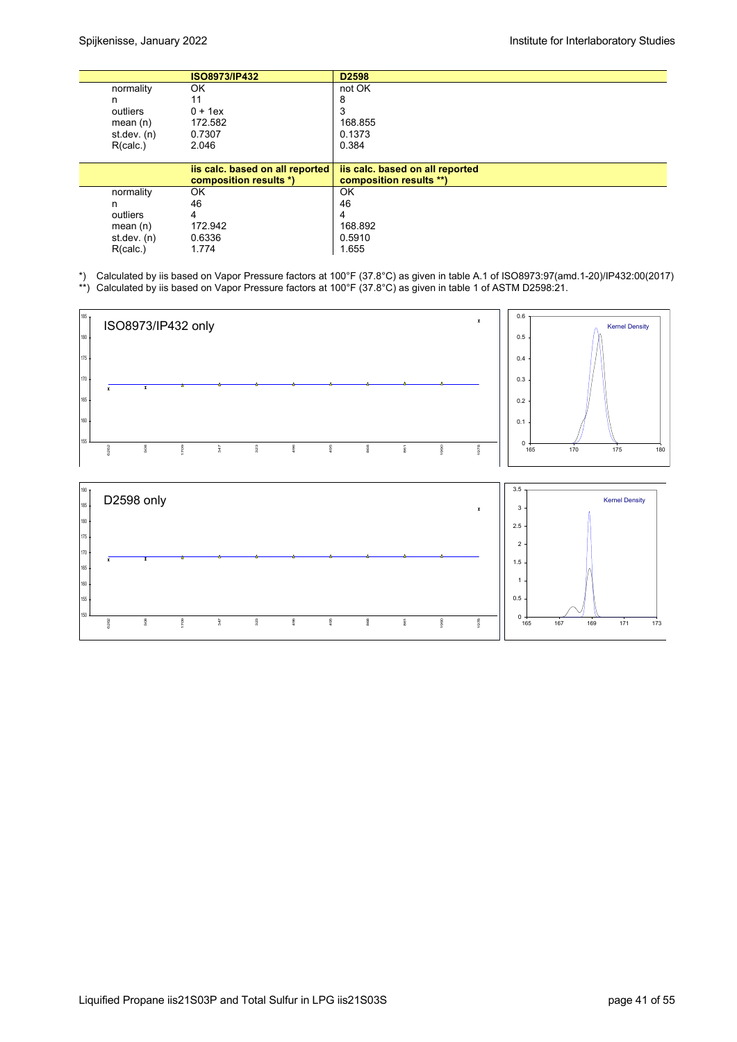| | ISO8973/IP432 | D2598 |
|---|---|---|
| normality | OK | not OK |
| n | 11 | 8 |
| outliers | 0 + 1ex | 3 |
| mean (n) | 172.582 | 168.855 |
| st.dev. (n) | 0.7307 | 0.1373 |
| R(calc.) | 2.046 | 0.384 |

| | iis calc. based on all reported composition results *) | iis calc. based on all reported composition results **) |
|---|---|---|
| normality | OK | OK |
| n | 46 | 46 |
| outliers | 4 | 4 |
| mean (n) | 172.942 | 168.892 |
| st.dev. (n) | 0.6336 | 0.5910 |
| R(calc.) | 1.774 | 1.655 |

*) Calculated by iis based on Vapor Pressure factors at 100°F (37.8°C) as given in table A.1 of ISO8973:97(amd.1-20)/IP432:00(2017)

**) Calculated by iis based on Vapor Pressure factors at 100°F (37.8°C) as given in table 1 of ASTM D2598:21.

ISO8973/IP432 only

D2598 only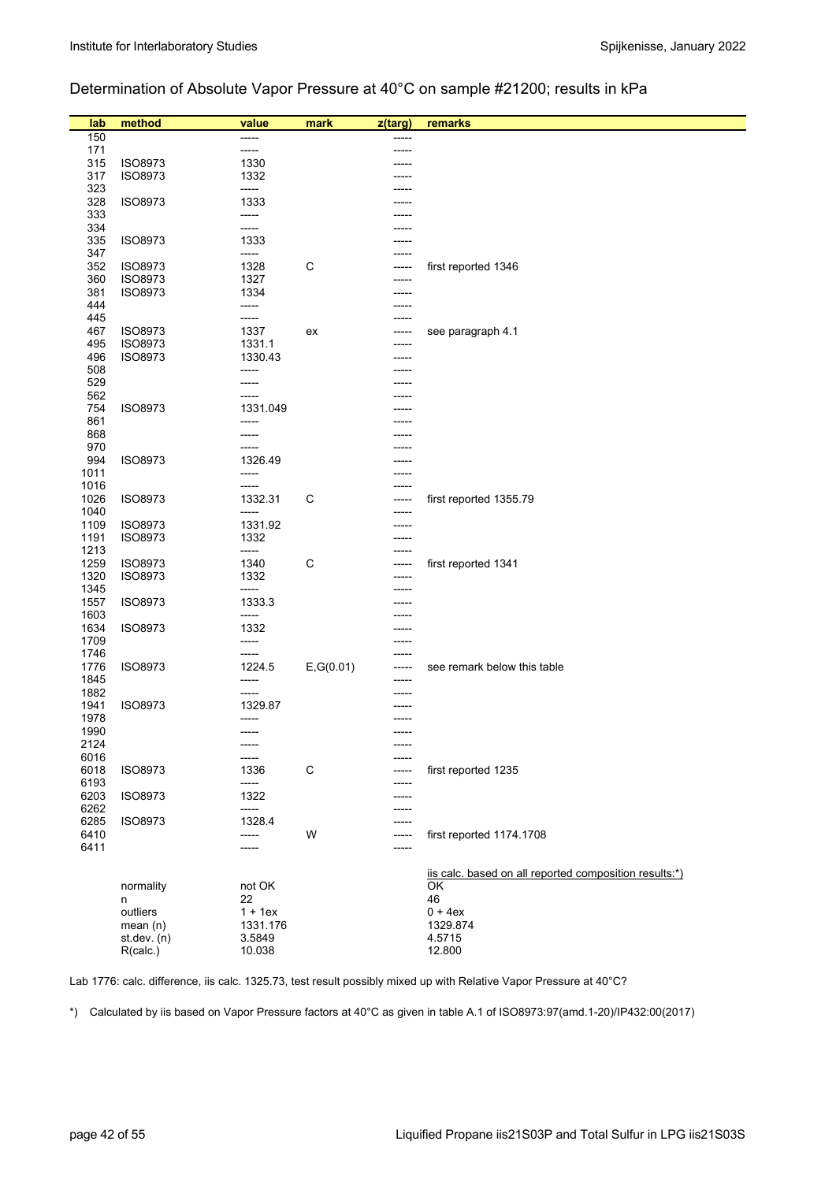## Determination of Absolute Vapor Pressure at 40°C on sample #21200; results in kPa

| lab | method | value | mark | z(targ) | remarks |
|---|---|---|---|---|---|
| 150 | | ----- | | ----- | |
| 171 | | ----- | | ----- | |
| 315 | ISO8973 | 1330 | | ----- | |
| 317 | ISO8973 | 1332 | | ----- | |
| 323 | | ----- | | ----- | |
| 328 | ISO8973 | 1333 | | ----- | |
| 333 | | ----- | | ----- | |
| 334 | | ----- | | ----- | |
| 335 | ISO8973 | 1333 | | ----- | |
| 347 | | ----- | | ----- | |
| 352 | ISO8973 | 1328 | C | ----- | first reported 1346 |
| 360 | ISO8973 | 1327 | | ----- | |
| 381 | ISO8973 | 1334 | | ----- | |
| 444 | | ----- | | ----- | |
| 445 | | ----- | | ----- | |
| 467 | ISO8973 | 1337 | ex | ----- | see paragraph 4.1 |
| 495 | ISO8973 | 1331.1 | | ----- | |
| 496 | ISO8973 | 1330.43 | | ----- | |
| 508 | | ----- | | ----- | |
| 529 | | ----- | | ----- | |
| 562 | | ----- | | ----- | |
| 754 | ISO8973 | 1331.049 | | ----- | |
| 861 | | ----- | | ----- | |
| 868 | | ----- | | ----- | |
| 970 | | ----- | | ----- | |
| 994 | ISO8973 | 1326.49 | | ----- | |
| 1011 | | ----- | | ----- | |
| 1016 | | ----- | | ----- | |
| 1026 | ISO8973 | 1332.31 | C | ----- | first reported 1355.79 |
| 1040 | | ----- | | ----- | |
| 1109 | ISO8973 | 1331.92 | | ----- | |
| 1191 | ISO8973 | 1332 | | ----- | |
| 1213 | | ----- | | ----- | |
| 1259 | ISO8973 | 1340 | C | ----- | first reported 1341 |
| 1320 | ISO8973 | 1332 | | ----- | |
| 1345 | | ----- | | ----- | |
| 1557 | ISO8973 | 1333.3 | | ----- | |
| 1603 | | ----- | | ----- | |
| 1634 | ISO8973 | 1332 | | ----- | |
| 1709 | | ----- | | ----- | |
| 1746 | | ----- | | ----- | |
| 1776 | ISO8973 | 1224.5 | E,G(0.01) | ----- | see remark below this table |
| 1845 | | ----- | | ----- | |
| 1882 | | ----- | | ----- | |
| 1941 | ISO8973 | 1329.87 | | ----- | |
| 1978 | | ----- | | ----- | |
| 1990 | | ----- | | ----- | |
| 2124 | | ----- | | ----- | |
| 6016 | | ----- | | ----- | |
| 6018 | ISO8973 | 1336 | C | ----- | first reported 1235 |
| 6193 | | ----- | | ----- | |
| 6203 | ISO8973 | 1322 | | ----- | |
| 6262 | | ----- | | ----- | |
| 6285 | ISO8973 | 1328.4 | | ----- | |
| 6410 | | ----- | W | ----- | first reported 1174.1708 |
| 6411 | | ----- | | ----- | |
| | | | | | iis calc. based on all reported composition results:*) |
| | normality | not OK | | | OK |
| | n | 22 | | | 46 |
| | outliers | 1 + 1ex | | | 0 + 4ex |
| | mean (n) | 1331.176 | | | 1329.874 |
| | st.dev. (n) | 3.5849 | | | 4.5715 |
| | R(calc.) | 10.038 | | | 12.800 |

Lab 1776: calc. difference, iis calc. 1325.73, test result possibly mixed up with Relative Vapor Pressure at 40°C?

*) Calculated by iis based on Vapor Pressure factors at 40°C as given in table A.1 of ISO8973:97(amd.1-20)/IP432:00(2017)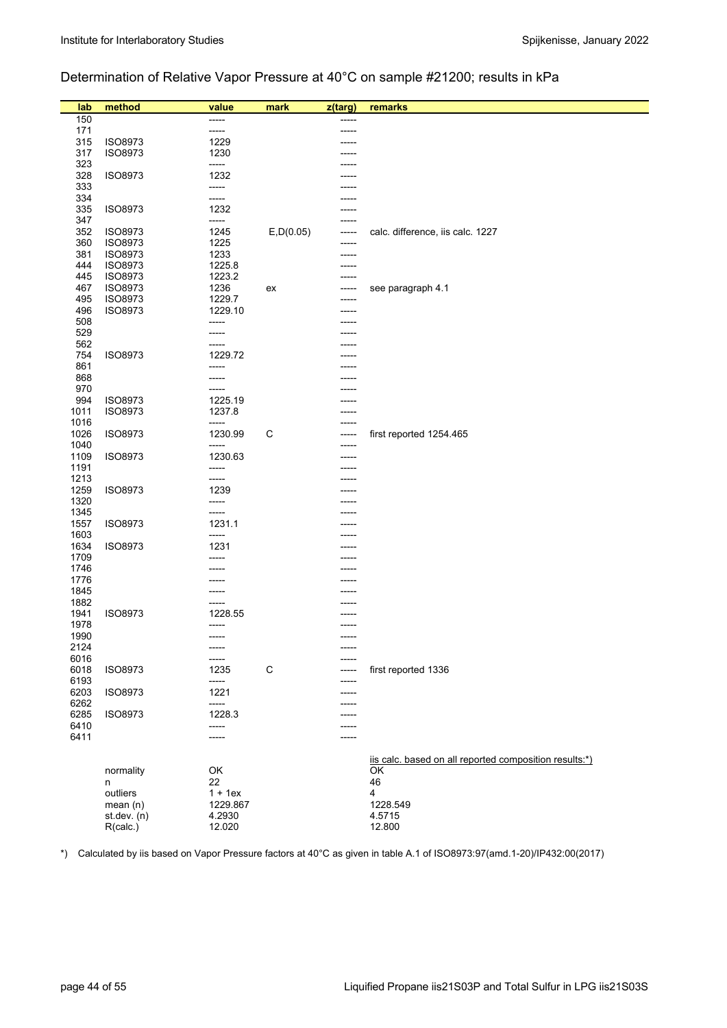Determination of Relative Vapor Pressure at 40°C on sample #21200; results in kPa

| lab | method | value | mark | z(targ) | remarks |
|---|---|---|---|---|---|
| 150 | | ----- | | ----- | |
| 171 | | ----- | | ----- | |
| 315 | ISO8973 | 1229 | | ----- | |
| 317 | ISO8973 | 1230 | | ----- | |
| 323 | | ----- | | ----- | |
| 328 | ISO8973 | 1232 | | ----- | |
| 333 | | ----- | | ----- | |
| 334 | | ----- | | ----- | |
| 335 | ISO8973 | 1232 | | ----- | |
| 347 | | ----- | | ----- | |
| 352 | ISO8973 | 1245 | E,D(0.05) | ----- | calc. difference, iis calc. 1227 |
| 360 | ISO8973 | 1225 | | ----- | |
| 381 | ISO8973 | 1233 | | ----- | |
| 444 | ISO8973 | 1225.8 | | ----- | |
| 445 | ISO8973 | 1223.2 | | ----- | |
| 467 | ISO8973 | 1236 | ex | ----- | see paragraph 4.1 |
| 495 | ISO8973 | 1229.7 | | ----- | |
| 496 | ISO8973 | 1229.10 | | ----- | |
| 508 | | ----- | | ----- | |
| 529 | | ----- | | ----- | |
| 562 | | ----- | | ----- | |
| 754 | ISO8973 | 1229.72 | | ----- | |
| 861 | | ----- | | ----- | |
| 868 | | ----- | | ----- | |
| 970 | | ----- | | ----- | |
| 994 | ISO8973 | 1225.19 | | ----- | |
| 1011 | ISO8973 | 1237.8 | | ----- | |
| 1016 | | ----- | | ----- | |
| 1026 | ISO8973 | 1230.99 | C | ----- | first reported 1254.465 |
| 1040 | | ----- | | ----- | |
| 1109 | ISO8973 | 1230.63 | | ----- | |
| 1191 | | ----- | | ----- | |
| 1213 | | ----- | | ----- | |
| 1259 | ISO8973 | 1239 | | ----- | |
| 1320 | | ----- | | ----- | |
| 1345 | | ----- | | ----- | |
| 1557 | ISO8973 | 1231.1 | | ----- | |
| 1603 | | ----- | | ----- | |
| 1634 | ISO8973 | 1231 | | ----- | |
| 1709 | | ----- | | ----- | |
| 1746 | | ----- | | ----- | |
| 1776 | | ----- | | ----- | |
| 1845 | | ----- | | ----- | |
| 1882 | | ----- | | ----- | |
| 1941 | ISO8973 | 1228.55 | | ----- | |
| 1978 | | ----- | | ----- | |
| 1990 | | ----- | | ----- | |
| 2124 | | ----- | | ----- | |
| 6016 | | ----- | | ----- | |
| 6018 | ISO8973 | 1235 | C | ----- | first reported 1336 |
| 6193 | | ----- | | ----- | |
| 6203 | ISO8973 | 1221 | | ----- | |
| 6262 | | ----- | | ----- | |
| 6285 | ISO8973 | 1228.3 | | ----- | |
| 6410 | | ----- | | ----- | |
| 6411 | | ----- | | ----- | |
| | | | | | iis calc. based on all reported composition results:*) |
| | normality | OK | | | OK |
| | n | 22 | | | 46 |
| | outliers | 1 + 1ex | | | 4 |
| | mean (n) | 1229.867 | | | 1228.549 |
| | st.dev. (n) | 4.2930 | | | 4.5715 |
| | R(calc.) | 12.020 | | | 12.800 |

*) Calculated by iis based on Vapor Pressure factors at 40°C as given in table A.1 of ISO8973:97(amd.1-20)/IP432:00(2017)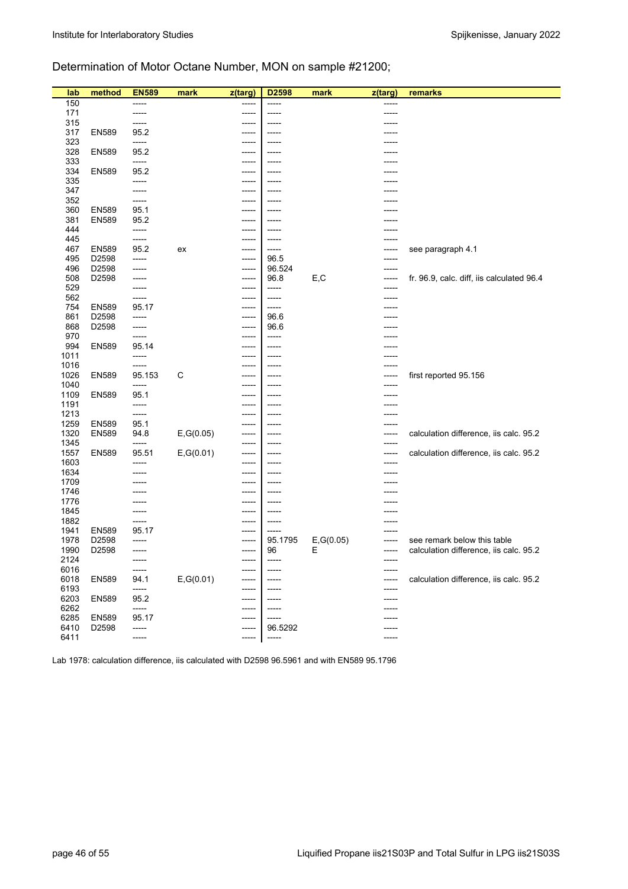## Determination of Motor Octane Number, MON on sample #21200;

| lab | method | EN589 | mark | z(targ) | D2598 | mark | z(targ) | remarks |
|---|---|---|---|---|---|---|---|---|
| 150 | | ----- | | ----- | ----- | | ----- | |
| 171 | | ----- | | ----- | ----- | | ----- | |
| 315 | | ----- | | ----- | ----- | | ----- | |
| 317 | EN589 | 95.2 | | ----- | ----- | | ----- | |
| 323 | | ----- | | ----- | ----- | | ----- | |
| 328 | EN589 | 95.2 | | ----- | ----- | | ----- | |
| 333 | | ----- | | ----- | ----- | | ----- | |
| 334 | EN589 | 95.2 | | ----- | ----- | | ----- | |
| 335 | | ----- | | ----- | ----- | | ----- | |
| 347 | | ----- | | ----- | ----- | | ----- | |
| 352 | | ----- | | ----- | ----- | | ----- | |
| 360 | EN589 | 95.1 | | ----- | ----- | | ----- | |
| 381 | EN589 | 95.2 | | ----- | ----- | | ----- | |
| 444 | | ----- | | ----- | ----- | | ----- | |
| 445 | | ----- | | ----- | ----- | | ----- | |
| 467 | EN589 | 95.2 | ex | ----- | ----- | | ----- | see paragraph 4.1 |
| 495 | D2598 | ----- | | ----- | 96.5 | | ----- | |
| 496 | D2598 | ----- | | ----- | 96.524 | | ----- | |
| 508 | D2598 | ----- | | ----- | 96.8 | E,C | ----- | fr. 96.9, calc. diff, iis calculated 96.4 |
| 529 | | ----- | | ----- | ----- | | ----- | |
| 562 | | ----- | | ----- | ----- | | ----- | |
| 754 | EN589 | 95.17 | | ----- | ----- | | ----- | |
| 861 | D2598 | ----- | | ----- | 96.6 | | ----- | |
| 868 | D2598 | ----- | | ----- | 96.6 | | ----- | |
| 970 | | ----- | | ----- | ----- | | ----- | |
| 994 | EN589 | 95.14 | | ----- | ----- | | ----- | |
| 1011 | | ----- | | ----- | ----- | | ----- | |
| 1016 | | ----- | | ----- | ----- | | ----- | |
| 1026 | EN589 | 95.153 | C | ----- | ----- | | ----- | first reported 95.156 |
| 1040 | | ----- | | ----- | ----- | | ----- | |
| 1109 | EN589 | 95.1 | | ----- | ----- | | ----- | |
| 1191 | | ----- | | ----- | ----- | | ----- | |
| 1213 | | ----- | | ----- | ----- | | ----- | |
| 1259 | EN589 | 95.1 | | ----- | ----- | | ----- | |
| 1320 | EN589 | 94.8 | E,G(0.05) | ----- | ----- | | ----- | calculation difference, iis calc. 95.2 |
| 1345 | | ----- | | ----- | ----- | | ----- | |
| 1557 | EN589 | 95.51 | E,G(0.01) | ----- | ----- | | ----- | calculation difference, iis calc. 95.2 |
| 1603 | | ----- | | ----- | ----- | | ----- | |
| 1634 | | ----- | | ----- | ----- | | ----- | |
| 1709 | | ----- | | ----- | ----- | | ----- | |
| 1746 | | ----- | | ----- | ----- | | ----- | |
| 1776 | | ----- | | ----- | ----- | | ----- | |
| 1845 | | ----- | | ----- | ----- | | ----- | |
| 1882 | | ----- | | ----- | ----- | | ----- | |
| 1941 | EN589 | 95.17 | | ----- | ----- | | ----- | |
| 1978 | D2598 | ----- | | ----- | 95.1795 | E,G(0.05) | ----- | see remark below this table |
| 1990 | D2598 | ----- | | ----- | 96 | E | ----- | calculation difference, iis calc. 95.2 |
| 2124 | | ----- | | ----- | ----- | | ----- | |
| 6016 | | ----- | | ----- | ----- | | ----- | |
| 6018 | EN589 | 94.1 | E,G(0.01) | ----- | ----- | | ----- | calculation difference, iis calc. 95.2 |
| 6193 | | ----- | | ----- | ----- | | ----- | |
| 6203 | EN589 | 95.2 | | ----- | ----- | | ----- | |
| 6262 | | ----- | | ----- | ----- | | ----- | |
| 6285 | EN589 | 95.17 | | ----- | ----- | | ----- | |
| 6410 | D2598 | ----- | | ----- | 96.5292 | | ----- | |
| 6411 | | ----- | | ----- | ----- | | ----- | |

Lab 1978: calculation difference, iis calculated with D2598 96.5961 and with EN589 95.1796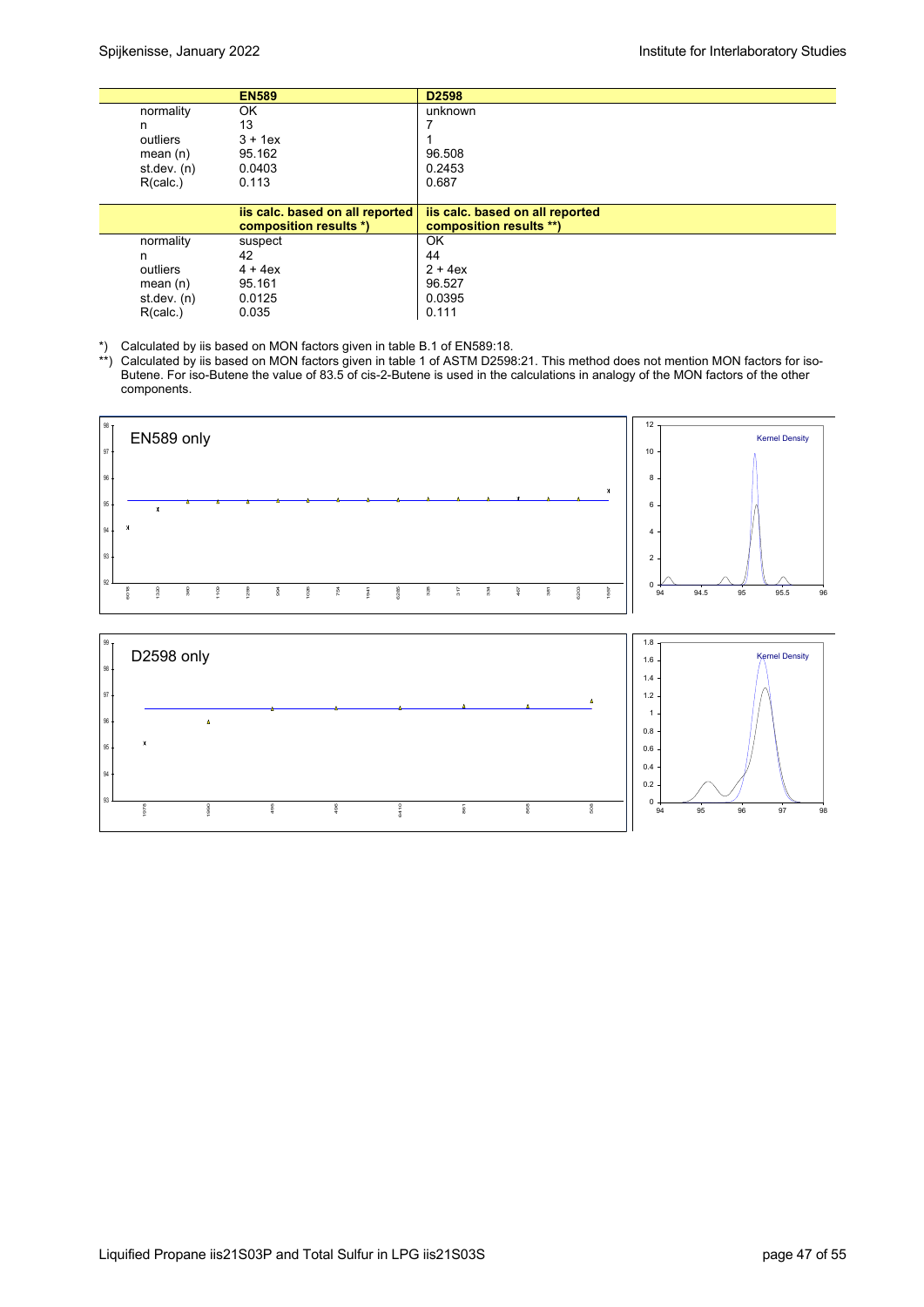|  | EN589 | D2598 |
|---|---|---|
| normality | OK | unknown |
| n | 13 | 7 |
| outliers | 3 + 1ex | 1 |
| mean (n) | 95.162 | 96.508 |
| st.dev. (n) | 0.0403 | 0.2453 |
| R(calc.) | 0.113 | 0.687 |

|  | iis calc. based on all reported composition results *) | iis calc. based on all reported composition results **) |
|---|---|---|
| normality | suspect | OK |
| n | 42 | 44 |
| outliers | 4 + 4ex | 2 + 4ex |
| mean (n) | 95.161 | 96.527 |
| st.dev. (n) | 0.0125 | 0.0395 |
| R(calc.) | 0.035 | 0.111 |

*) Calculated by iis based on MON factors given in table B.1 of EN589:18.

**) Calculated by iis based on MON factors given in table 1 of ASTM D2598:21. This method does not mention MON factors for iso-Butene. For iso-Butene the value of 83.5 of cis-2-Butene is used in the calculations in analogy of the MON factors of the other components.

EN589 only

D2598 only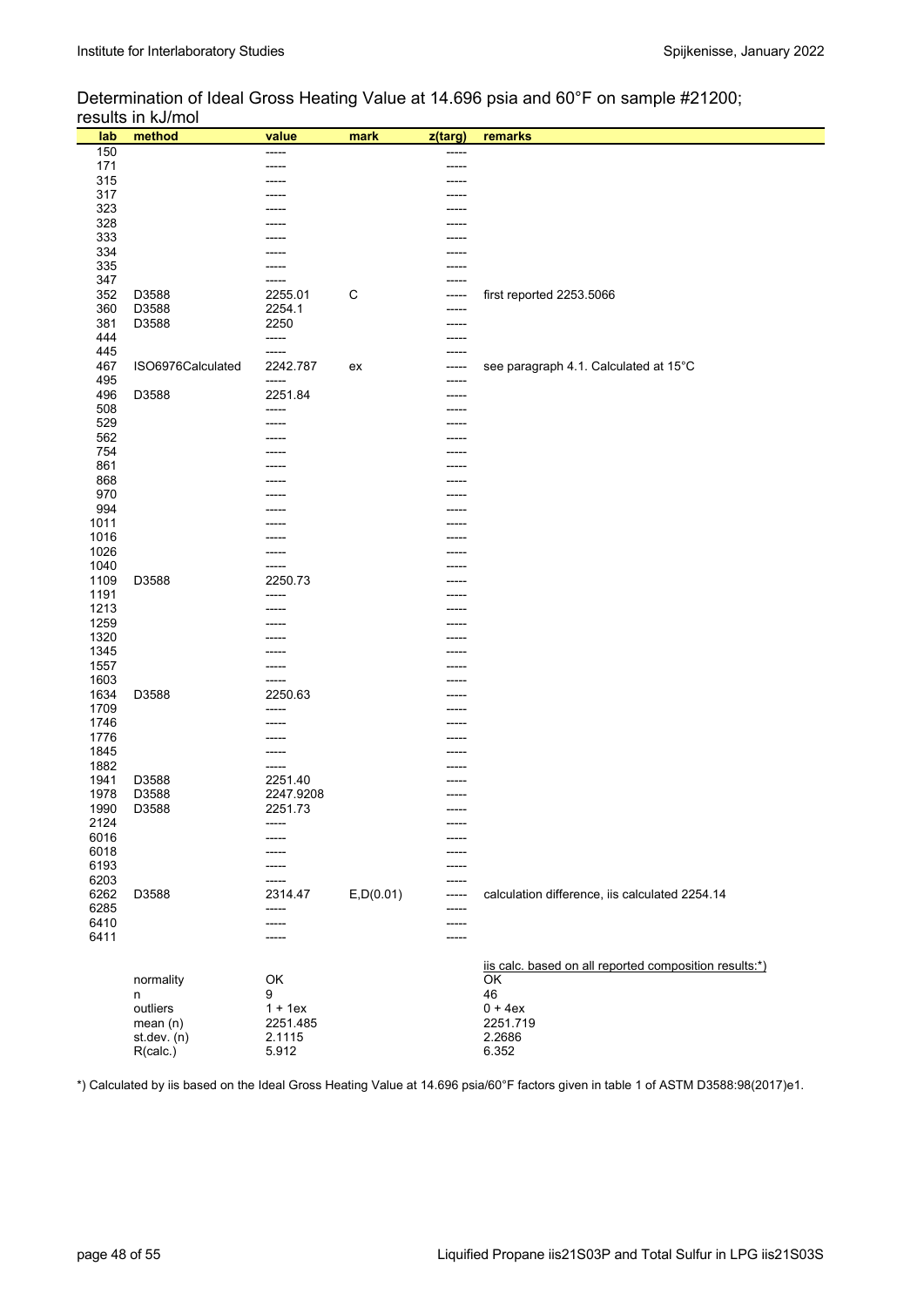Determination of Ideal Gross Heating Value at 14.696 psia and 60°F on sample #21200; results in kJ/mol

| lab | method | value | mark | z(targ) | remarks |
|---|---|---|---|---|---|
| 150 | | ----- | | ----- | |
| 171 | | ----- | | ----- | |
| 315 | | ----- | | ----- | |
| 317 | | ----- | | ----- | |
| 323 | | ----- | | ----- | |
| 328 | | ----- | | ----- | |
| 333 | | ----- | | ----- | |
| 334 | | ----- | | ----- | |
| 335 | | ----- | | ----- | |
| 347 | | ----- | | ----- | |
| 352 | D3588 | 2255.01 | C | ----- | first reported 2253.5066 |
| 360 | D3588 | 2254.1 | | ----- | |
| 381 | D3588 | 2250 | | ----- | |
| 444 | | ----- | | ----- | |
| 445 | | ----- | | ----- | |
| 467 | ISO6976Calculated | 2242.787 | ex | ----- | see paragraph 4.1. Calculated at 15°C |
| 495 | | ----- | | ----- | |
| 496 | D3588 | 2251.84 | | ----- | |
| 508 | | ----- | | ----- | |
| 529 | | ----- | | ----- | |
| 562 | | ----- | | ----- | |
| 754 | | ----- | | ----- | |
| 861 | | ----- | | ----- | |
| 868 | | ----- | | ----- | |
| 970 | | ----- | | ----- | |
| 994 | | ----- | | ----- | |
| 1011 | | ----- | | ----- | |
| 1016 | | ----- | | ----- | |
| 1026 | | ----- | | ----- | |
| 1040 | | ----- | | ----- | |
| 1109 | D3588 | 2250.73 | | ----- | |
| 1191 | | ----- | | ----- | |
| 1213 | | ----- | | ----- | |
| 1259 | | ----- | | ----- | |
| 1320 | | ----- | | ----- | |
| 1345 | | ----- | | ----- | |
| 1557 | | ----- | | ----- | |
| 1603 | | ----- | | ----- | |
| 1634 | D3588 | 2250.63 | | ----- | |
| 1709 | | ----- | | ----- | |
| 1746 | | ----- | | ----- | |
| 1776 | | ----- | | ----- | |
| 1845 | | ----- | | ----- | |
| 1882 | | ----- | | ----- | |
| 1941 | D3588 | 2251.40 | | ----- | |
| 1978 | D3588 | 2247.9208 | | ----- | |
| 1990 | D3588 | 2251.73 | | ----- | |
| 2124 | | ----- | | ----- | |
| 6016 | | ----- | | ----- | |
| 6018 | | ----- | | ----- | |
| 6193 | | ----- | | ----- | |
| 6203 | | ----- | | ----- | |
| 6262 | D3588 | 2314.47 | E,D(0.01) | ----- | calculation difference, iis calculated 2254.14 |
| 6285 | | ----- | | ----- | |
| 6410 | | ----- | | ----- | |
| 6411 | | ----- | | ----- | |
| | | | | | iis calc. based on all reported composition results:*) |
| | normality | OK | | | OK |
| | n | 9 | | | 46 |
| | outliers | 1 + 1ex | | | 0 + 4ex |
| | mean (n) | 2251.485 | | | 2251.719 |
| | st.dev. (n) | 2.1115 | | | 2.2686 |
| | R(calc.) | 5.912 | | | 6.352 |

*) Calculated by iis based on the Ideal Gross Heating Value at 14.696 psia/60°F factors given in table 1 of ASTM D3588:98(2017)e1.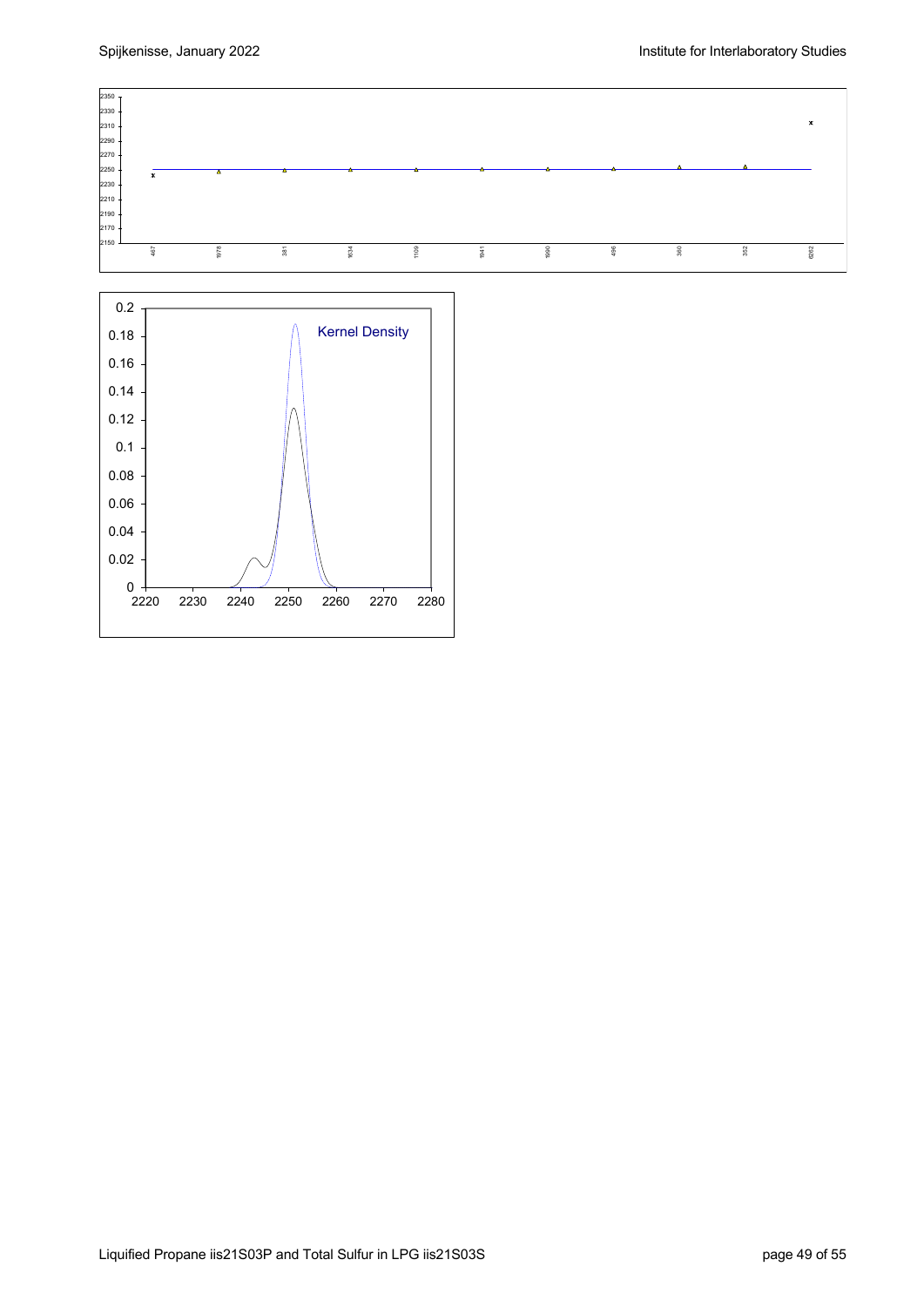Kernel Density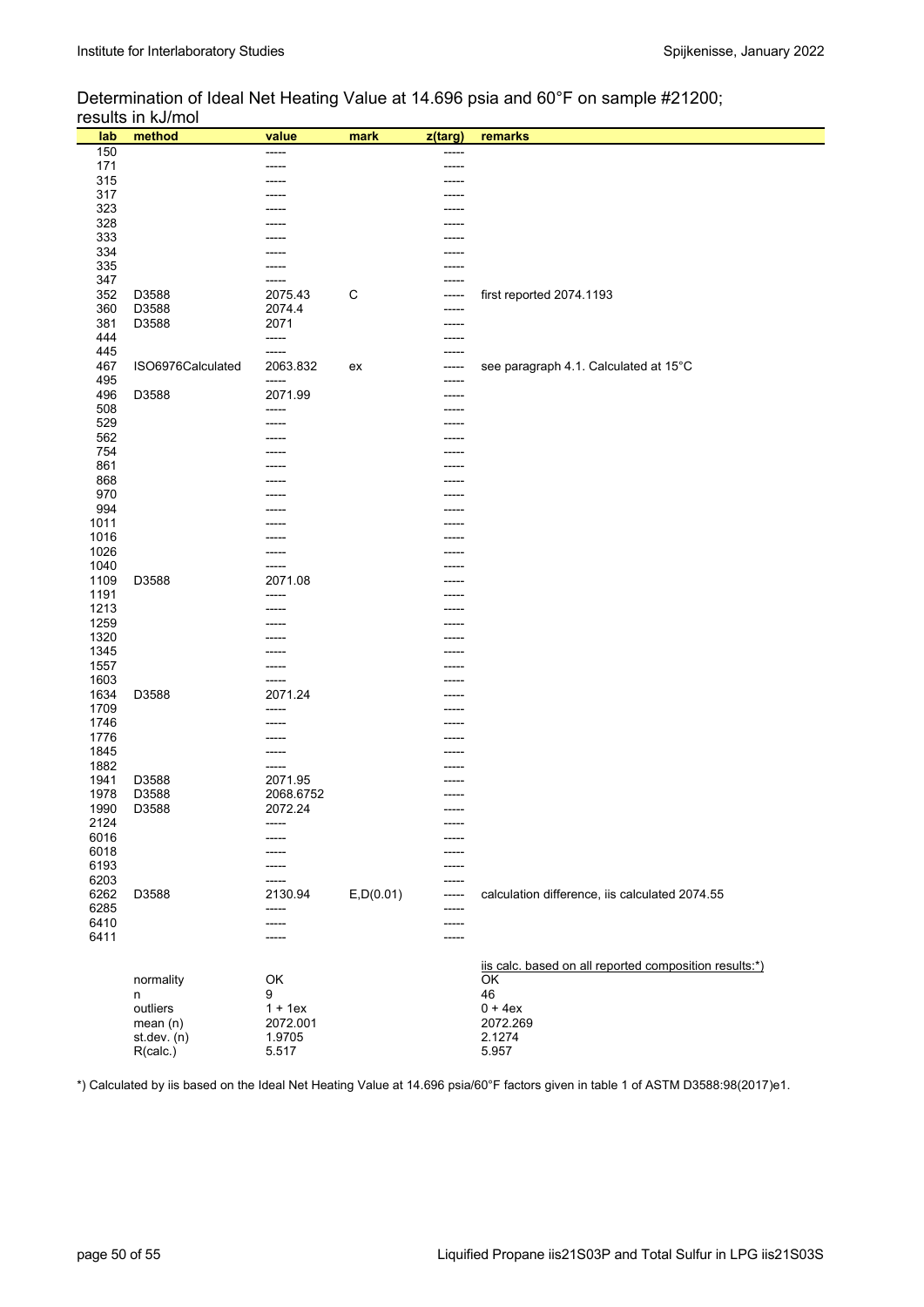Determination of Ideal Net Heating Value at 14.696 psia and 60°F on sample #21200; results in kJ/mol

| lab | method | value | mark | z(targ) | remarks |
|---|---|---|---|---|---|
| 150 | | ----- | | ----- | |
| 171 | | ----- | | ----- | |
| 315 | | ----- | | ----- | |
| 317 | | ----- | | ----- | |
| 323 | | ----- | | ----- | |
| 328 | | ----- | | ----- | |
| 333 | | ----- | | ----- | |
| 334 | | ----- | | ----- | |
| 335 | | ----- | | ----- | |
| 347 | | ----- | | ----- | |
| 352 | D3588 | 2075.43 | C | ----- | first reported 2074.1193 |
| 360 | D3588 | 2074.4 | | ----- | |
| 381 | D3588 | 2071 | | ----- | |
| 444 | | ----- | | ----- | |
| 445 | | ----- | | ----- | |
| 467 | ISO6976Calculated | 2063.832 | ex | ----- | see paragraph 4.1. Calculated at 15°C |
| 495 | | ----- | | ----- | |
| 496 | D3588 | 2071.99 | | ----- | |
| 508 | | ----- | | ----- | |
| 529 | | ----- | | ----- | |
| 562 | | ----- | | ----- | |
| 754 | | ----- | | ----- | |
| 861 | | ----- | | ----- | |
| 868 | | ----- | | ----- | |
| 970 | | ----- | | ----- | |
| 994 | | ----- | | ----- | |
| 1011 | | ----- | | ----- | |
| 1016 | | ----- | | ----- | |
| 1026 | | ----- | | ----- | |
| 1040 | | ----- | | ----- | |
| 1109 | D3588 | 2071.08 | | ----- | |
| 1191 | | ----- | | ----- | |
| 1213 | | ----- | | ----- | |
| 1259 | | ----- | | ----- | |
| 1320 | | ----- | | ----- | |
| 1345 | | ----- | | ----- | |
| 1557 | | ----- | | ----- | |
| 1603 | | ----- | | ----- | |
| 1634 | D3588 | 2071.24 | | ----- | |
| 1709 | | ----- | | ----- | |
| 1746 | | ----- | | ----- | |
| 1776 | | ----- | | ----- | |
| 1845 | | ----- | | ----- | |
| 1882 | | ----- | | ----- | |
| 1941 | D3588 | 2071.95 | | ----- | |
| 1978 | D3588 | 2068.6752 | | ----- | |
| 1990 | D3588 | 2072.24 | | ----- | |
| 2124 | | ----- | | ----- | |
| 6016 | | ----- | | ----- | |
| 6018 | | ----- | | ----- | |
| 6193 | | ----- | | ----- | |
| 6203 | | ----- | | ----- | |
| 6262 | D3588 | 2130.94 | E,D(0.01) | ----- | calculation difference, iis calculated 2074.55 |
| 6285 | | ----- | | ----- | |
| 6410 | | ----- | | ----- | |
| 6411 | | ----- | | ----- | |
| | | | | | iis calc. based on all reported composition results:*) |
| | normality | OK | | | OK |
| | n | 9 | | | 46 |
| | outliers | 1 + 1ex | | | 0 + 4ex |
| | mean (n) | 2072.001 | | | 2072.269 |
| | st.dev. (n) | 1.9705 | | | 2.1274 |
| | R(calc.) | 5.517 | | | 5.957 |

*) Calculated by iis based on the Ideal Net Heating Value at 14.696 psia/60°F factors given in table 1 of ASTM D3588:98(2017)e1.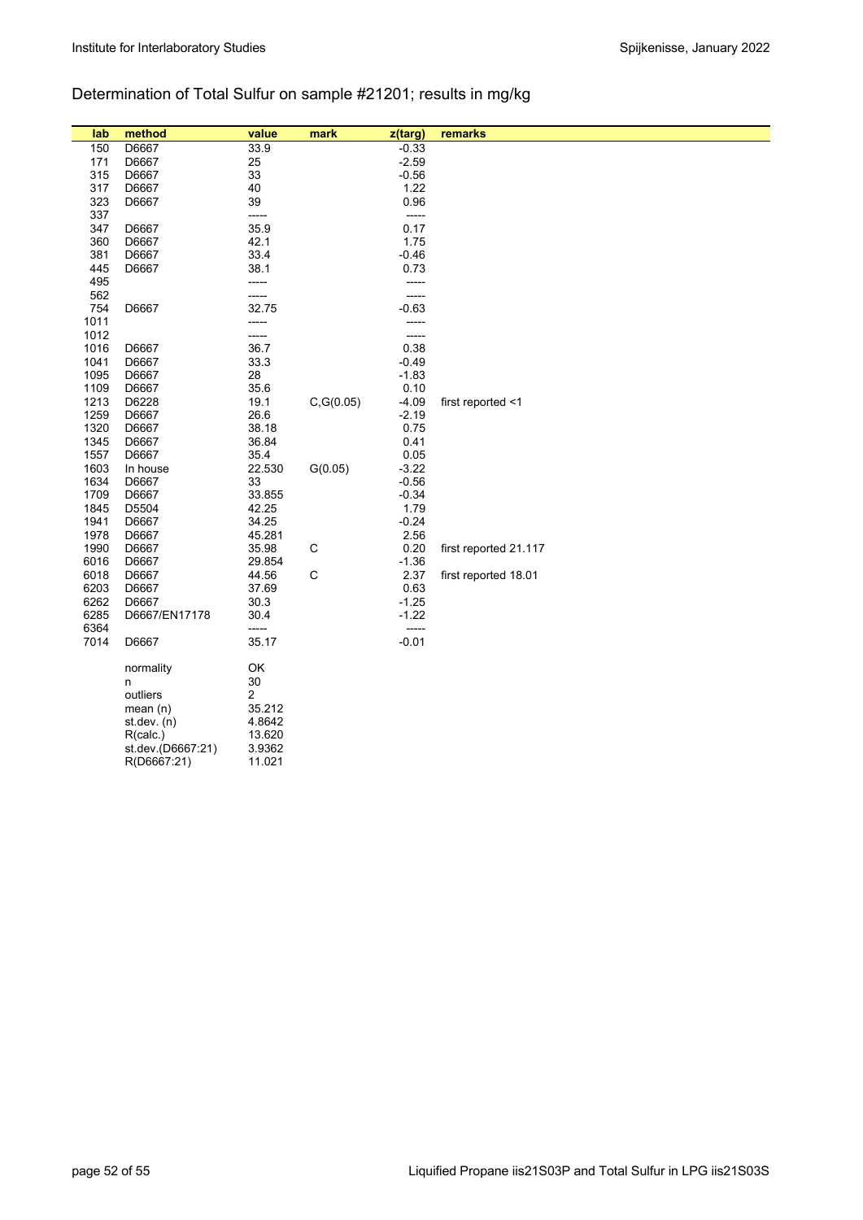## Determination of Total Sulfur on sample #21201; results in mg/kg

| lab | method | value | mark | z(targ) | remarks |
|---|---|---|---|---|---|
| 150 | D6667 | 33.9 | | -0.33 | |
| 171 | D6667 | 25 | | -2.59 | |
| 315 | D6667 | 33 | | -0.56 | |
| 317 | D6667 | 40 | | 1.22 | |
| 323 | D6667 | 39 | | 0.96 | |
| 337 | | ----- | | ----- | |
| 347 | D6667 | 35.9 | | 0.17 | |
| 360 | D6667 | 42.1 | | 1.75 | |
| 381 | D6667 | 33.4 | | -0.46 | |
| 445 | D6667 | 38.1 | | 0.73 | |
| 495 | | ----- | | ----- | |
| 562 | | ----- | | ----- | |
| 754 | D6667 | 32.75 | | -0.63 | |
| 1011 | | ----- | | ----- | |
| 1012 | | ----- | | ----- | |
| 1016 | D6667 | 36.7 | | 0.38 | |
| 1041 | D6667 | 33.3 | | -0.49 | |
| 1095 | D6667 | 28 | | -1.83 | |
| 1109 | D6667 | 35.6 | | 0.10 | |
| 1213 | D6228 | 19.1 | C,G(0.05) | -4.09 | first reported <1 |
| 1259 | D6667 | 26.6 | | -2.19 | |
| 1320 | D6667 | 38.18 | | 0.75 | |
| 1345 | D6667 | 36.84 | | 0.41 | |
| 1557 | D6667 | 35.4 | | 0.05 | |
| 1603 | In house | 22.530 | G(0.05) | -3.22 | |
| 1634 | D6667 | 33 | | -0.56 | |
| 1709 | D6667 | 33.855 | | -0.34 | |
| 1845 | D5504 | 42.25 | | 1.79 | |
| 1941 | D6667 | 34.25 | | -0.24 | |
| 1978 | D6667 | 45.281 | | 2.56 | |
| 1990 | D6667 | 35.98 | C | 0.20 | first reported 21.117 |
| 6016 | D6667 | 29.854 | | -1.36 | |
| 6018 | D6667 | 44.56 | C | 2.37 | first reported 18.01 |
| 6203 | D6667 | 37.69 | | 0.63 | |
| 6262 | D6667 | 30.3 | | -1.25 | |
| 6285 | D6667/EN17178 | 30.4 | | -1.22 | |
| 6364 | | ----- | | ----- | |
| 7014 | D6667 | 35.17 | | -0.01 | |
| | normality | OK | | | |
| | n | 30 | | | |
| | outliers | 2 | | | |
| | mean (n) | 35.212 | | | |
| | st.dev. (n) | 4.8642 | | | |
| | R(calc.) | 13.620 | | | |
| | st.dev.(D6667:21) | 3.9362 | | | |
| | R(D6667:21) | 11.021 | | | |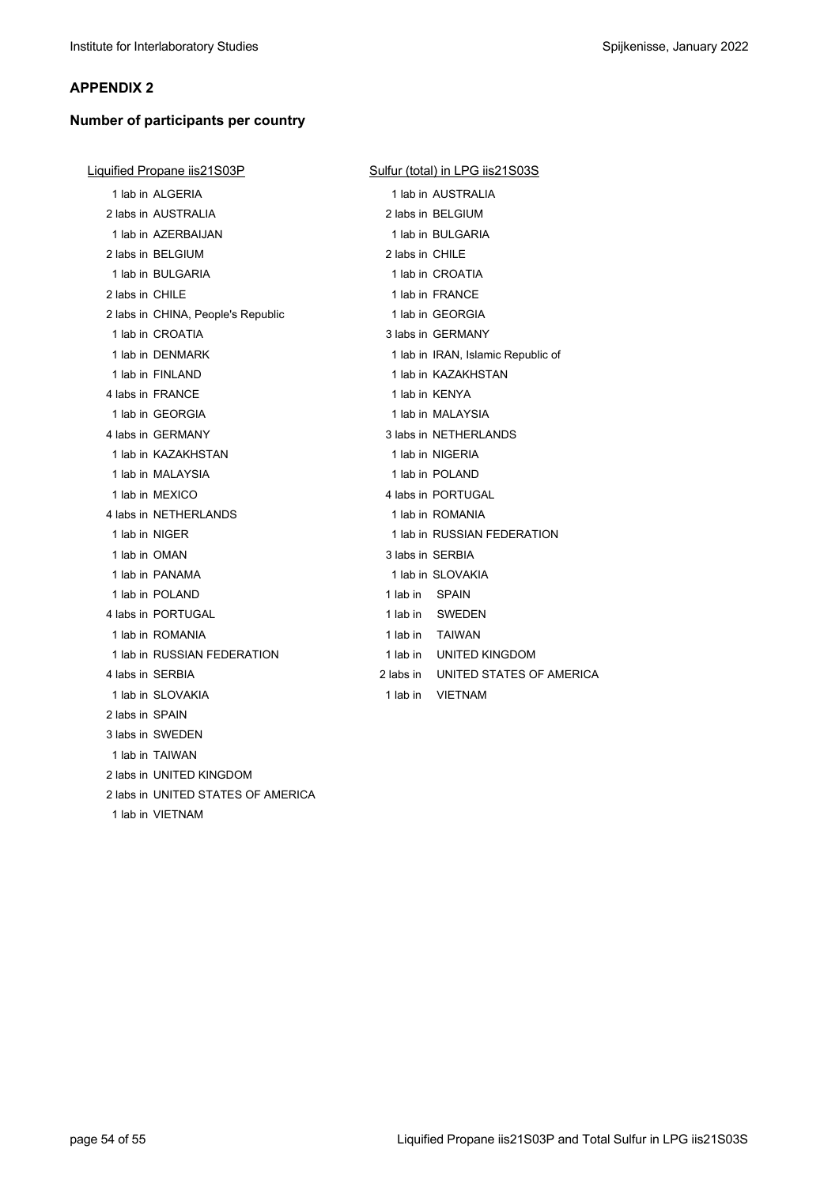## APPENDIX 2

### Number of participants per country

Liquified Propane iis21S03P

1 lab in ALGERIA
2 labs in AUSTRALIA
1 lab in AZERBAIJAN
2 labs in BELGIUM
1 lab in BULGARIA
2 labs in CHILE
2 labs in CHINA, People's Republic
1 lab in CROATIA
1 lab in DENMARK
1 lab in FINLAND
4 labs in FRANCE
1 lab in GEORGIA
4 labs in GERMANY
1 lab in KAZAKHSTAN
1 lab in MALAYSIA
1 lab in MEXICO
4 labs in NETHERLANDS
1 lab in NIGER
1 lab in OMAN
1 lab in PANAMA
1 lab in POLAND
4 labs in PORTUGAL
1 lab in ROMANIA
1 lab in RUSSIAN FEDERATION
4 labs in SERBIA
1 lab in SLOVAKIA
2 labs in SPAIN
3 labs in SWEDEN
1 lab in TAIWAN
2 labs in UNITED KINGDOM
2 labs in UNITED STATES OF AMERICA
1 lab in VIETNAM

Sulfur (total) in LPG iis21S03S

1 lab in AUSTRALIA
2 labs in BELGIUM
1 lab in BULGARIA
2 labs in CHILE
1 lab in CROATIA
1 lab in FRANCE
1 lab in GEORGIA
3 labs in GERMANY
1 lab in IRAN, Islamic Republic of
1 lab in KAZAKHSTAN
1 lab in KENYA
1 lab in MALAYSIA
3 labs in NETHERLANDS
1 lab in NIGERIA
1 lab in POLAND
4 labs in PORTUGAL
1 lab in ROMANIA
1 lab in RUSSIAN FEDERATION
3 labs in SERBIA
1 lab in SLOVAKIA
1 lab in SPAIN
1 lab in SWEDEN
1 lab in TAIWAN
1 lab in UNITED KINGDOM
2 labs in UNITED STATES OF AMERICA
1 lab in VIETNAM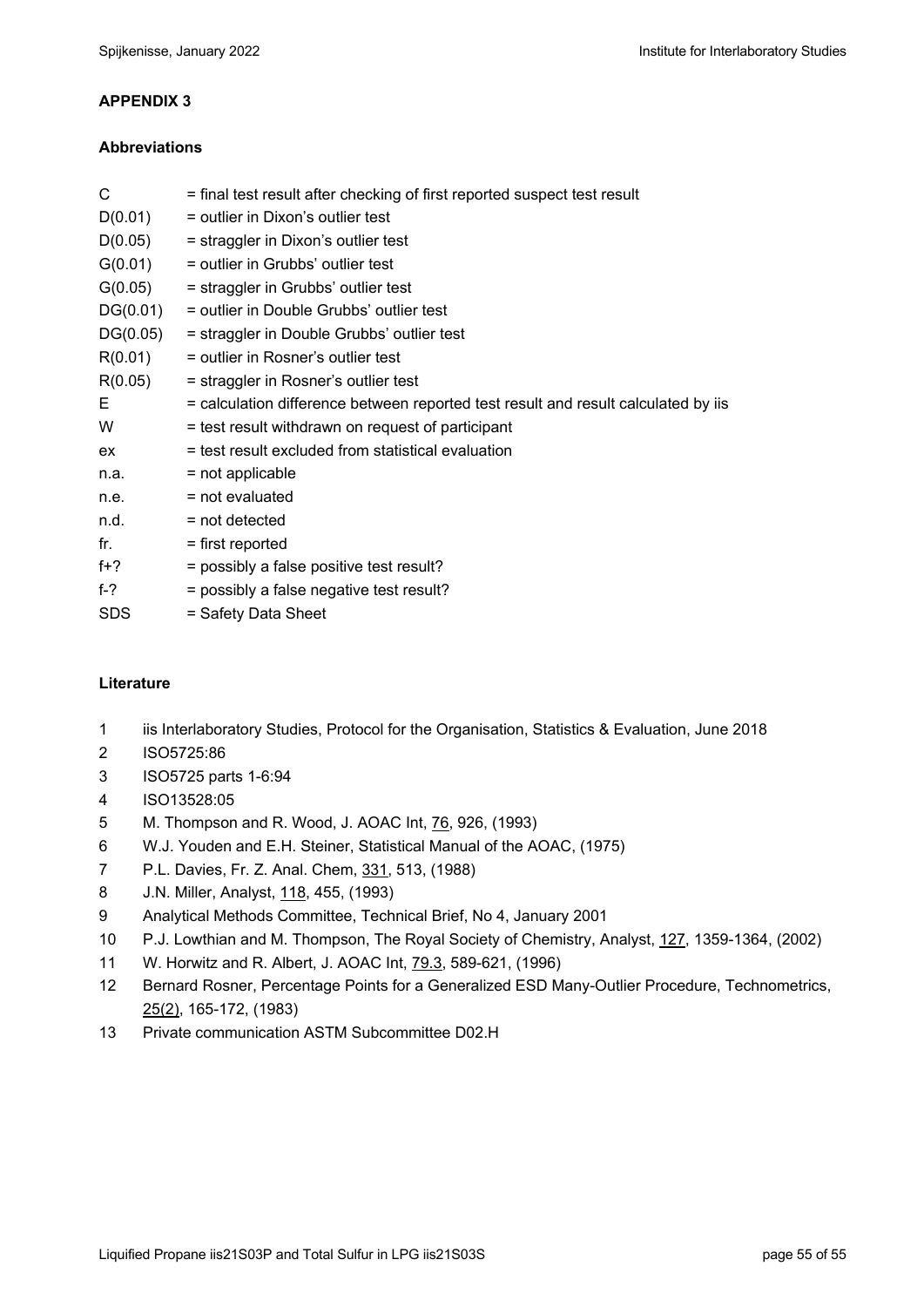**APPENDIX 3**

**Abbreviations**

| | | |
|---|---|---|
| C | = | final test result after checking of first reported suspect test result |
| D(0.01) | = | outlier in Dixon's outlier test |
| D(0.05) | = | straggler in Dixon's outlier test |
| G(0.01) | = | outlier in Grubbs' outlier test |
| G(0.05) | = | straggler in Grubbs' outlier test |
| DG(0.01) | = | outlier in Double Grubbs' outlier test |
| DG(0.05) | = | straggler in Double Grubbs' outlier test |
| R(0.01) | = | outlier in Rosner's outlier test |
| R(0.05) | = | straggler in Rosner's outlier test |
| E | = | calculation difference between reported test result and result calculated by iis |
| W | = | test result withdrawn on request of participant |
| ex | = | test result excluded from statistical evaluation |
| n.a. | = | not applicable |
| n.e. | = | not evaluated |
| n.d. | = | not detected |
| fr. | = | first reported |
| f+? | = | possibly a false positive test result? |
| f-? | = | possibly a false negative test result? |
| SDS | = | Safety Data Sheet |

**Literature**

1. iis Interlaboratory Studies, Protocol for the Organisation, Statistics & Evaluation, June 2018
2. ISO5725:86
3. ISO5725 parts 1-6:94
4. ISO13528:05
5. M. Thompson and R. Wood, J. AOAC Int, 76, 926, (1993)
6. W.J. Youden and E.H. Steiner, Statistical Manual of the AOAC, (1975)
7. P.L. Davies, Fr. Z. Anal. Chem, 331, 513, (1988)
8. J.N. Miller, Analyst, 118, 455, (1993)
9. Analytical Methods Committee, Technical Brief, No 4, January 2001
10. P.J. Lowthian and M. Thompson, The Royal Society of Chemistry, Analyst, 127, 1359-1364, (2002)
11. W. Horwitz and R. Albert, J. AOAC Int, 79.3, 589-621, (1996)
12. Bernard Rosner, Percentage Points for a Generalized ESD Many-Outlier Procedure, Technometrics, 25(2), 165-172, (1983)
13. Private communication ASTM Subcommittee D02.H